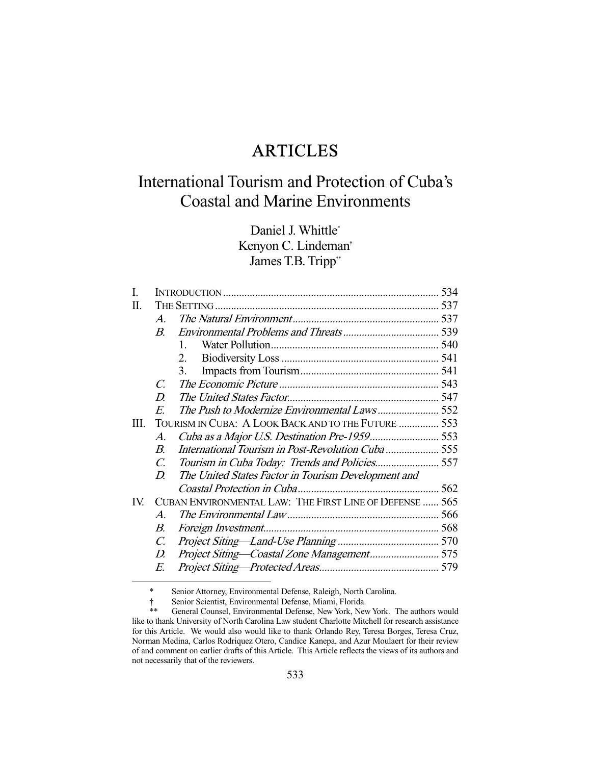# ARTICLES

## International Tourism and Protection of Cuba's Coastal and Marine Environments

Daniel J. Whittle*
Kenyon C. Lindeman†
James T.B. Tripp**

| | | | |
|---|---|---|---|
| I. | INTRODUCTION | | 534 |
| II. | THE SETTING | | 537 |
| | A. | *The Natural Environment* | 537 |
| | B. | *Environmental Problems and Threats* | 539 |
| | | 1. Water Pollution | 540 |
| | | 2. Biodiversity Loss | 541 |
| | | 3. Impacts from Tourism | 541 |
| | C. | *The Economic Picture* | 543 |
| | D. | *The United States Factor* | 547 |
| | E. | *The Push to Modernize Environmental Laws* | 552 |
| III. | TOURISM IN CUBA: A LOOK BACK AND TO THE FUTURE | | 553 |
| | A. | *Cuba as a Major U.S. Destination Pre-1959* | 553 |
| | B. | *International Tourism in Post-Revolution Cuba* | 555 |
| | C. | *Tourism in Cuba Today: Trends and Policies* | 557 |
| | D. | *The United States Factor in Tourism Development and Coastal Protection in Cuba* | 562 |
| IV. | CUBAN ENVIRONMENTAL LAW: THE FIRST LINE OF DEFENSE | | 565 |
| | A. | *The Environmental Law* | 566 |
| | B. | *Foreign Investment* | 568 |
| | C. | *Project Siting—Land-Use Planning* | 570 |
| | D. | *Project Siting—Coastal Zone Management* | 575 |
| | E. | *Project Siting—Protected Areas* | 579 |

\* Senior Attorney, Environmental Defense, Raleigh, North Carolina.

† Senior Scientist, Environmental Defense, Miami, Florida.

\*\* General Counsel, Environmental Defense, New York, New York. The authors would like to thank University of North Carolina Law student Charlotte Mitchell for research assistance for this Article. We would also would like to thank Orlando Rey, Teresa Borges, Teresa Cruz, Norman Medina, Carlos Rodriquez Otero, Candice Kanepa, and Azur Moulaert for their review of and comment on earlier drafts of this Article. This Article reflects the views of its authors and not necessarily that of the reviewers.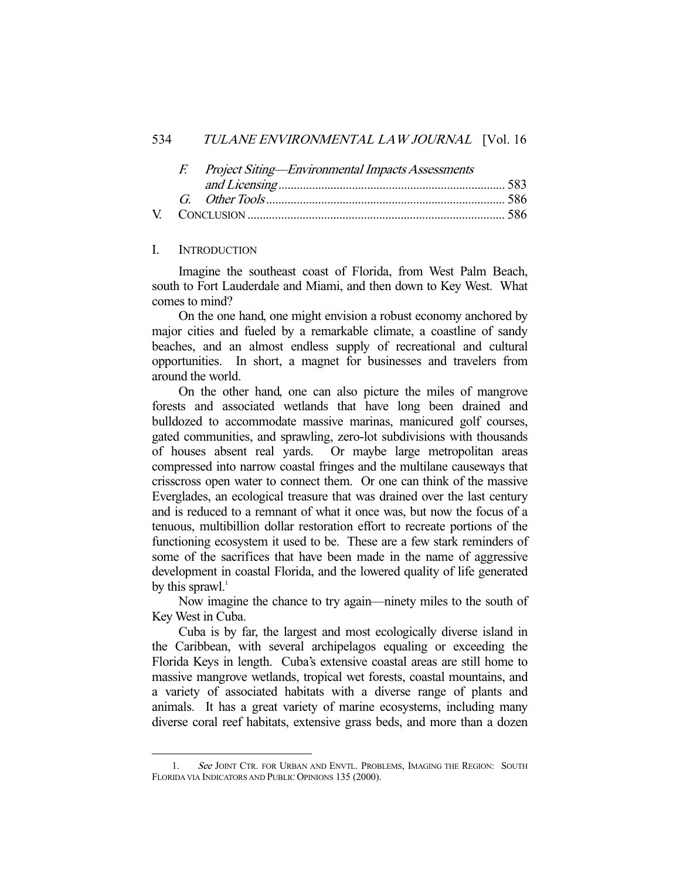F. *Project Siting—Environmental Impacts Assessments and Licensing* ........ 583
G. *Other Tools* ........ 586

V. CONCLUSION ........ 586

## I. INTRODUCTION

Imagine the southeast coast of Florida, from West Palm Beach, south to Fort Lauderdale and Miami, and then down to Key West. What comes to mind?

On the one hand, one might envision a robust economy anchored by major cities and fueled by a remarkable climate, a coastline of sandy beaches, and an almost endless supply of recreational and cultural opportunities. In short, a magnet for businesses and travelers from around the world.

On the other hand, one can also picture the miles of mangrove forests and associated wetlands that have long been drained and bulldozed to accommodate massive marinas, manicured golf courses, gated communities, and sprawling, zero-lot subdivisions with thousands of houses absent real yards. Or maybe large metropolitan areas compressed into narrow coastal fringes and the multilane causeways that crisscross open water to connect them. Or one can think of the massive Everglades, an ecological treasure that was drained over the last century and is reduced to a remnant of what it once was, but now the focus of a tenuous, multibillion dollar restoration effort to recreate portions of the functioning ecosystem it used to be. These are a few stark reminders of some of the sacrifices that have been made in the name of aggressive development in coastal Florida, and the lowered quality of life generated by this sprawl.[1]

Now imagine the chance to try again—ninety miles to the south of Key West in Cuba.

Cuba is by far, the largest and most ecologically diverse island in the Caribbean, with several archipelagos equaling or exceeding the Florida Keys in length. Cuba's extensive coastal areas are still home to massive mangrove wetlands, tropical wet forests, coastal mountains, and a variety of associated habitats with a diverse range of plants and animals. It has a great variety of marine ecosystems, including many diverse coral reef habitats, extensive grass beds, and more than a dozen

---

1. *See* JOINT CTR. FOR URBAN AND ENVTL. PROBLEMS, IMAGING THE REGION: SOUTH FLORIDA VIA INDICATORS AND PUBLIC OPINIONS 135 (2000).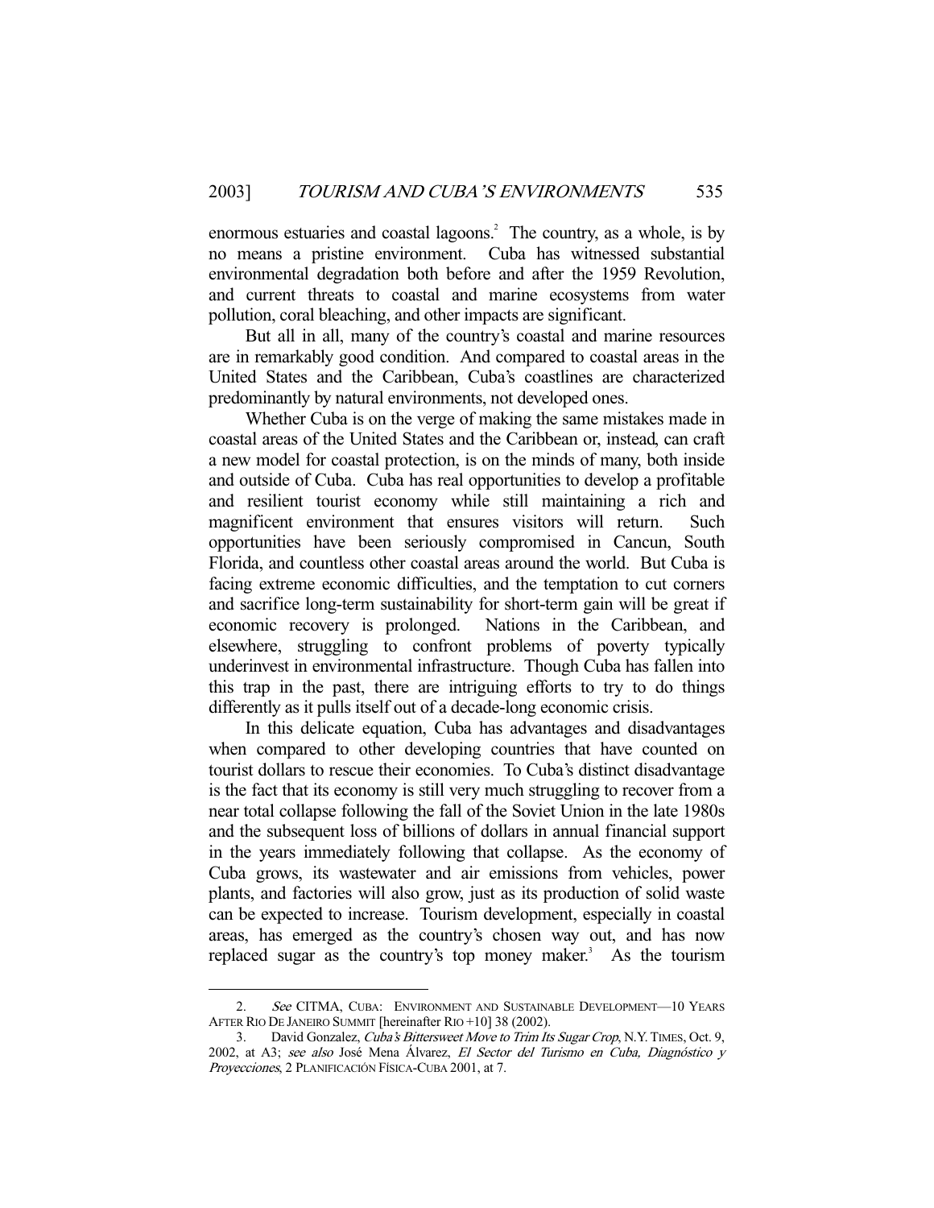enormous estuaries and coastal lagoons.[2] The country, as a whole, is by no means a pristine environment. Cuba has witnessed substantial environmental degradation both before and after the 1959 Revolution, and current threats to coastal and marine ecosystems from water pollution, coral bleaching, and other impacts are significant.

But all in all, many of the country's coastal and marine resources are in remarkably good condition. And compared to coastal areas in the United States and the Caribbean, Cuba's coastlines are characterized predominantly by natural environments, not developed ones.

Whether Cuba is on the verge of making the same mistakes made in coastal areas of the United States and the Caribbean or, instead, can craft a new model for coastal protection, is on the minds of many, both inside and outside of Cuba. Cuba has real opportunities to develop a profitable and resilient tourist economy while still maintaining a rich and magnificent environment that ensures visitors will return. Such opportunities have been seriously compromised in Cancun, South Florida, and countless other coastal areas around the world. But Cuba is facing extreme economic difficulties, and the temptation to cut corners and sacrifice long-term sustainability for short-term gain will be great if economic recovery is prolonged. Nations in the Caribbean, and elsewhere, struggling to confront problems of poverty typically underinvest in environmental infrastructure. Though Cuba has fallen into this trap in the past, there are intriguing efforts to try to do things differently as it pulls itself out of a decade-long economic crisis.

In this delicate equation, Cuba has advantages and disadvantages when compared to other developing countries that have counted on tourist dollars to rescue their economies. To Cuba's distinct disadvantage is the fact that its economy is still very much struggling to recover from a near total collapse following the fall of the Soviet Union in the late 1980s and the subsequent loss of billions of dollars in annual financial support in the years immediately following that collapse. As the economy of Cuba grows, its wastewater and air emissions from vehicles, power plants, and factories will also grow, just as its production of solid waste can be expected to increase. Tourism development, especially in coastal areas, has emerged as the country's chosen way out, and has now replaced sugar as the country's top money maker.[3] As the tourism

---

2. *See* CITMA, CUBA: ENVIRONMENT AND SUSTAINABLE DEVELOPMENT—10 YEARS AFTER RIO DE JANEIRO SUMMIT [hereinafter RIO +10] 38 (2002).

3. David Gonzalez, *Cuba's Bittersweet Move to Trim Its Sugar Crop*, N.Y. TIMES, Oct. 9, 2002, at A3; *see also* José Mena Álvarez, *El Sector del Turismo en Cuba, Diagnóstico y Proyecciones*, 2 PLANIFICACIÓN FÍSICA-CUBA 2001, at 7.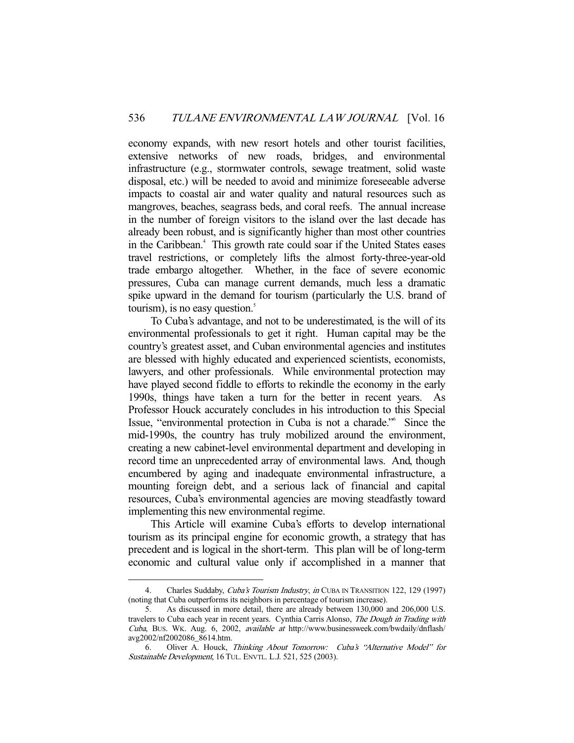economy expands, with new resort hotels and other tourist facilities, extensive networks of new roads, bridges, and environmental infrastructure (e.g., stormwater controls, sewage treatment, solid waste disposal, etc.) will be needed to avoid and minimize foreseeable adverse impacts to coastal air and water quality and natural resources such as mangroves, beaches, seagrass beds, and coral reefs. The annual increase in the number of foreign visitors to the island over the last decade has already been robust, and is significantly higher than most other countries in the Caribbean.[4] This growth rate could soar if the United States eases travel restrictions, or completely lifts the almost forty-three-year-old trade embargo altogether. Whether, in the face of severe economic pressures, Cuba can manage current demands, much less a dramatic spike upward in the demand for tourism (particularly the U.S. brand of tourism), is no easy question.[5]

To Cuba's advantage, and not to be underestimated, is the will of its environmental professionals to get it right. Human capital may be the country's greatest asset, and Cuban environmental agencies and institutes are blessed with highly educated and experienced scientists, economists, lawyers, and other professionals. While environmental protection may have played second fiddle to efforts to rekindle the economy in the early 1990s, things have taken a turn for the better in recent years. As Professor Houck accurately concludes in his introduction to this Special Issue, "environmental protection in Cuba is not a charade."[6] Since the mid-1990s, the country has truly mobilized around the environment, creating a new cabinet-level environmental department and developing in record time an unprecedented array of environmental laws. And, though encumbered by aging and inadequate environmental infrastructure, a mounting foreign debt, and a serious lack of financial and capital resources, Cuba's environmental agencies are moving steadfastly toward implementing this new environmental regime.

This Article will examine Cuba's efforts to develop international tourism as its principal engine for economic growth, a strategy that has precedent and is logical in the short-term. This plan will be of long-term economic and cultural value only if accomplished in a manner that

---

4. Charles Suddaby, *Cuba's Tourism Industry*, *in* CUBA IN TRANSITION 122, 129 (1997) (noting that Cuba outperforms its neighbors in percentage of tourism increase).

5. As discussed in more detail, there are already between 130,000 and 206,000 U.S. travelers to Cuba each year in recent years. Cynthia Carris Alonso, *The Dough in Trading with Cuba*, BUS. WK. Aug. 6, 2002, *available at* http://www.businessweek.com/bwdaily/dnflash/avg2002/nf2002086_8614.htm.

6. Oliver A. Houck, *Thinking About Tomorrow: Cuba's "Alternative Model" for Sustainable Development*, 16 TUL. ENVTL. L.J. 521, 525 (2003).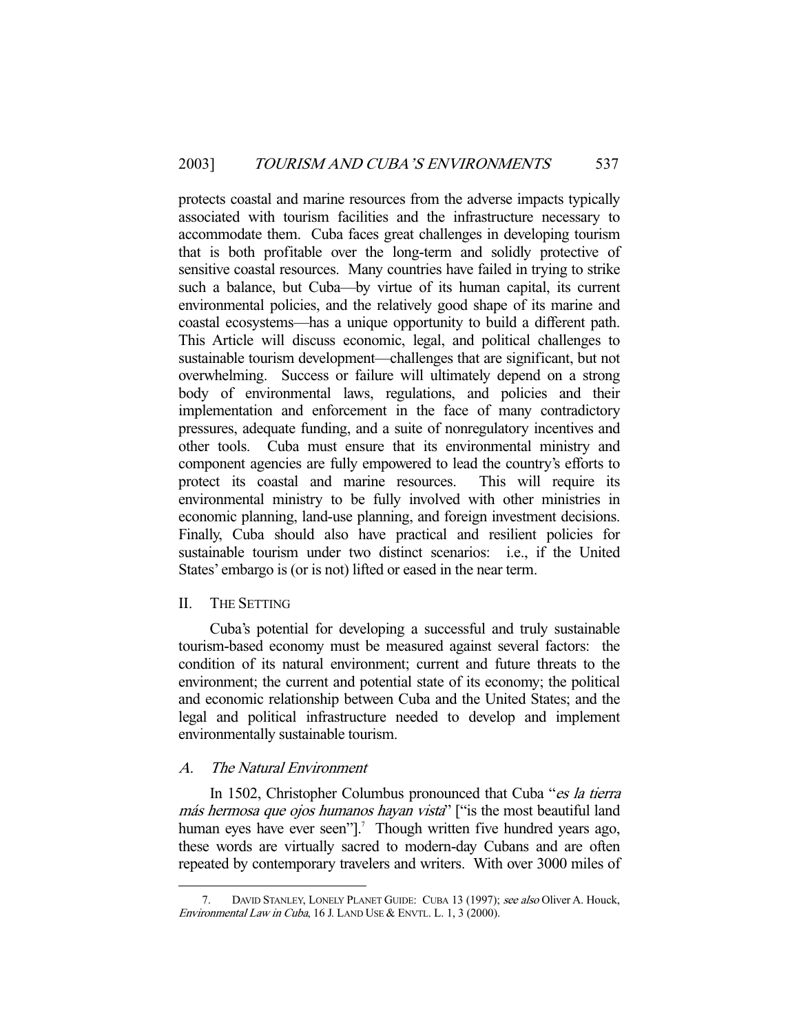protects coastal and marine resources from the adverse impacts typically associated with tourism facilities and the infrastructure necessary to accommodate them. Cuba faces great challenges in developing tourism that is both profitable over the long-term and solidly protective of sensitive coastal resources. Many countries have failed in trying to strike such a balance, but Cuba—by virtue of its human capital, its current environmental policies, and the relatively good shape of its marine and coastal ecosystems—has a unique opportunity to build a different path. This Article will discuss economic, legal, and political challenges to sustainable tourism development—challenges that are significant, but not overwhelming. Success or failure will ultimately depend on a strong body of environmental laws, regulations, and policies and their implementation and enforcement in the face of many contradictory pressures, adequate funding, and a suite of nonregulatory incentives and other tools. Cuba must ensure that its environmental ministry and component agencies are fully empowered to lead the country's efforts to protect its coastal and marine resources. This will require its environmental ministry to be fully involved with other ministries in economic planning, land-use planning, and foreign investment decisions. Finally, Cuba should also have practical and resilient policies for sustainable tourism under two distinct scenarios: i.e., if the United States' embargo is (or is not) lifted or eased in the near term.

## II. THE SETTING

Cuba's potential for developing a successful and truly sustainable tourism-based economy must be measured against several factors: the condition of its natural environment; current and future threats to the environment; the current and potential state of its economy; the political and economic relationship between Cuba and the United States; and the legal and political infrastructure needed to develop and implement environmentally sustainable tourism.

### A. *The Natural Environment*

In 1502, Christopher Columbus pronounced that Cuba "*es la tierra más hermosa que ojos humanos hayan vista*" ["is the most beautiful land human eyes have ever seen"].[7] Though written five hundred years ago, these words are virtually sacred to modern-day Cubans and are often repeated by contemporary travelers and writers. With over 3000 miles of

---

7. DAVID STANLEY, LONELY PLANET GUIDE: CUBA 13 (1997); *see also* Oliver A. Houck, *Environmental Law in Cuba*, 16 J. LAND USE & ENVTL. L. 1, 3 (2000).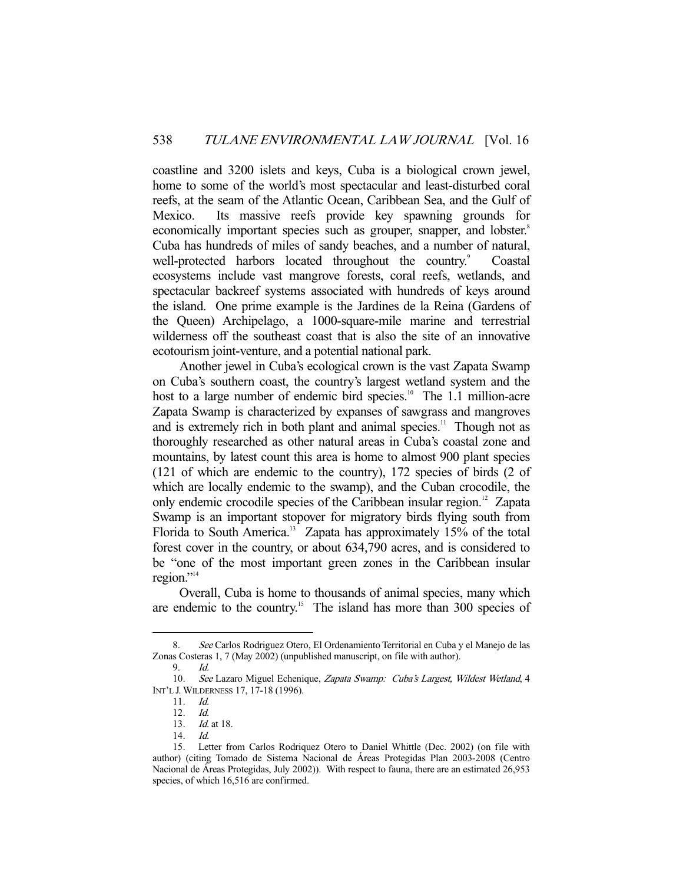coastline and 3200 islets and keys, Cuba is a biological crown jewel, home to some of the world's most spectacular and least-disturbed coral reefs, at the seam of the Atlantic Ocean, Caribbean Sea, and the Gulf of Mexico. Its massive reefs provide key spawning grounds for economically important species such as grouper, snapper, and lobster.[8] Cuba has hundreds of miles of sandy beaches, and a number of natural, well-protected harbors located throughout the country.[9] Coastal ecosystems include vast mangrove forests, coral reefs, wetlands, and spectacular backreef systems associated with hundreds of keys around the island. One prime example is the Jardines de la Reina (Gardens of the Queen) Archipelago, a 1000-square-mile marine and terrestrial wilderness off the southeast coast that is also the site of an innovative ecotourism joint-venture, and a potential national park.

Another jewel in Cuba's ecological crown is the vast Zapata Swamp on Cuba's southern coast, the country's largest wetland system and the host to a large number of endemic bird species.[10] The 1.1 million-acre Zapata Swamp is characterized by expanses of sawgrass and mangroves and is extremely rich in both plant and animal species.[11] Though not as thoroughly researched as other natural areas in Cuba's coastal zone and mountains, by latest count this area is home to almost 900 plant species (121 of which are endemic to the country), 172 species of birds (2 of which are locally endemic to the swamp), and the Cuban crocodile, the only endemic crocodile species of the Caribbean insular region.[12] Zapata Swamp is an important stopover for migratory birds flying south from Florida to South America.[13] Zapata has approximately 15% of the total forest cover in the country, or about 634,790 acres, and is considered to be "one of the most important green zones in the Caribbean insular region."[14]

Overall, Cuba is home to thousands of animal species, many which are endemic to the country.[15] The island has more than 300 species of

---

8. *See* Carlos Rodriguez Otero, El Ordenamiento Territorial en Cuba y el Manejo de las Zonas Costeras 1, 7 (May 2002) (unpublished manuscript, on file with author).

9. *Id.*

10. *See* Lazaro Miguel Echenique, *Zapata Swamp: Cuba's Largest, Wildest Wetland*, 4 INT'L J. WILDERNESS 17, 17-18 (1996).

11. *Id.*

12. *Id.*

13. *Id.* at 18.

14. *Id.*

15. Letter from Carlos Rodriquez Otero to Daniel Whittle (Dec. 2002) (on file with author) (citing Tomado de Sistema Nacional de Áreas Protegidas Plan 2003-2008 (Centro Nacional de Áreas Protegidas, July 2002)). With respect to fauna, there are an estimated 26,953 species, of which 16,516 are confirmed.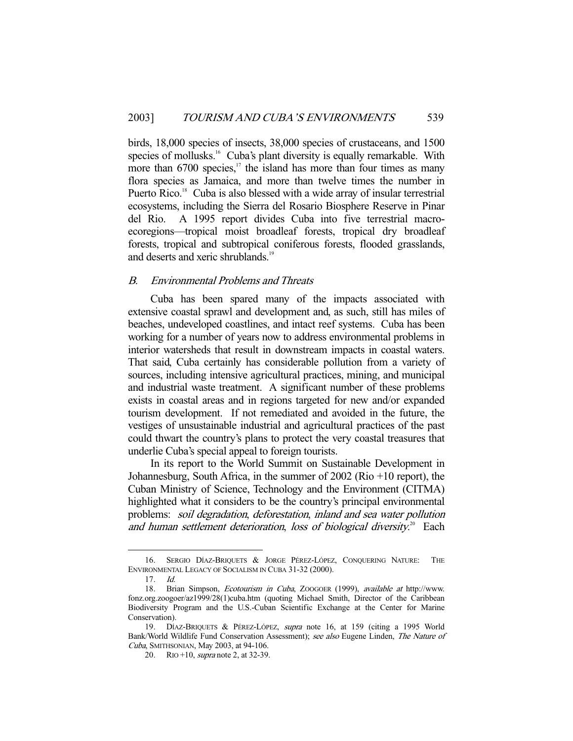birds, 18,000 species of insects, 38,000 species of crustaceans, and 1500 species of mollusks.[16] Cuba's plant diversity is equally remarkable. With more than 6700 species,[17] the island has more than four times as many flora species as Jamaica, and more than twelve times the number in Puerto Rico.[18] Cuba is also blessed with a wide array of insular terrestrial ecosystems, including the Sierra del Rosario Biosphere Reserve in Pinar del Rio. A 1995 report divides Cuba into five terrestrial macro-ecoregions—tropical moist broadleaf forests, tropical dry broadleaf forests, tropical and subtropical coniferous forests, flooded grasslands, and deserts and xeric shrublands.[19]

### *B. Environmental Problems and Threats*

Cuba has been spared many of the impacts associated with extensive coastal sprawl and development and, as such, still has miles of beaches, undeveloped coastlines, and intact reef systems. Cuba has been working for a number of years now to address environmental problems in interior watersheds that result in downstream impacts in coastal waters. That said, Cuba certainly has considerable pollution from a variety of sources, including intensive agricultural practices, mining, and municipal and industrial waste treatment. A significant number of these problems exists in coastal areas and in regions targeted for new and/or expanded tourism development. If not remediated and avoided in the future, the vestiges of unsustainable industrial and agricultural practices of the past could thwart the country's plans to protect the very coastal treasures that underlie Cuba's special appeal to foreign tourists.

In its report to the World Summit on Sustainable Development in Johannesburg, South Africa, in the summer of 2002 (Rio +10 report), the Cuban Ministry of Science, Technology and the Environment (CITMA) highlighted what it considers to be the country's principal environmental problems: *soil degradation, deforestation, inland and sea water pollution and human settlement deterioration, loss of biological diversity*.[20] Each

---

16. SERGIO DÍAZ-BRIQUETS & JORGE PÉREZ-LÓPEZ, CONQUERING NATURE: THE ENVIRONMENTAL LEGACY OF SOCIALISM IN CUBA 31-32 (2000).

17. *Id.*

18. Brian Simpson, *Ecotourism in Cuba*, ZOOGOER (1999), *available at* http://www.fonz.org.zoogoer/az1999/28(1)cuba.htm (quoting Michael Smith, Director of the Caribbean Biodiversity Program and the U.S.-Cuban Scientific Exchange at the Center for Marine Conservation).

19. DÍAZ-BRIQUETS & PÉREZ-LÓPEZ, *supra* note 16, at 159 (citing a 1995 World Bank/World Wildlife Fund Conservation Assessment); *see also* Eugene Linden, *The Nature of Cuba*, SMITHSONIAN, May 2003, at 94-106.

20. RIO +10, *supra* note 2, at 32-39.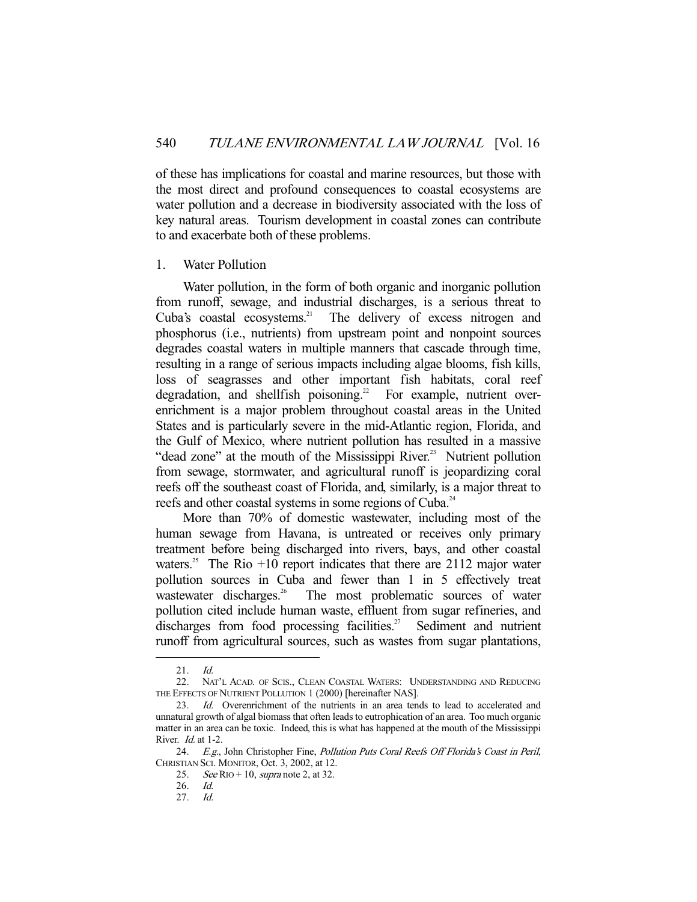of these has implications for coastal and marine resources, but those with the most direct and profound consequences to coastal ecosystems are water pollution and a decrease in biodiversity associated with the loss of key natural areas. Tourism development in coastal zones can contribute to and exacerbate both of these problems.

### 1. Water Pollution

Water pollution, in the form of both organic and inorganic pollution from runoff, sewage, and industrial discharges, is a serious threat to Cuba's coastal ecosystems.[21] The delivery of excess nitrogen and phosphorus (i.e., nutrients) from upstream point and nonpoint sources degrades coastal waters in multiple manners that cascade through time, resulting in a range of serious impacts including algae blooms, fish kills, loss of seagrasses and other important fish habitats, coral reef degradation, and shellfish poisoning.[22] For example, nutrient over-enrichment is a major problem throughout coastal areas in the United States and is particularly severe in the mid-Atlantic region, Florida, and the Gulf of Mexico, where nutrient pollution has resulted in a massive "dead zone" at the mouth of the Mississippi River.[23] Nutrient pollution from sewage, stormwater, and agricultural runoff is jeopardizing coral reefs off the southeast coast of Florida, and, similarly, is a major threat to reefs and other coastal systems in some regions of Cuba.[24]

More than 70% of domestic wastewater, including most of the human sewage from Havana, is untreated or receives only primary treatment before being discharged into rivers, bays, and other coastal waters.[25] The Rio +10 report indicates that there are 2112 major water pollution sources in Cuba and fewer than 1 in 5 effectively treat wastewater discharges.[26] The most problematic sources of water pollution cited include human waste, effluent from sugar refineries, and discharges from food processing facilities.[27] Sediment and nutrient runoff from agricultural sources, such as wastes from sugar plantations,

---

21. *Id.*

22. NAT'L ACAD. OF SCIS., CLEAN COASTAL WATERS: UNDERSTANDING AND REDUCING THE EFFECTS OF NUTRIENT POLLUTION 1 (2000) [hereinafter NAS].

23. *Id.* Overenrichment of the nutrients in an area tends to lead to accelerated and unnatural growth of algal biomass that often leads to eutrophication of an area. Too much organic matter in an area can be toxic. Indeed, this is what has happened at the mouth of the Mississippi River. *Id.* at 1-2.

24. *E.g.*, John Christopher Fine, *Pollution Puts Coral Reefs Off Florida's Coast in Peril*, CHRISTIAN SCI. MONITOR, Oct. 3, 2002, at 12.

25. *See* RIO + 10, *supra* note 2, at 32.

26. *Id.*

27. *Id.*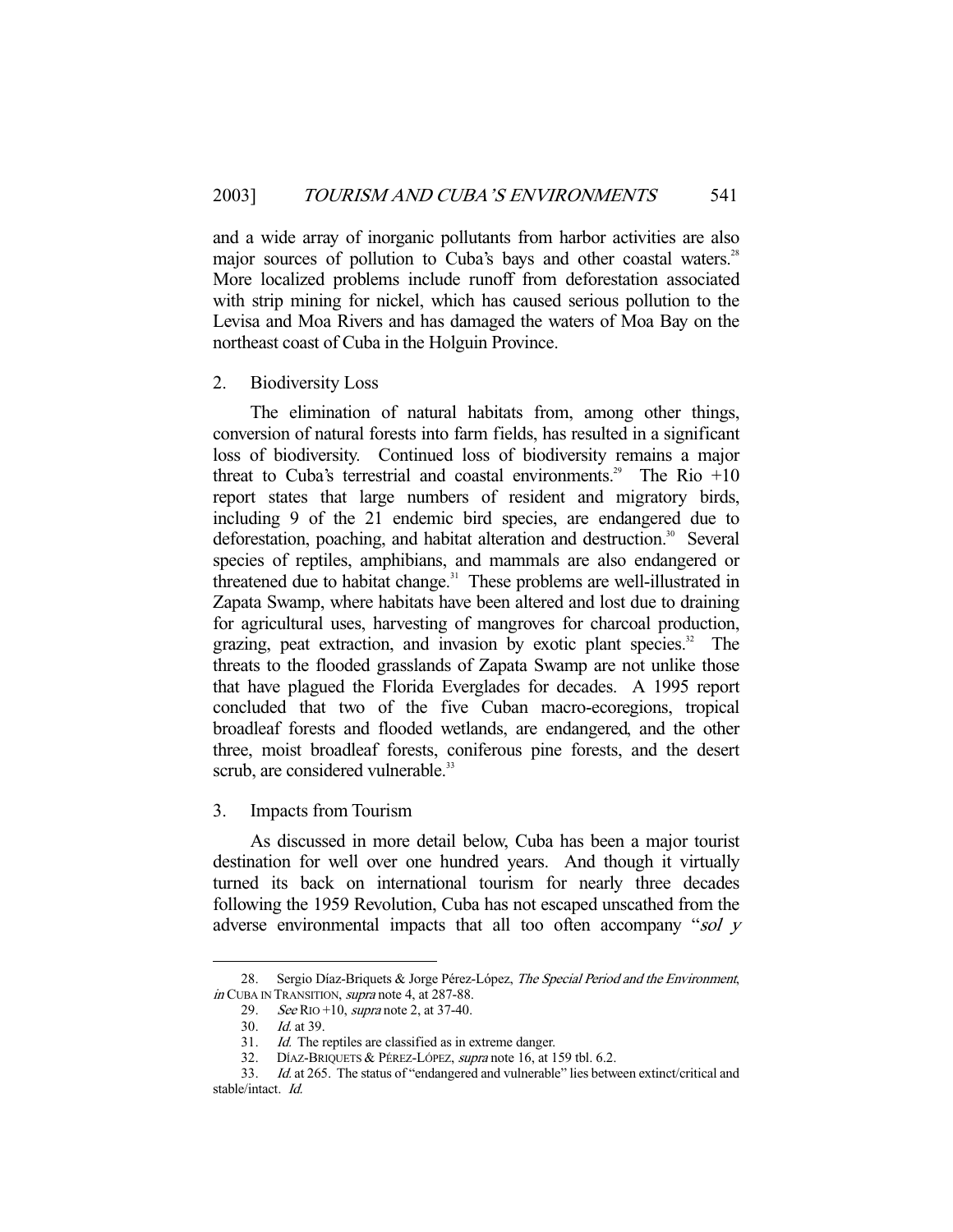and a wide array of inorganic pollutants from harbor activities are also major sources of pollution to Cuba's bays and other coastal waters.[28] More localized problems include runoff from deforestation associated with strip mining for nickel, which has caused serious pollution to the Levisa and Moa Rivers and has damaged the waters of Moa Bay on the northeast coast of Cuba in the Holguin Province.

### 2. Biodiversity Loss

The elimination of natural habitats from, among other things, conversion of natural forests into farm fields, has resulted in a significant loss of biodiversity. Continued loss of biodiversity remains a major threat to Cuba's terrestrial and coastal environments.[29] The Rio +10 report states that large numbers of resident and migratory birds, including 9 of the 21 endemic bird species, are endangered due to deforestation, poaching, and habitat alteration and destruction.[30] Several species of reptiles, amphibians, and mammals are also endangered or threatened due to habitat change.[31] These problems are well-illustrated in Zapata Swamp, where habitats have been altered and lost due to draining for agricultural uses, harvesting of mangroves for charcoal production, grazing, peat extraction, and invasion by exotic plant species.[32] The threats to the flooded grasslands of Zapata Swamp are not unlike those that have plagued the Florida Everglades for decades. A 1995 report concluded that two of the five Cuban macro-ecoregions, tropical broadleaf forests and flooded wetlands, are endangered, and the other three, moist broadleaf forests, coniferous pine forests, and the desert scrub, are considered vulnerable.[33]

### 3. Impacts from Tourism

As discussed in more detail below, Cuba has been a major tourist destination for well over one hundred years. And though it virtually turned its back on international tourism for nearly three decades following the 1959 Revolution, Cuba has not escaped unscathed from the adverse environmental impacts that all too often accompany "*sol y*

---

28. Sergio Díaz-Briquets & Jorge Pérez-López, *The Special Period and the Environment*, *in* CUBA IN TRANSITION, *supra* note 4, at 287-88.

29. *See* RIO +10, *supra* note 2, at 37-40.

30. *Id.* at 39.

31. *Id.* The reptiles are classified as in extreme danger.

32. DÍAZ-BRIQUETS & PÉREZ-LÓPEZ, *supra* note 16, at 159 tbl. 6.2.

33. *Id.* at 265. The status of "endangered and vulnerable" lies between extinct/critical and stable/intact. *Id.*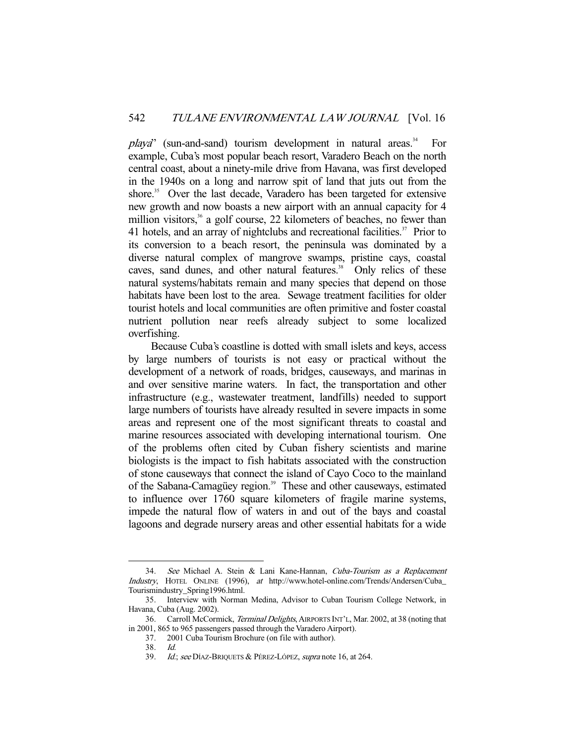*playa*" (sun-and-sand) tourism development in natural areas.[34] For example, Cuba's most popular beach resort, Varadero Beach on the north central coast, about a ninety-mile drive from Havana, was first developed in the 1940s on a long and narrow spit of land that juts out from the shore.[35] Over the last decade, Varadero has been targeted for extensive new growth and now boasts a new airport with an annual capacity for 4 million visitors,[36] a golf course, 22 kilometers of beaches, no fewer than 41 hotels, and an array of nightclubs and recreational facilities.[37] Prior to its conversion to a beach resort, the peninsula was dominated by a diverse natural complex of mangrove swamps, pristine cays, coastal caves, sand dunes, and other natural features.[38] Only relics of these natural systems/habitats remain and many species that depend on those habitats have been lost to the area. Sewage treatment facilities for older tourist hotels and local communities are often primitive and foster coastal nutrient pollution near reefs already subject to some localized overfishing.

Because Cuba's coastline is dotted with small islets and keys, access by large numbers of tourists is not easy or practical without the development of a network of roads, bridges, causeways, and marinas in and over sensitive marine waters. In fact, the transportation and other infrastructure (e.g., wastewater treatment, landfills) needed to support large numbers of tourists have already resulted in severe impacts in some areas and represent one of the most significant threats to coastal and marine resources associated with developing international tourism. One of the problems often cited by Cuban fishery scientists and marine biologists is the impact to fish habitats associated with the construction of stone causeways that connect the island of Cayo Coco to the mainland of the Sabana-Camagüey region.[39] These and other causeways, estimated to influence over 1760 square kilometers of fragile marine systems, impede the natural flow of waters in and out of the bays and coastal lagoons and degrade nursery areas and other essential habitats for a wide

---

34. *See* Michael A. Stein & Lani Kane-Hannan, *Cuba-Tourism as a Replacement Industry*, HOTEL ONLINE (1996), *at* http://www.hotel-online.com/Trends/Andersen/Cuba_Tourismindustry_Spring1996.html.

35. Interview with Norman Medina, Advisor to Cuban Tourism College Network, in Havana, Cuba (Aug. 2002).

36. Carroll McCormick, *Terminal Delights*, AIRPORTS INT'L, Mar. 2002, at 38 (noting that in 2001, 865 to 965 passengers passed through the Varadero Airport).

37. 2001 Cuba Tourism Brochure (on file with author).

38. *Id.*

39. *Id.*; *see* DÍAZ-BRIQUETS & PÉREZ-LÓPEZ, *supra* note 16, at 264.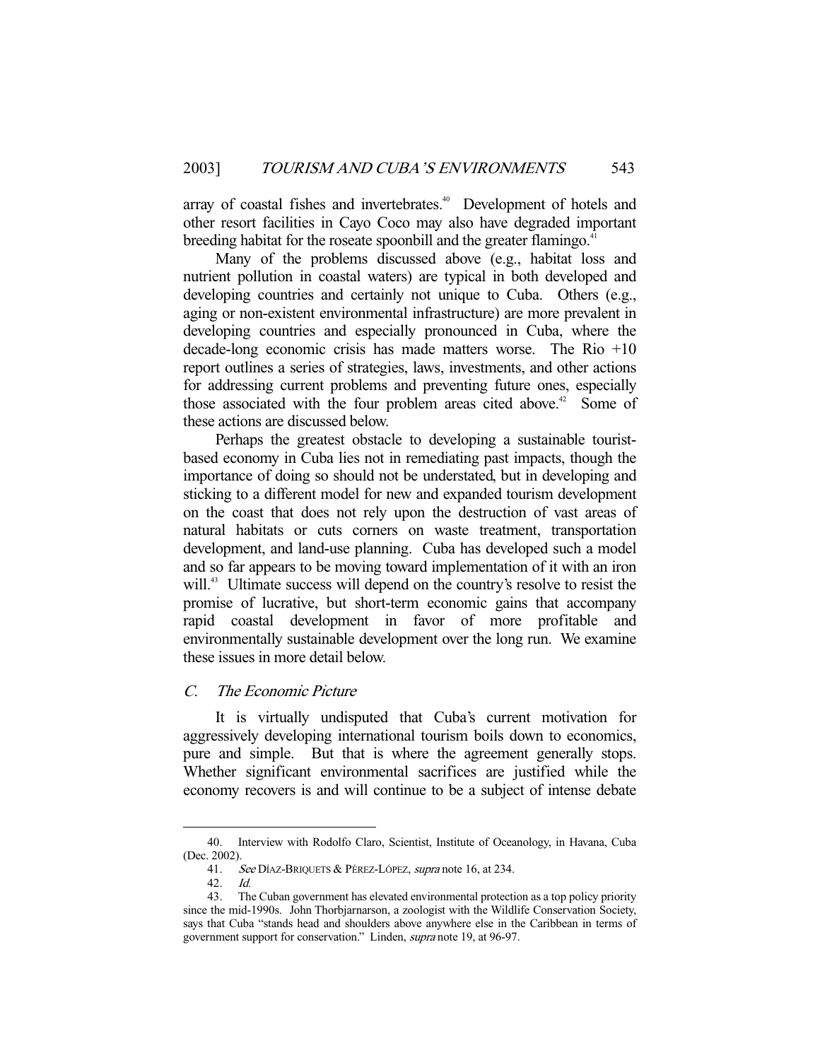array of coastal fishes and invertebrates.[40] Development of hotels and other resort facilities in Cayo Coco may also have degraded important breeding habitat for the roseate spoonbill and the greater flamingo.[41]

Many of the problems discussed above (e.g., habitat loss and nutrient pollution in coastal waters) are typical in both developed and developing countries and certainly not unique to Cuba. Others (e.g., aging or non-existent environmental infrastructure) are more prevalent in developing countries and especially pronounced in Cuba, where the decade-long economic crisis has made matters worse. The Rio +10 report outlines a series of strategies, laws, investments, and other actions for addressing current problems and preventing future ones, especially those associated with the four problem areas cited above.[42] Some of these actions are discussed below.

Perhaps the greatest obstacle to developing a sustainable tourist-based economy in Cuba lies not in remediating past impacts, though the importance of doing so should not be understated, but in developing and sticking to a different model for new and expanded tourism development on the coast that does not rely upon the destruction of vast areas of natural habitats or cuts corners on waste treatment, transportation development, and land-use planning. Cuba has developed such a model and so far appears to be moving toward implementation of it with an iron will.[43] Ultimate success will depend on the country's resolve to resist the promise of lucrative, but short-term economic gains that accompany rapid coastal development in favor of more profitable and environmentally sustainable development over the long run. We examine these issues in more detail below.

### *C. The Economic Picture*

It is virtually undisputed that Cuba's current motivation for aggressively developing international tourism boils down to economics, pure and simple. But that is where the agreement generally stops. Whether significant environmental sacrifices are justified while the economy recovers is and will continue to be a subject of intense debate

---

40. Interview with Rodolfo Claro, Scientist, Institute of Oceanology, in Havana, Cuba (Dec. 2002).

41. *See* DÍAZ-BRIQUETS & PÉREZ-LÓPEZ, *supra* note 16, at 234.

42. *Id.*

43. The Cuban government has elevated environmental protection as a top policy priority since the mid-1990s. John Thorbjarnarson, a zoologist with the Wildlife Conservation Society, says that Cuba "stands head and shoulders above anywhere else in the Caribbean in terms of government support for conservation." Linden, *supra* note 19, at 96-97.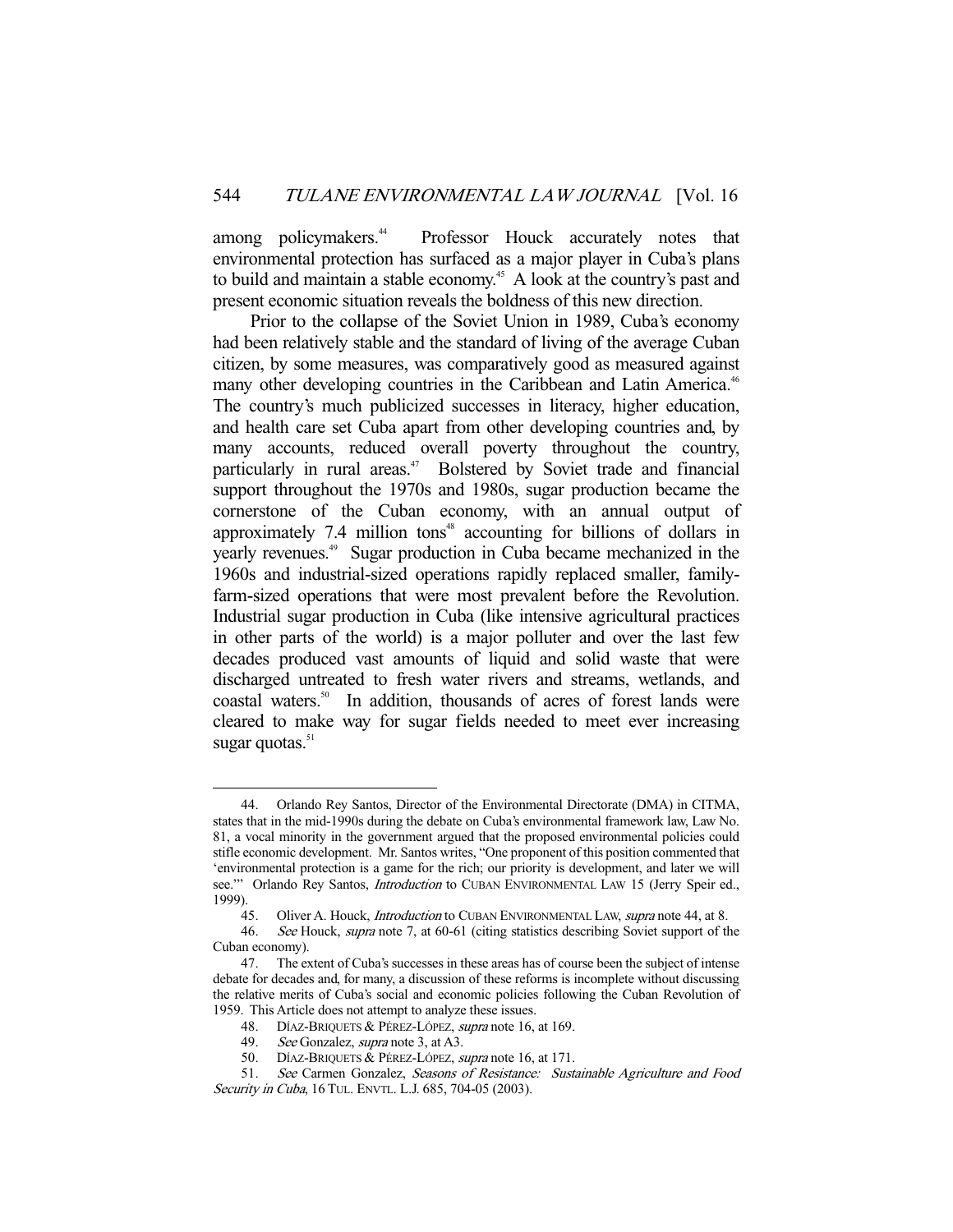among policymakers.[44] Professor Houck accurately notes that environmental protection has surfaced as a major player in Cuba's plans to build and maintain a stable economy.[45] A look at the country's past and present economic situation reveals the boldness of this new direction.

Prior to the collapse of the Soviet Union in 1989, Cuba's economy had been relatively stable and the standard of living of the average Cuban citizen, by some measures, was comparatively good as measured against many other developing countries in the Caribbean and Latin America.[46] The country's much publicized successes in literacy, higher education, and health care set Cuba apart from other developing countries and, by many accounts, reduced overall poverty throughout the country, particularly in rural areas.[47] Bolstered by Soviet trade and financial support throughout the 1970s and 1980s, sugar production became the cornerstone of the Cuban economy, with an annual output of approximately 7.4 million tons[48] accounting for billions of dollars in yearly revenues.[49] Sugar production in Cuba became mechanized in the 1960s and industrial-sized operations rapidly replaced smaller, family-farm-sized operations that were most prevalent before the Revolution. Industrial sugar production in Cuba (like intensive agricultural practices in other parts of the world) is a major polluter and over the last few decades produced vast amounts of liquid and solid waste that were discharged untreated to fresh water rivers and streams, wetlands, and coastal waters.[50] In addition, thousands of acres of forest lands were cleared to make way for sugar fields needed to meet ever increasing sugar quotas.[51]

---

44. Orlando Rey Santos, Director of the Environmental Directorate (DMA) in CITMA, states that in the mid-1990s during the debate on Cuba's environmental framework law, Law No. 81, a vocal minority in the government argued that the proposed environmental policies could stifle economic development. Mr. Santos writes, "One proponent of this position commented that 'environmental protection is a game for the rich; our priority is development, and later we will see.'" Orlando Rey Santos, *Introduction* to CUBAN ENVIRONMENTAL LAW 15 (Jerry Speir ed., 1999).

45. Oliver A. Houck, *Introduction* to CUBAN ENVIRONMENTAL LAW, *supra* note 44, at 8.

46. *See* Houck, *supra* note 7, at 60-61 (citing statistics describing Soviet support of the Cuban economy).

47. The extent of Cuba's successes in these areas has of course been the subject of intense debate for decades and, for many, a discussion of these reforms is incomplete without discussing the relative merits of Cuba's social and economic policies following the Cuban Revolution of 1959. This Article does not attempt to analyze these issues.

48. DÍAZ-BRIQUETS & PÉREZ-LÓPEZ, *supra* note 16, at 169.

49. *See* Gonzalez, *supra* note 3, at A3.

50. DÍAZ-BRIQUETS & PÉREZ-LÓPEZ, *supra* note 16, at 171.

51. *See* Carmen Gonzalez, *Seasons of Resistance: Sustainable Agriculture and Food Security in Cuba*, 16 TUL. ENVTL. L.J. 685, 704-05 (2003).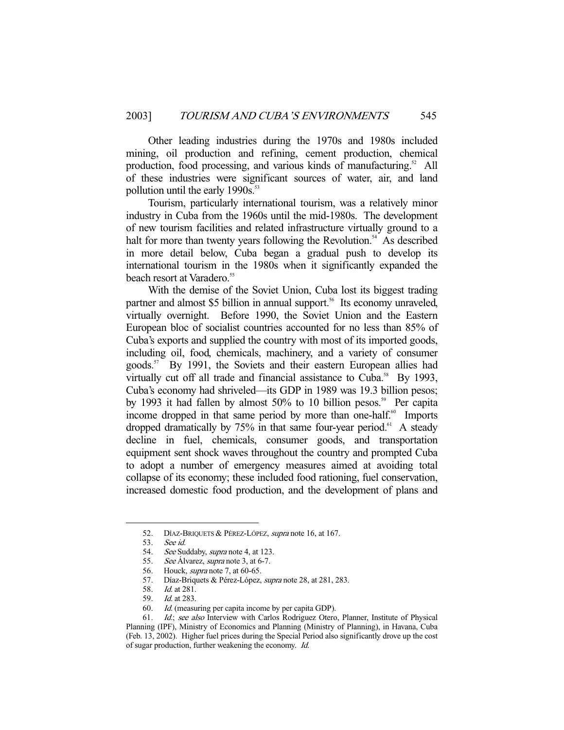Other leading industries during the 1970s and 1980s included mining, oil production and refining, cement production, chemical production, food processing, and various kinds of manufacturing.[52] All of these industries were significant sources of water, air, and land pollution until the early 1990s.[53]

Tourism, particularly international tourism, was a relatively minor industry in Cuba from the 1960s until the mid-1980s. The development of new tourism facilities and related infrastructure virtually ground to a halt for more than twenty years following the Revolution.[54] As described in more detail below, Cuba began a gradual push to develop its international tourism in the 1980s when it significantly expanded the beach resort at Varadero.[55]

With the demise of the Soviet Union, Cuba lost its biggest trading partner and almost $5 billion in annual support.[56] Its economy unraveled, virtually overnight. Before 1990, the Soviet Union and the Eastern European bloc of socialist countries accounted for no less than 85% of Cuba's exports and supplied the country with most of its imported goods, including oil, food, chemicals, machinery, and a variety of consumer goods.[57] By 1991, the Soviets and their eastern European allies had virtually cut off all trade and financial assistance to Cuba.[58] By 1993, Cuba's economy had shriveled—its GDP in 1989 was 19.3 billion pesos; by 1993 it had fallen by almost 50% to 10 billion pesos.[59] Per capita income dropped in that same period by more than one-half.[60] Imports dropped dramatically by 75% in that same four-year period.[61] A steady decline in fuel, chemicals, consumer goods, and transportation equipment sent shock waves throughout the country and prompted Cuba to adopt a number of emergency measures aimed at avoiding total collapse of its economy; these included food rationing, fuel conservation, increased domestic food production, and the development of plans and

---

52. DÍAZ-BRIQUETS & PÉREZ-LÓPEZ, *supra* note 16, at 167.

53. *See id.*

54. *See* Suddaby, *supra* note 4, at 123.

55. *See* Álvarez, *supra* note 3, at 6-7.

56. Houck, *supra* note 7, at 60-65.

57. Díaz-Briquets & Pérez-López, *supra* note 28, at 281, 283.

58. *Id.* at 281.

59. *Id.* at 283.

60. *Id.* (measuring per capita income by per capita GDP).

61. *Id.*; *see also* Interview with Carlos Rodriguez Otero, Planner, Institute of Physical Planning (IPF), Ministry of Economics and Planning (Ministry of Planning), in Havana, Cuba (Feb. 13, 2002). Higher fuel prices during the Special Period also significantly drove up the cost of sugar production, further weakening the economy. *Id.*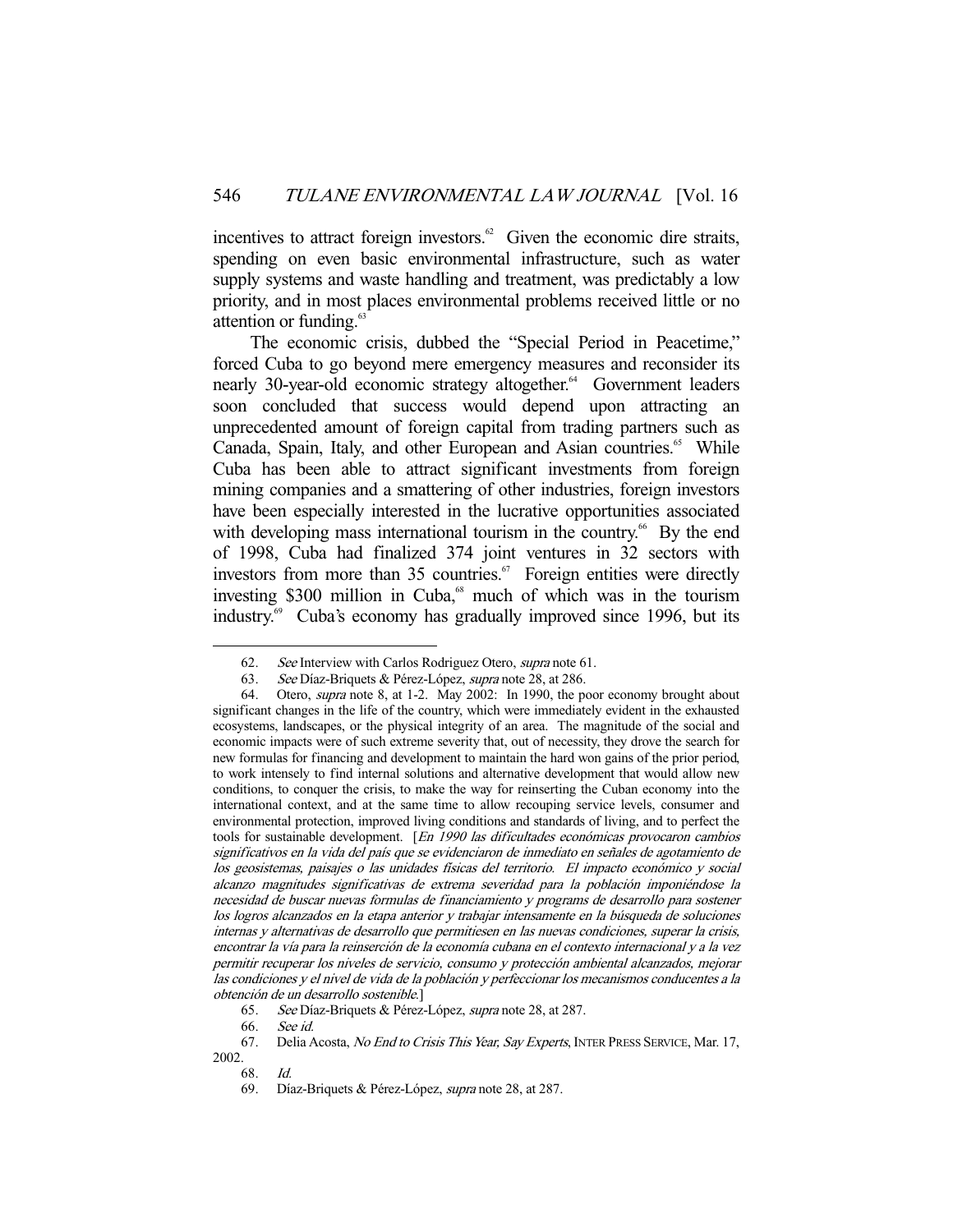incentives to attract foreign investors.[62] Given the economic dire straits, spending on even basic environmental infrastructure, such as water supply systems and waste handling and treatment, was predictably a low priority, and in most places environmental problems received little or no attention or funding.[63]

The economic crisis, dubbed the "Special Period in Peacetime," forced Cuba to go beyond mere emergency measures and reconsider its nearly 30-year-old economic strategy altogether.[64] Government leaders soon concluded that success would depend upon attracting an unprecedented amount of foreign capital from trading partners such as Canada, Spain, Italy, and other European and Asian countries.[65] While Cuba has been able to attract significant investments from foreign mining companies and a smattering of other industries, foreign investors have been especially interested in the lucrative opportunities associated with developing mass international tourism in the country.[66] By the end of 1998, Cuba had finalized 374 joint ventures in 32 sectors with investors from more than 35 countries.[67] Foreign entities were directly investing $300 million in Cuba,[68] much of which was in the tourism industry.[69] Cuba's economy has gradually improved since 1996, but its

---

62. *See* Interview with Carlos Rodriguez Otero, *supra* note 61.

63. *See* Díaz-Briquets & Pérez-López, *supra* note 28, at 286.

64. Otero, *supra* note 8, at 1-2. May 2002: In 1990, the poor economy brought about significant changes in the life of the country, which were immediately evident in the exhausted ecosystems, landscapes, or the physical integrity of an area. The magnitude of the social and economic impacts were of such extreme severity that, out of necessity, they drove the search for new formulas for financing and development to maintain the hard won gains of the prior period, to work intensely to find internal solutions and alternative development that would allow new conditions, to conquer the crisis, to make the way for reinserting the Cuban economy into the international context, and at the same time to allow recouping service levels, consumer and environmental protection, improved living conditions and standards of living, and to perfect the tools for sustainable development. [*En 1990 las dificultades económicas provocaron cambios significativos en la vida del país que se evidenciaron de inmediato en señales de agotamiento de los geosistemas, paisajes o las unidades físicas del territorio. El impacto económico y social alcanzo magnitudes significativas de extrema severidad para la población imponiéndose la necesidad de buscar nuevas formulas de financiamiento y programs de desarrollo para sostener los logros alcanzados en la etapa anterior y trabajar intensamente en la búsqueda de soluciones internas y alternativas de desarrollo que permitiesen en las nuevas condiciones, superar la crisis, encontrar la vía para la reinserción de la economía cubana en el contexto internacional y a la vez permitir recuperar los niveles de servicio, consumo y protección ambiental alcanzados, mejorar las condiciones y el nivel de vida de la población y perfeccionar los mecanismos conducentes a la obtención de un desarrollo sostenible.*]

65. *See* Díaz-Briquets & Pérez-López, *supra* note 28, at 287.

66. *See id.*

67. Delia Acosta, *No End to Crisis This Year, Say Experts*, INTER PRESS SERVICE, Mar. 17, 2002.

68. *Id.*

69. Díaz-Briquets & Pérez-López, *supra* note 28, at 287.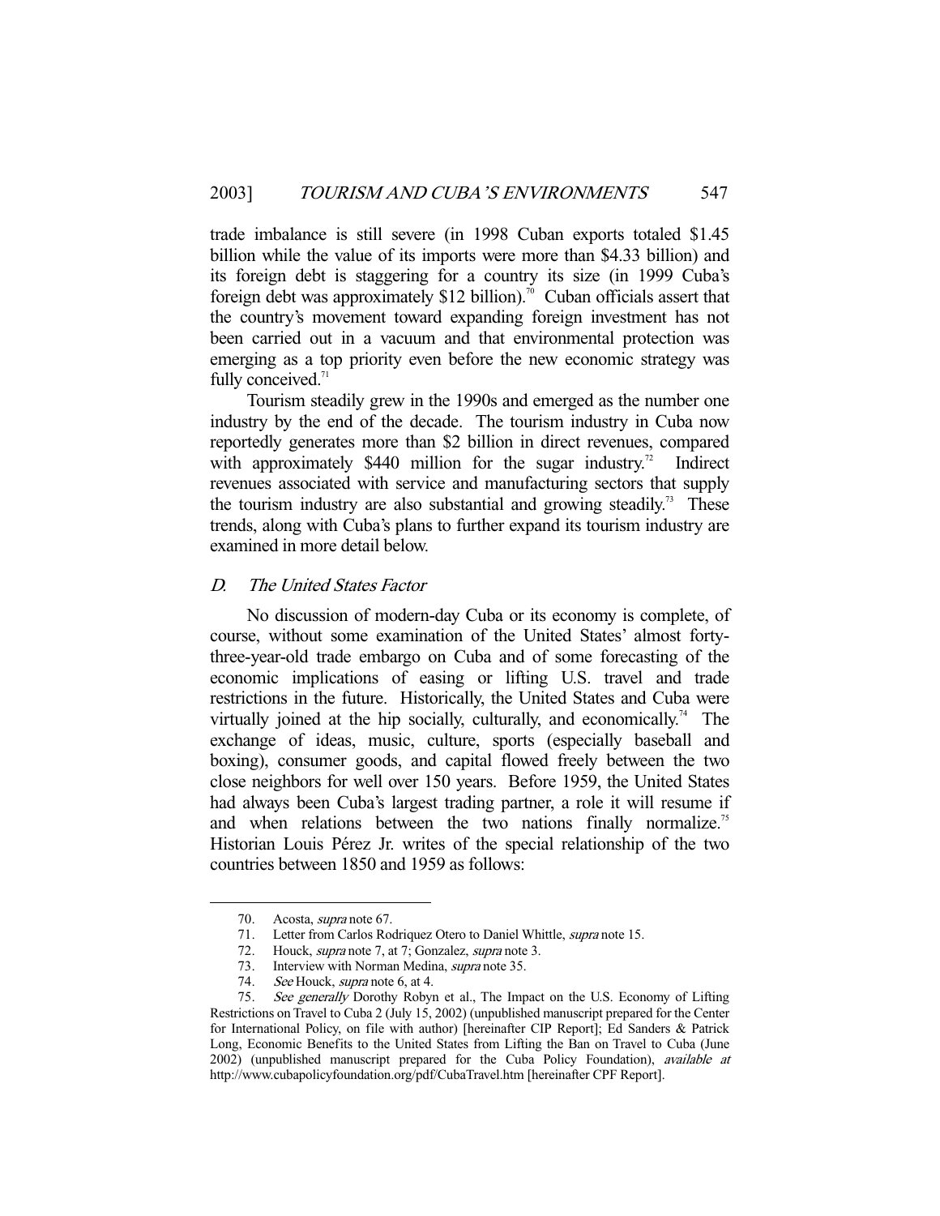trade imbalance is still severe (in 1998 Cuban exports totaled $1.45 billion while the value of its imports were more than $4.33 billion) and its foreign debt is staggering for a country its size (in 1999 Cuba's foreign debt was approximately $12 billion).[70] Cuban officials assert that the country's movement toward expanding foreign investment has not been carried out in a vacuum and that environmental protection was emerging as a top priority even before the new economic strategy was fully conceived.[71]

Tourism steadily grew in the 1990s and emerged as the number one industry by the end of the decade. The tourism industry in Cuba now reportedly generates more than $2 billion in direct revenues, compared with approximately $440 million for the sugar industry.[72] Indirect revenues associated with service and manufacturing sectors that supply the tourism industry are also substantial and growing steadily.[73] These trends, along with Cuba's plans to further expand its tourism industry are examined in more detail below.

### D. *The United States Factor*

No discussion of modern-day Cuba or its economy is complete, of course, without some examination of the United States' almost forty-three-year-old trade embargo on Cuba and of some forecasting of the economic implications of easing or lifting U.S. travel and trade restrictions in the future. Historically, the United States and Cuba were virtually joined at the hip socially, culturally, and economically.[74] The exchange of ideas, music, culture, sports (especially baseball and boxing), consumer goods, and capital flowed freely between the two close neighbors for well over 150 years. Before 1959, the United States had always been Cuba's largest trading partner, a role it will resume if and when relations between the two nations finally normalize.[75] Historian Louis Pérez Jr. writes of the special relationship of the two countries between 1850 and 1959 as follows:

---

70. Acosta, *supra* note 67.
71. Letter from Carlos Rodriquez Otero to Daniel Whittle, *supra* note 15.
72. Houck, *supra* note 7, at 7; Gonzalez, *supra* note 3.
73. Interview with Norman Medina, *supra* note 35.
74. *See* Houck, *supra* note 6, at 4.
75. *See generally* Dorothy Robyn et al., The Impact on the U.S. Economy of Lifting Restrictions on Travel to Cuba 2 (July 15, 2002) (unpublished manuscript prepared for the Center for International Policy, on file with author) [hereinafter CIP Report]; Ed Sanders & Patrick Long, Economic Benefits to the United States from Lifting the Ban on Travel to Cuba (June 2002) (unpublished manuscript prepared for the Cuba Policy Foundation), *available at* http://www.cubapolicyfoundation.org/pdf/CubaTravel.htm [hereinafter CPF Report].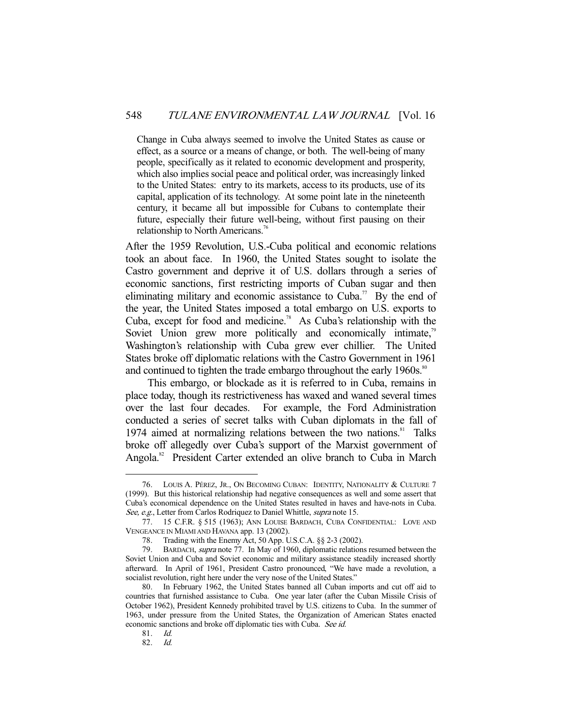> Change in Cuba always seemed to involve the United States as cause or effect, as a source or a means of change, or both. The well-being of many people, specifically as it related to economic development and prosperity, which also implies social peace and political order, was increasingly linked to the United States: entry to its markets, access to its products, use of its capital, application of its technology. At some point late in the nineteenth century, it became all but impossible for Cubans to contemplate their future, especially their future well-being, without first pausing on their relationship to North Americans.[76]

After the 1959 Revolution, U.S.-Cuba political and economic relations took an about face. In 1960, the United States sought to isolate the Castro government and deprive it of U.S. dollars through a series of economic sanctions, first restricting imports of Cuban sugar and then eliminating military and economic assistance to Cuba.[77] By the end of the year, the United States imposed a total embargo on U.S. exports to Cuba, except for food and medicine.[78] As Cuba's relationship with the Soviet Union grew more politically and economically intimate,[79] Washington's relationship with Cuba grew ever chillier. The United States broke off diplomatic relations with the Castro Government in 1961 and continued to tighten the trade embargo throughout the early 1960s.[80]

This embargo, or blockade as it is referred to in Cuba, remains in place today, though its restrictiveness has waxed and waned several times over the last four decades. For example, the Ford Administration conducted a series of secret talks with Cuban diplomats in the fall of 1974 aimed at normalizing relations between the two nations.[81] Talks broke off allegedly over Cuba's support of the Marxist government of Angola.[82] President Carter extended an olive branch to Cuba in March

---

76. LOUIS A. PÉREZ, JR., ON BECOMING CUBAN: IDENTITY, NATIONALITY & CULTURE 7 (1999). But this historical relationship had negative consequences as well and some assert that Cuba's economical dependence on the United States resulted in haves and have-nots in Cuba. *See, e.g.*, Letter from Carlos Rodriquez to Daniel Whittle, *supra* note 15.

77. 15 C.F.R. § 515 (1963); ANN LOUISE BARDACH, CUBA CONFIDENTIAL: LOVE AND VENGEANCE IN MIAMI AND HAVANA app. 13 (2002).

78. Trading with the Enemy Act, 50 App. U.S.C.A. §§ 2-3 (2002).

79. BARDACH, *supra* note 77. In May of 1960, diplomatic relations resumed between the Soviet Union and Cuba and Soviet economic and military assistance steadily increased shortly afterward. In April of 1961, President Castro pronounced, "We have made a revolution, a socialist revolution, right here under the very nose of the United States."

80. In February 1962, the United States banned all Cuban imports and cut off aid to countries that furnished assistance to Cuba. One year later (after the Cuban Missile Crisis of October 1962), President Kennedy prohibited travel by U.S. citizens to Cuba. In the summer of 1963, under pressure from the United States, the Organization of American States enacted economic sanctions and broke off diplomatic ties with Cuba. *See id.*

81. *Id.*

82. *Id.*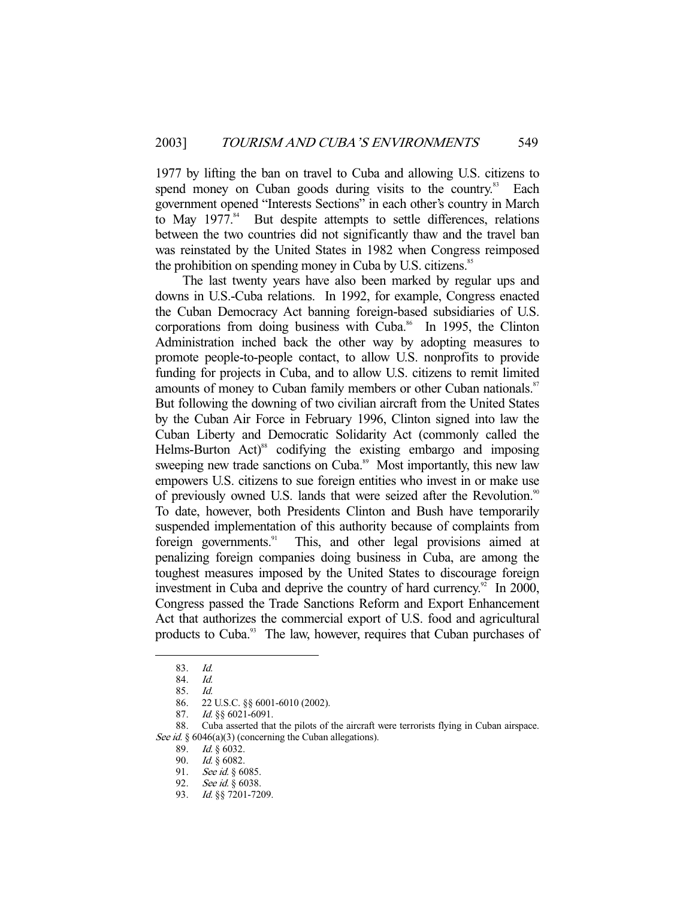1977 by lifting the ban on travel to Cuba and allowing U.S. citizens to spend money on Cuban goods during visits to the country.[83] Each government opened "Interests Sections" in each other's country in March to May 1977.[84] But despite attempts to settle differences, relations between the two countries did not significantly thaw and the travel ban was reinstated by the United States in 1982 when Congress reimposed the prohibition on spending money in Cuba by U.S. citizens.[85]

The last twenty years have also been marked by regular ups and downs in U.S.-Cuba relations. In 1992, for example, Congress enacted the Cuban Democracy Act banning foreign-based subsidiaries of U.S. corporations from doing business with Cuba.[86] In 1995, the Clinton Administration inched back the other way by adopting measures to promote people-to-people contact, to allow U.S. nonprofits to provide funding for projects in Cuba, and to allow U.S. citizens to remit limited amounts of money to Cuban family members or other Cuban nationals.[87] But following the downing of two civilian aircraft from the United States by the Cuban Air Force in February 1996, Clinton signed into law the Cuban Liberty and Democratic Solidarity Act (commonly called the Helms-Burton Act)[88] codifying the existing embargo and imposing sweeping new trade sanctions on Cuba.[89] Most importantly, this new law empowers U.S. citizens to sue foreign entities who invest in or make use of previously owned U.S. lands that were seized after the Revolution.[90] To date, however, both Presidents Clinton and Bush have temporarily suspended implementation of this authority because of complaints from foreign governments.[91] This, and other legal provisions aimed at penalizing foreign companies doing business in Cuba, are among the toughest measures imposed by the United States to discourage foreign investment in Cuba and deprive the country of hard currency.[92] In 2000, Congress passed the Trade Sanctions Reform and Export Enhancement Act that authorizes the commercial export of U.S. food and agricultural products to Cuba.[93] The law, however, requires that Cuban purchases of

---

83. *Id.*
84. *Id.*
85. *Id.*
86. 22 U.S.C. §§ 6001-6010 (2002).
87. *Id.* §§ 6021-6091.
88. Cuba asserted that the pilots of the aircraft were terrorists flying in Cuban airspace. *See id.* § 6046(a)(3) (concerning the Cuban allegations).
89. *Id.* § 6032.
90. *Id.* § 6082.
91. *See id.* § 6085.
92. *See id.* § 6038.
93. *Id.* §§ 7201-7209.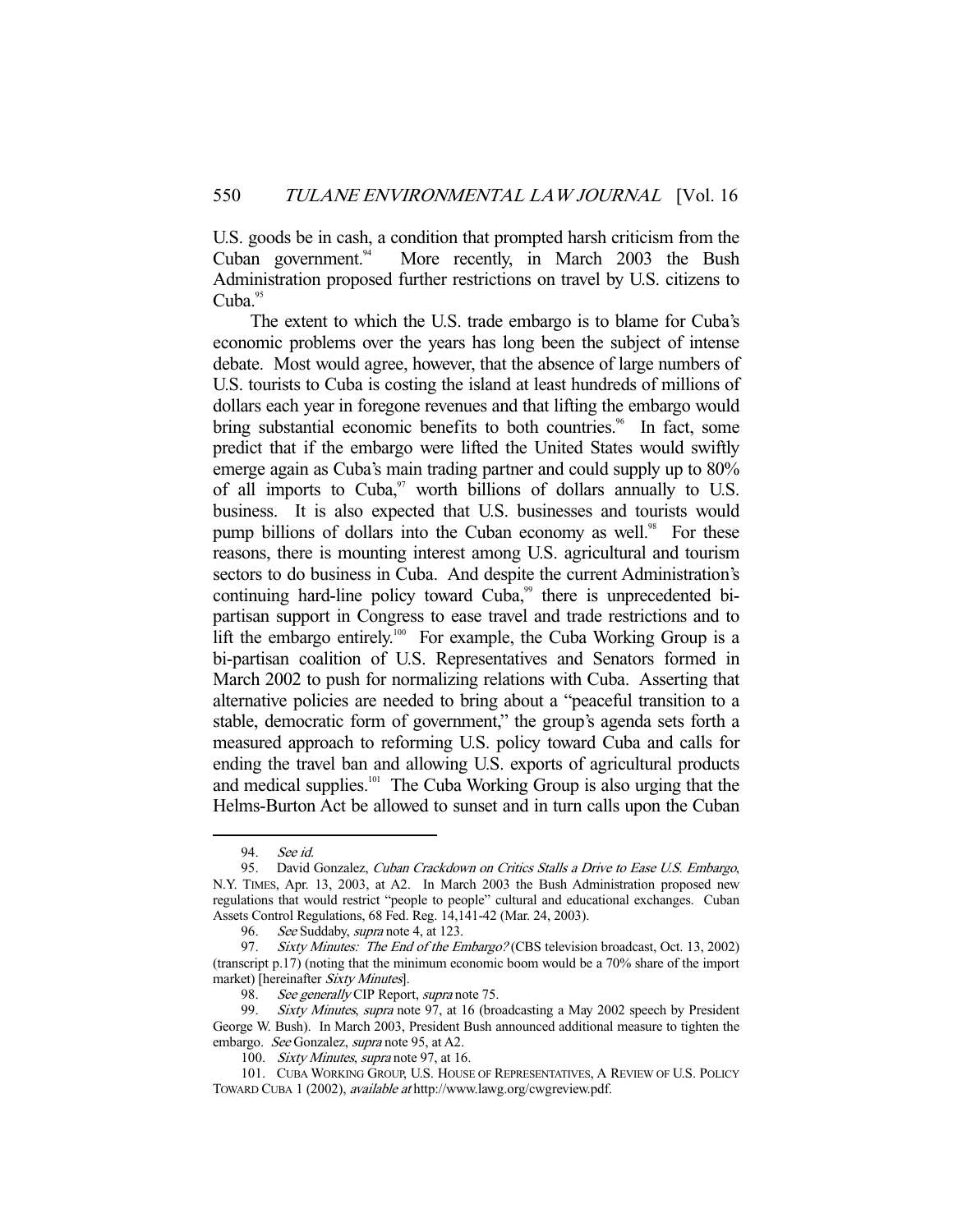U.S. goods be in cash, a condition that prompted harsh criticism from the Cuban government.[94] More recently, in March 2003 the Bush Administration proposed further restrictions on travel by U.S. citizens to Cuba.[95]

The extent to which the U.S. trade embargo is to blame for Cuba's economic problems over the years has long been the subject of intense debate. Most would agree, however, that the absence of large numbers of U.S. tourists to Cuba is costing the island at least hundreds of millions of dollars each year in foregone revenues and that lifting the embargo would bring substantial economic benefits to both countries.[96] In fact, some predict that if the embargo were lifted the United States would swiftly emerge again as Cuba's main trading partner and could supply up to 80% of all imports to Cuba,[97] worth billions of dollars annually to U.S. business. It is also expected that U.S. businesses and tourists would pump billions of dollars into the Cuban economy as well.[98] For these reasons, there is mounting interest among U.S. agricultural and tourism sectors to do business in Cuba. And despite the current Administration's continuing hard-line policy toward Cuba,[99] there is unprecedented bi-partisan support in Congress to ease travel and trade restrictions and to lift the embargo entirely.[100] For example, the Cuba Working Group is a bi-partisan coalition of U.S. Representatives and Senators formed in March 2002 to push for normalizing relations with Cuba. Asserting that alternative policies are needed to bring about a "peaceful transition to a stable, democratic form of government," the group's agenda sets forth a measured approach to reforming U.S. policy toward Cuba and calls for ending the travel ban and allowing U.S. exports of agricultural products and medical supplies.[101] The Cuba Working Group is also urging that the Helms-Burton Act be allowed to sunset and in turn calls upon the Cuban

---

94. *See id.*

95. David Gonzalez, *Cuban Crackdown on Critics Stalls a Drive to Ease U.S. Embargo*, N.Y. TIMES, Apr. 13, 2003, at A2. In March 2003 the Bush Administration proposed new regulations that would restrict "people to people" cultural and educational exchanges. Cuban Assets Control Regulations, 68 Fed. Reg. 14,141-42 (Mar. 24, 2003).

96. *See* Suddaby, *supra* note 4, at 123.

97. *Sixty Minutes: The End of the Embargo?* (CBS television broadcast, Oct. 13, 2002) (transcript p.17) (noting that the minimum economic boom would be a 70% share of the import market) [hereinafter *Sixty Minutes*].

98. *See generally* CIP Report, *supra* note 75.

99. *Sixty Minutes*, *supra* note 97, at 16 (broadcasting a May 2002 speech by President George W. Bush). In March 2003, President Bush announced additional measure to tighten the embargo. *See* Gonzalez, *supra* note 95, at A2.

100. *Sixty Minutes*, *supra* note 97, at 16.

101. CUBA WORKING GROUP, U.S. HOUSE OF REPRESENTATIVES, A REVIEW OF U.S. POLICY TOWARD CUBA 1 (2002), *available at* http://www.lawg.org/cwgreview.pdf.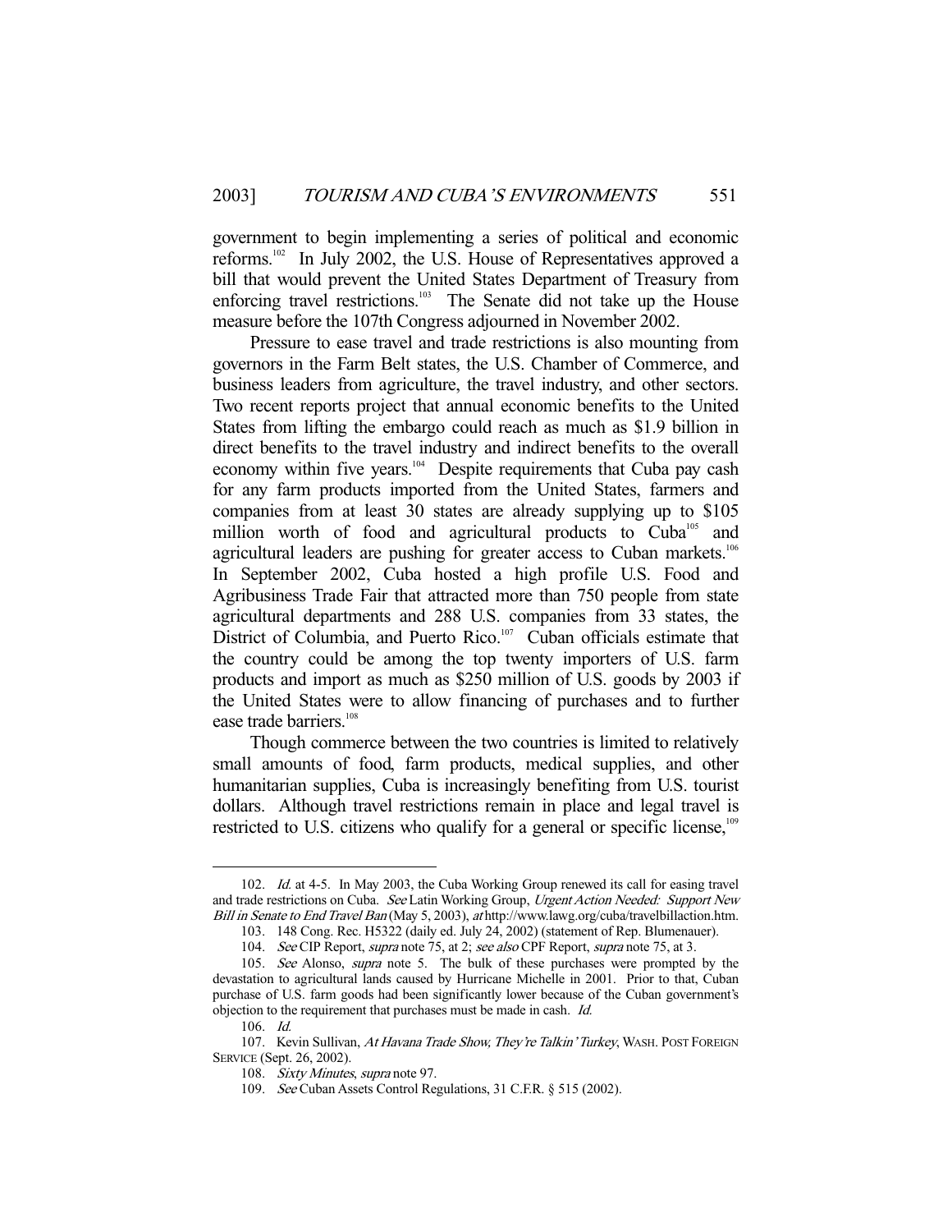government to begin implementing a series of political and economic reforms.[102] In July 2002, the U.S. House of Representatives approved a bill that would prevent the United States Department of Treasury from enforcing travel restrictions.[103] The Senate did not take up the House measure before the 107th Congress adjourned in November 2002.

Pressure to ease travel and trade restrictions is also mounting from governors in the Farm Belt states, the U.S. Chamber of Commerce, and business leaders from agriculture, the travel industry, and other sectors. Two recent reports project that annual economic benefits to the United States from lifting the embargo could reach as much as $1.9 billion in direct benefits to the travel industry and indirect benefits to the overall economy within five years.[104] Despite requirements that Cuba pay cash for any farm products imported from the United States, farmers and companies from at least 30 states are already supplying up to $105 million worth of food and agricultural products to Cuba[105] and agricultural leaders are pushing for greater access to Cuban markets.[106] In September 2002, Cuba hosted a high profile U.S. Food and Agribusiness Trade Fair that attracted more than 750 people from state agricultural departments and 288 U.S. companies from 33 states, the District of Columbia, and Puerto Rico.[107] Cuban officials estimate that the country could be among the top twenty importers of U.S. farm products and import as much as $250 million of U.S. goods by 2003 if the United States were to allow financing of purchases and to further ease trade barriers.[108]

Though commerce between the two countries is limited to relatively small amounts of food, farm products, medical supplies, and other humanitarian supplies, Cuba is increasingly benefiting from U.S. tourist dollars. Although travel restrictions remain in place and legal travel is restricted to U.S. citizens who qualify for a general or specific license,[109]

---

102. *Id.* at 4-5. In May 2003, the Cuba Working Group renewed its call for easing travel and trade restrictions on Cuba. *See* Latin Working Group, *Urgent Action Needed: Support New Bill in Senate to End Travel Ban* (May 5, 2003), *at* http://www.lawg.org/cuba/travelbillaction.htm.

103. 148 Cong. Rec. H5322 (daily ed. July 24, 2002) (statement of Rep. Blumenauer).

104. *See* CIP Report, *supra* note 75, at 2; *see also* CPF Report, *supra* note 75, at 3.

105. *See* Alonso, *supra* note 5. The bulk of these purchases were prompted by the devastation to agricultural lands caused by Hurricane Michelle in 2001. Prior to that, Cuban purchase of U.S. farm goods had been significantly lower because of the Cuban government's objection to the requirement that purchases must be made in cash. *Id.*

106. *Id.*

107. Kevin Sullivan, *At Havana Trade Show, They're Talkin' Turkey*, WASH. POST FOREIGN SERVICE (Sept. 26, 2002).

108. *Sixty Minutes*, *supra* note 97.

109. *See* Cuban Assets Control Regulations, 31 C.F.R. § 515 (2002).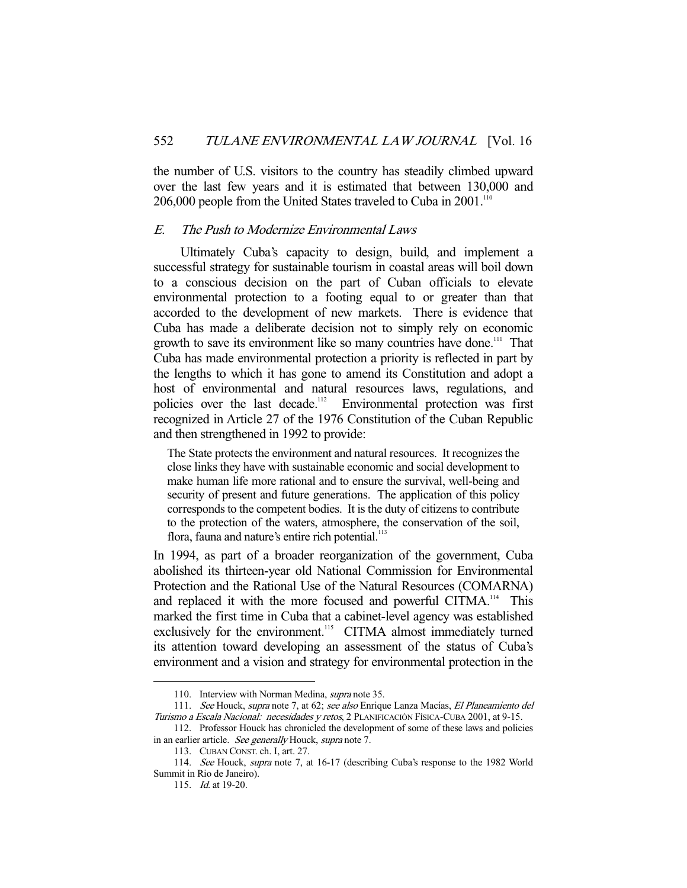the number of U.S. visitors to the country has steadily climbed upward over the last few years and it is estimated that between 130,000 and 206,000 people from the United States traveled to Cuba in 2001.[110]

### *E. The Push to Modernize Environmental Laws*

Ultimately Cuba's capacity to design, build, and implement a successful strategy for sustainable tourism in coastal areas will boil down to a conscious decision on the part of Cuban officials to elevate environmental protection to a footing equal to or greater than that accorded to the development of new markets. There is evidence that Cuba has made a deliberate decision not to simply rely on economic growth to save its environment like so many countries have done.[111] That Cuba has made environmental protection a priority is reflected in part by the lengths to which it has gone to amend its Constitution and adopt a host of environmental and natural resources laws, regulations, and policies over the last decade.[112] Environmental protection was first recognized in Article 27 of the 1976 Constitution of the Cuban Republic and then strengthened in 1992 to provide:

> The State protects the environment and natural resources. It recognizes the close links they have with sustainable economic and social development to make human life more rational and to ensure the survival, well-being and security of present and future generations. The application of this policy corresponds to the competent bodies. It is the duty of citizens to contribute to the protection of the waters, atmosphere, the conservation of the soil, flora, fauna and nature's entire rich potential.[113]

In 1994, as part of a broader reorganization of the government, Cuba abolished its thirteen-year old National Commission for Environmental Protection and the Rational Use of the Natural Resources (COMARNA) and replaced it with the more focused and powerful CITMA.[114] This marked the first time in Cuba that a cabinet-level agency was established exclusively for the environment.[115] CITMA almost immediately turned its attention toward developing an assessment of the status of Cuba's environment and a vision and strategy for environmental protection in the

---

110. Interview with Norman Medina, *supra* note 35.

111. *See* Houck, *supra* note 7, at 62; *see also* Enrique Lanza Macías, *El Planeamiento del Turismo a Escala Nacional: necesidades y retos*, 2 PLANIFICACIÓN FÍSICA-CUBA 2001, at 9-15.

112. Professor Houck has chronicled the development of some of these laws and policies in an earlier article. *See generally* Houck, *supra* note 7.

113. CUBAN CONST. ch. I, art. 27.

114. *See* Houck, *supra* note 7, at 16-17 (describing Cuba's response to the 1982 World Summit in Rio de Janeiro).

115. *Id.* at 19-20.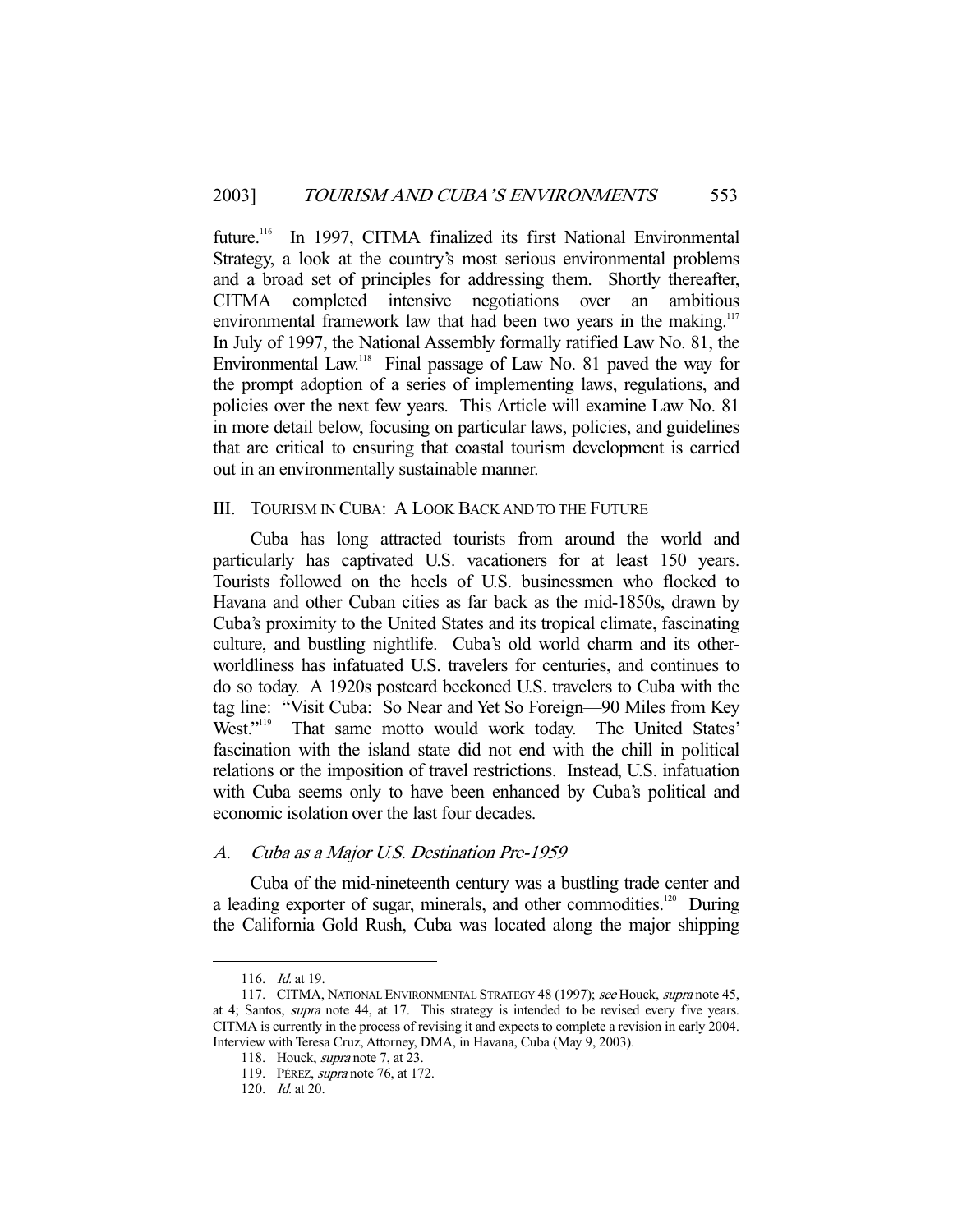future.[116] In 1997, CITMA finalized its first National Environmental Strategy, a look at the country's most serious environmental problems and a broad set of principles for addressing them. Shortly thereafter, CITMA completed intensive negotiations over an ambitious environmental framework law that had been two years in the making.[117] In July of 1997, the National Assembly formally ratified Law No. 81, the Environmental Law.[118] Final passage of Law No. 81 paved the way for the prompt adoption of a series of implementing laws, regulations, and policies over the next few years. This Article will examine Law No. 81 in more detail below, focusing on particular laws, policies, and guidelines that are critical to ensuring that coastal tourism development is carried out in an environmentally sustainable manner.

## III. Tourism in Cuba: A Look Back and to the Future

Cuba has long attracted tourists from around the world and particularly has captivated U.S. vacationers for at least 150 years. Tourists followed on the heels of U.S. businessmen who flocked to Havana and other Cuban cities as far back as the mid-1850s, drawn by Cuba's proximity to the United States and its tropical climate, fascinating culture, and bustling nightlife. Cuba's old world charm and its other-worldliness has infatuated U.S. travelers for centuries, and continues to do so today. A 1920s postcard beckoned U.S. travelers to Cuba with the tag line: "Visit Cuba: So Near and Yet So Foreign—90 Miles from Key West."[119] That same motto would work today. The United States' fascination with the island state did not end with the chill in political relations or the imposition of travel restrictions. Instead, U.S. infatuation with Cuba seems only to have been enhanced by Cuba's political and economic isolation over the last four decades.

### A. *Cuba as a Major U.S. Destination Pre-1959*

Cuba of the mid-nineteenth century was a bustling trade center and a leading exporter of sugar, minerals, and other commodities.[120] During the California Gold Rush, Cuba was located along the major shipping

---

116. *Id.* at 19.

117. CITMA, National Environmental Strategy 48 (1997); *see* Houck, *supra* note 45, at 4; Santos, *supra* note 44, at 17. This strategy is intended to be revised every five years. CITMA is currently in the process of revising it and expects to complete a revision in early 2004. Interview with Teresa Cruz, Attorney, DMA, in Havana, Cuba (May 9, 2003).

118. Houck, *supra* note 7, at 23.

119. Pérez, *supra* note 76, at 172.

120. *Id.* at 20.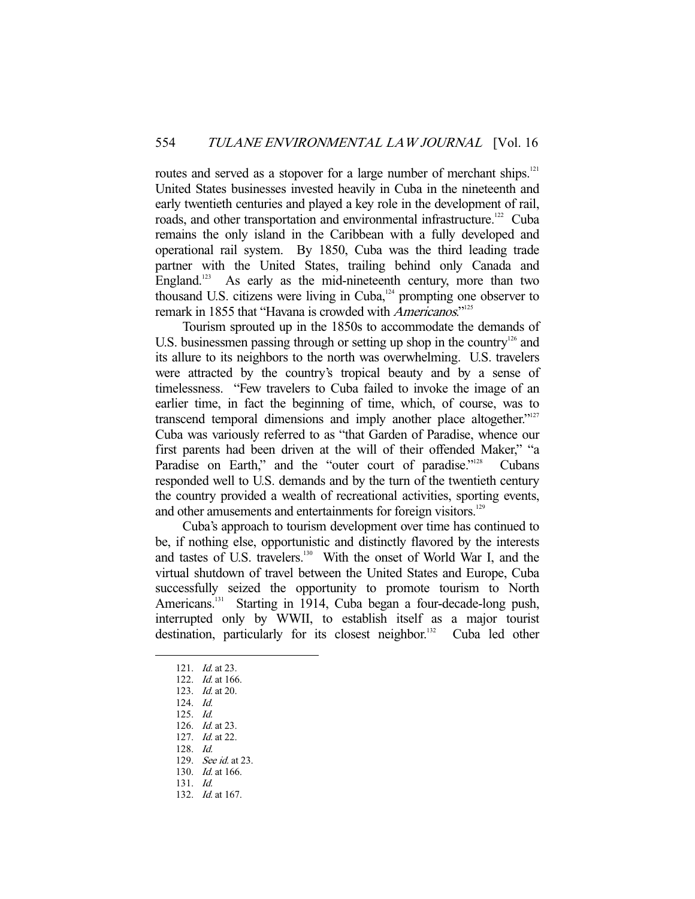routes and served as a stopover for a large number of merchant ships.[121] United States businesses invested heavily in Cuba in the nineteenth and early twentieth centuries and played a key role in the development of rail, roads, and other transportation and environmental infrastructure.[122] Cuba remains the only island in the Caribbean with a fully developed and operational rail system. By 1850, Cuba was the third leading trade partner with the United States, trailing behind only Canada and England.[123] As early as the mid-nineteenth century, more than two thousand U.S. citizens were living in Cuba,[124] prompting one observer to remark in 1855 that "Havana is crowded with *Americanos*."[125]

Tourism sprouted up in the 1850s to accommodate the demands of U.S. businessmen passing through or setting up shop in the country[126] and its allure to its neighbors to the north was overwhelming. U.S. travelers were attracted by the country's tropical beauty and by a sense of timelessness. "Few travelers to Cuba failed to invoke the image of an earlier time, in fact the beginning of time, which, of course, was to transcend temporal dimensions and imply another place altogether."[127] Cuba was variously referred to as "that Garden of Paradise, whence our first parents had been driven at the will of their offended Maker," "a Paradise on Earth," and the "outer court of paradise."[128] Cubans responded well to U.S. demands and by the turn of the twentieth century the country provided a wealth of recreational activities, sporting events, and other amusements and entertainments for foreign visitors.[129]

Cuba's approach to tourism development over time has continued to be, if nothing else, opportunistic and distinctly flavored by the interests and tastes of U.S. travelers.[130] With the onset of World War I, and the virtual shutdown of travel between the United States and Europe, Cuba successfully seized the opportunity to promote tourism to North Americans.[131] Starting in 1914, Cuba began a four-decade-long push, interrupted only by WWII, to establish itself as a major tourist destination, particularly for its closest neighbor.[132] Cuba led other

---

121. *Id.* at 23.
122. *Id.* at 166.
123. *Id.* at 20.
124. *Id.*
125. *Id.*
126. *Id.* at 23.
127. *Id.* at 22.
128. *Id.*
129. *See id.* at 23.
130. *Id.* at 166.
131. *Id.*
132. *Id.* at 167.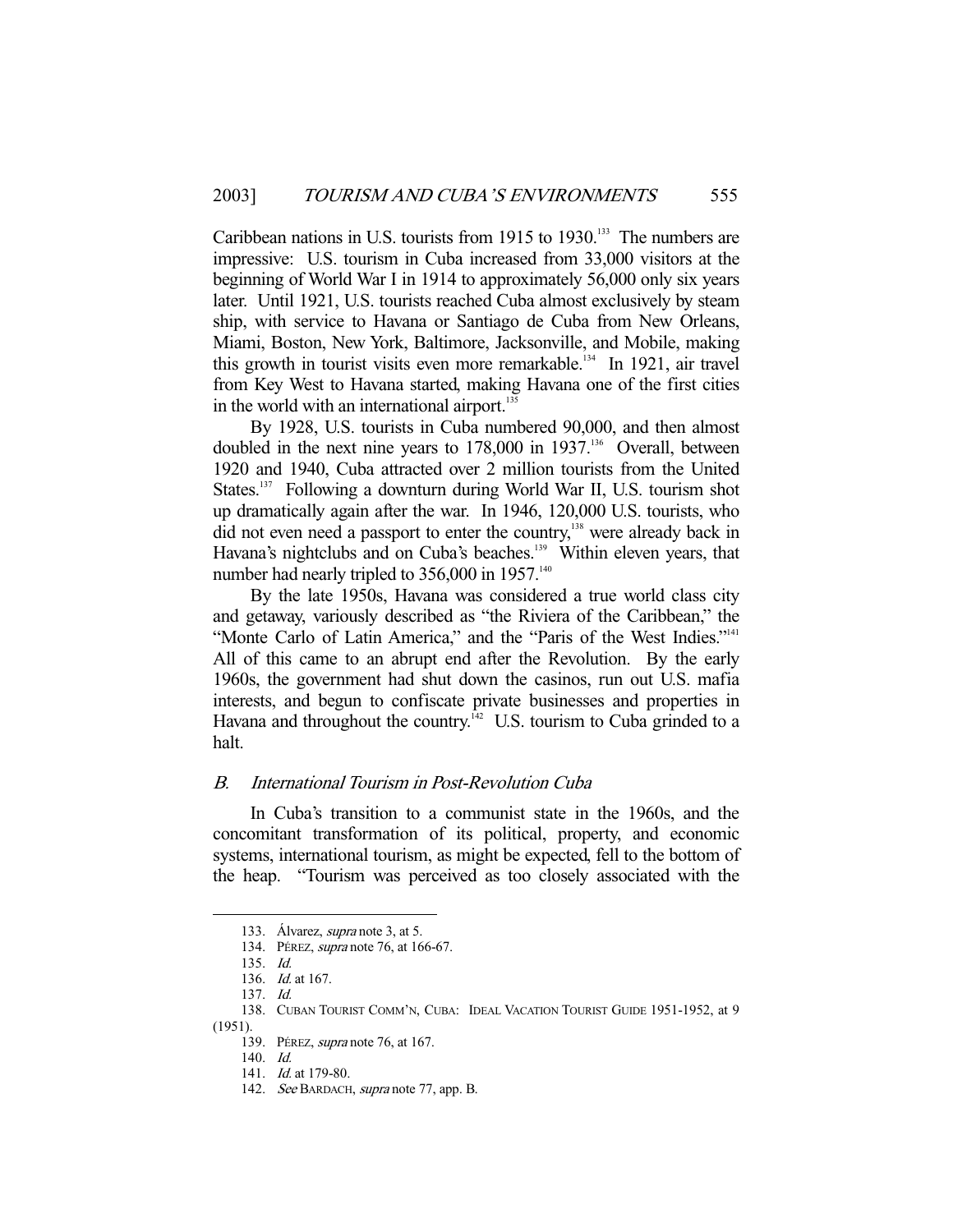Caribbean nations in U.S. tourists from 1915 to 1930.[133] The numbers are impressive: U.S. tourism in Cuba increased from 33,000 visitors at the beginning of World War I in 1914 to approximately 56,000 only six years later. Until 1921, U.S. tourists reached Cuba almost exclusively by steam ship, with service to Havana or Santiago de Cuba from New Orleans, Miami, Boston, New York, Baltimore, Jacksonville, and Mobile, making this growth in tourist visits even more remarkable.[134] In 1921, air travel from Key West to Havana started, making Havana one of the first cities in the world with an international airport.[135]

By 1928, U.S. tourists in Cuba numbered 90,000, and then almost doubled in the next nine years to 178,000 in 1937.[136] Overall, between 1920 and 1940, Cuba attracted over 2 million tourists from the United States.[137] Following a downturn during World War II, U.S. tourism shot up dramatically again after the war. In 1946, 120,000 U.S. tourists, who did not even need a passport to enter the country,[138] were already back in Havana's nightclubs and on Cuba's beaches.[139] Within eleven years, that number had nearly tripled to 356,000 in 1957.[140]

By the late 1950s, Havana was considered a true world class city and getaway, variously described as "the Riviera of the Caribbean," the "Monte Carlo of Latin America," and the "Paris of the West Indies."[141] All of this came to an abrupt end after the Revolution. By the early 1960s, the government had shut down the casinos, run out U.S. mafia interests, and begun to confiscate private businesses and properties in Havana and throughout the country.[142] U.S. tourism to Cuba grinded to a halt.

## B. *International Tourism in Post-Revolution Cuba*

In Cuba's transition to a communist state in the 1960s, and the concomitant transformation of its political, property, and economic systems, international tourism, as might be expected, fell to the bottom of the heap. "Tourism was perceived as too closely associated with the

---

133. Álvarez, *supra* note 3, at 5.

134. PÉREZ, *supra* note 76, at 166-67.

135. *Id.*

136. *Id.* at 167.

137. *Id.*

138. CUBAN TOURIST COMM'N, CUBA: IDEAL VACATION TOURIST GUIDE 1951-1952, at 9 (1951).

139. PÉREZ, *supra* note 76, at 167.

140. *Id.*

141. *Id.* at 179-80.

142. *See* BARDACH, *supra* note 77, app. B.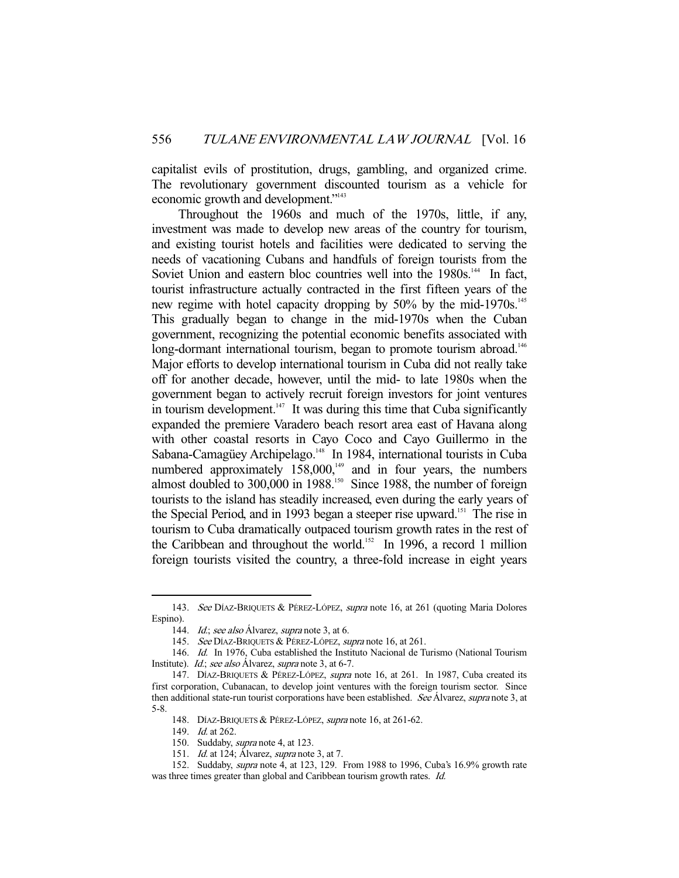capitalist evils of prostitution, drugs, gambling, and organized crime. The revolutionary government discounted tourism as a vehicle for economic growth and development."[143]

Throughout the 1960s and much of the 1970s, little, if any, investment was made to develop new areas of the country for tourism, and existing tourist hotels and facilities were dedicated to serving the needs of vacationing Cubans and handfuls of foreign tourists from the Soviet Union and eastern bloc countries well into the 1980s.[144] In fact, tourist infrastructure actually contracted in the first fifteen years of the new regime with hotel capacity dropping by 50% by the mid-1970s.[145] This gradually began to change in the mid-1970s when the Cuban government, recognizing the potential economic benefits associated with long-dormant international tourism, began to promote tourism abroad.[146] Major efforts to develop international tourism in Cuba did not really take off for another decade, however, until the mid- to late 1980s when the government began to actively recruit foreign investors for joint ventures in tourism development.[147] It was during this time that Cuba significantly expanded the premiere Varadero beach resort area east of Havana along with other coastal resorts in Cayo Coco and Cayo Guillermo in the Sabana-Camagüey Archipelago.[148] In 1984, international tourists in Cuba numbered approximately 158,000,[149] and in four years, the numbers almost doubled to 300,000 in 1988.[150] Since 1988, the number of foreign tourists to the island has steadily increased, even during the early years of the Special Period, and in 1993 began a steeper rise upward.[151] The rise in tourism to Cuba dramatically outpaced tourism growth rates in the rest of the Caribbean and throughout the world.[152] In 1996, a record 1 million foreign tourists visited the country, a three-fold increase in eight years

---

143. *See* DÍAZ-BRIQUETS & PÉREZ-LÓPEZ, *supra* note 16, at 261 (quoting Maria Dolores Espino).

144. *Id.*; *see also* Álvarez, *supra* note 3, at 6.

145. *See* DÍAZ-BRIQUETS & PÉREZ-LÓPEZ, *supra* note 16, at 261.

146. *Id.* In 1976, Cuba established the Instituto Nacional de Turismo (National Tourism Institute). *Id.*; *see also* Álvarez, *supra* note 3, at 6-7.

147. DÍAZ-BRIQUETS & PÉREZ-LÓPEZ, *supra* note 16, at 261. In 1987, Cuba created its first corporation, Cubanacan, to develop joint ventures with the foreign tourism sector. Since then additional state-run tourist corporations have been established. *See* Álvarez, *supra* note 3, at 5-8.

148. DÍAZ-BRIQUETS & PÉREZ-LÓPEZ, *supra* note 16, at 261-62.

149. *Id.* at 262.

150. Suddaby, *supra* note 4, at 123.

151. *Id.* at 124; Álvarez, *supra* note 3, at 7.

152. Suddaby, *supra* note 4, at 123, 129. From 1988 to 1996, Cuba's 16.9% growth rate was three times greater than global and Caribbean tourism growth rates. *Id.*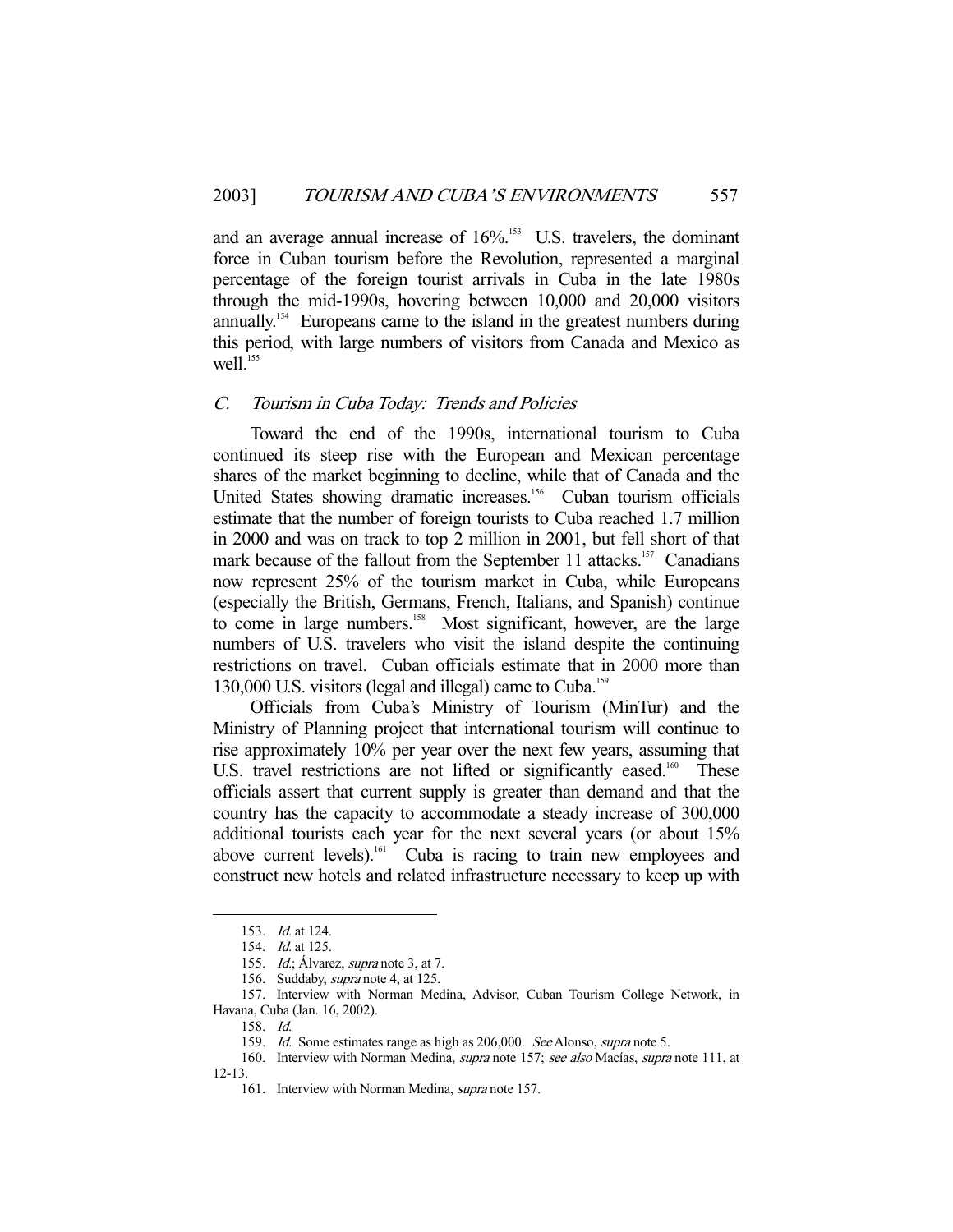and an average annual increase of 16%.[153] U.S. travelers, the dominant force in Cuban tourism before the Revolution, represented a marginal percentage of the foreign tourist arrivals in Cuba in the late 1980s through the mid-1990s, hovering between 10,000 and 20,000 visitors annually.[154] Europeans came to the island in the greatest numbers during this period, with large numbers of visitors from Canada and Mexico as well.[155]

### C. *Tourism in Cuba Today: Trends and Policies*

Toward the end of the 1990s, international tourism to Cuba continued its steep rise with the European and Mexican percentage shares of the market beginning to decline, while that of Canada and the United States showing dramatic increases.[156] Cuban tourism officials estimate that the number of foreign tourists to Cuba reached 1.7 million in 2000 and was on track to top 2 million in 2001, but fell short of that mark because of the fallout from the September 11 attacks.[157] Canadians now represent 25% of the tourism market in Cuba, while Europeans (especially the British, Germans, French, Italians, and Spanish) continue to come in large numbers.[158] Most significant, however, are the large numbers of U.S. travelers who visit the island despite the continuing restrictions on travel. Cuban officials estimate that in 2000 more than 130,000 U.S. visitors (legal and illegal) came to Cuba.[159]

Officials from Cuba's Ministry of Tourism (MinTur) and the Ministry of Planning project that international tourism will continue to rise approximately 10% per year over the next few years, assuming that U.S. travel restrictions are not lifted or significantly eased.[160] These officials assert that current supply is greater than demand and that the country has the capacity to accommodate a steady increase of 300,000 additional tourists each year for the next several years (or about 15% above current levels).[161] Cuba is racing to train new employees and construct new hotels and related infrastructure necessary to keep up with

---

153. *Id.* at 124.

154. *Id.* at 125.

155. *Id.*; Álvarez, *supra* note 3, at 7.

156. Suddaby, *supra* note 4, at 125.

157. Interview with Norman Medina, Advisor, Cuban Tourism College Network, in Havana, Cuba (Jan. 16, 2002).

158. *Id.*

159. *Id.* Some estimates range as high as 206,000. *See* Alonso, *supra* note 5.

160. Interview with Norman Medina, *supra* note 157; *see also* Macías, *supra* note 111, at 12-13.

161. Interview with Norman Medina, *supra* note 157.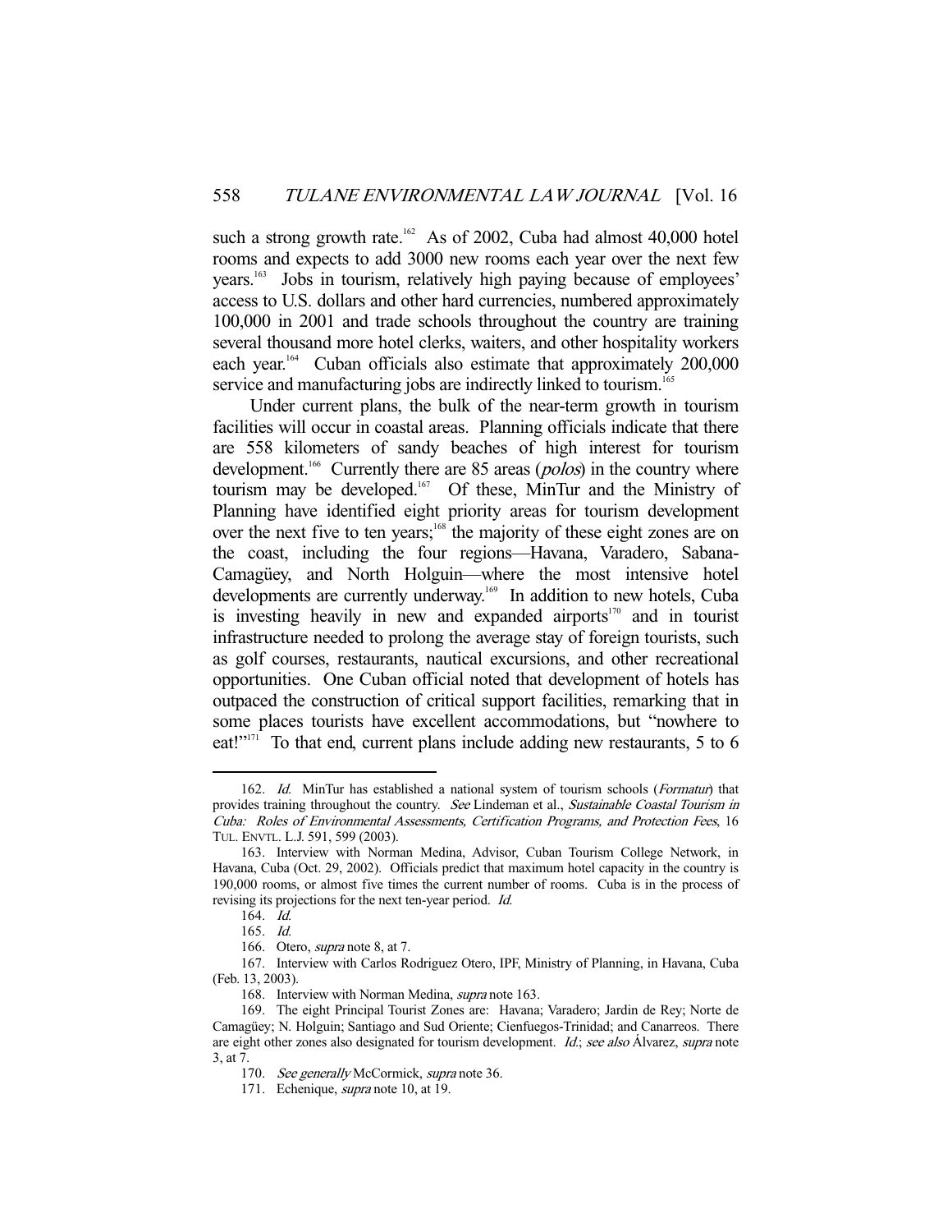such a strong growth rate.[162] As of 2002, Cuba had almost 40,000 hotel rooms and expects to add 3000 new rooms each year over the next few years.[163] Jobs in tourism, relatively high paying because of employees' access to U.S. dollars and other hard currencies, numbered approximately 100,000 in 2001 and trade schools throughout the country are training several thousand more hotel clerks, waiters, and other hospitality workers each year.[164] Cuban officials also estimate that approximately 200,000 service and manufacturing jobs are indirectly linked to tourism.[165]

Under current plans, the bulk of the near-term growth in tourism facilities will occur in coastal areas. Planning officials indicate that there are 558 kilometers of sandy beaches of high interest for tourism development.[166] Currently there are 85 areas (*polos*) in the country where tourism may be developed.[167] Of these, MinTur and the Ministry of Planning have identified eight priority areas for tourism development over the next five to ten years;[168] the majority of these eight zones are on the coast, including the four regions—Havana, Varadero, Sabana-Camagüey, and North Holguin—where the most intensive hotel developments are currently underway.[169] In addition to new hotels, Cuba is investing heavily in new and expanded airports[170] and in tourist infrastructure needed to prolong the average stay of foreign tourists, such as golf courses, restaurants, nautical excursions, and other recreational opportunities. One Cuban official noted that development of hotels has outpaced the construction of critical support facilities, remarking that in some places tourists have excellent accommodations, but "nowhere to eat!"[171] To that end, current plans include adding new restaurants, 5 to 6

---

162. *Id.* MinTur has established a national system of tourism schools (*Formatur*) that provides training throughout the country. *See* Lindeman et al., *Sustainable Coastal Tourism in Cuba: Roles of Environmental Assessments, Certification Programs, and Protection Fees*, 16 TUL. ENVTL. L.J. 591, 599 (2003).

163. Interview with Norman Medina, Advisor, Cuban Tourism College Network, in Havana, Cuba (Oct. 29, 2002). Officials predict that maximum hotel capacity in the country is 190,000 rooms, or almost five times the current number of rooms. Cuba is in the process of revising its projections for the next ten-year period. *Id.*

164. *Id.*

165. *Id.*

166. Otero, *supra* note 8, at 7.

167. Interview with Carlos Rodriguez Otero, IPF, Ministry of Planning, in Havana, Cuba (Feb. 13, 2003).

168. Interview with Norman Medina, *supra* note 163.

169. The eight Principal Tourist Zones are: Havana; Varadero; Jardin de Rey; Norte de Camagüey; N. Holguin; Santiago and Sud Oriente; Cienfuegos-Trinidad; and Canarreos. There are eight other zones also designated for tourism development. *Id.*; *see also* Álvarez, *supra* note 3, at 7.

170. *See generally* McCormick, *supra* note 36.

171. Echenique, *supra* note 10, at 19.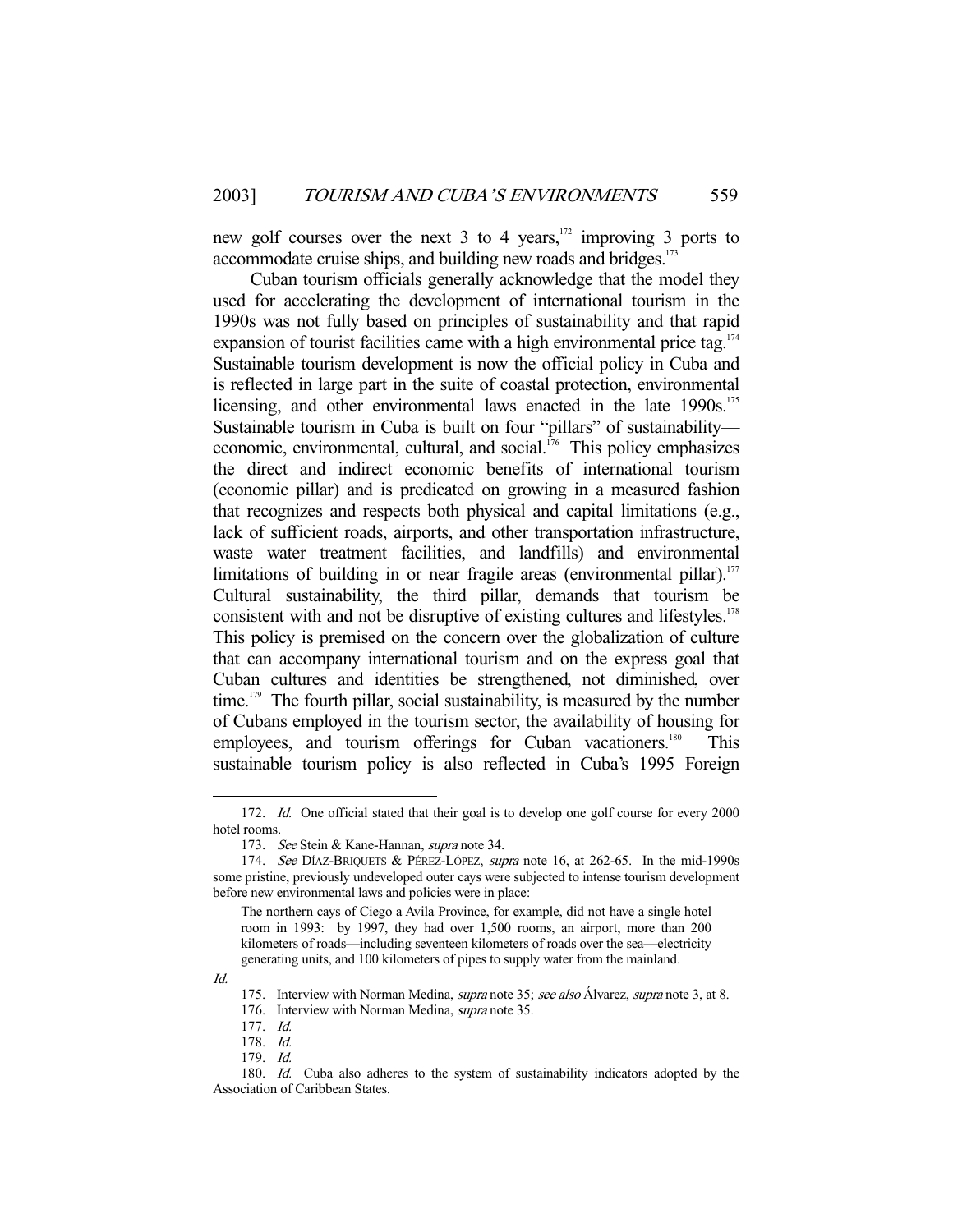new golf courses over the next 3 to 4 years,[172] improving 3 ports to accommodate cruise ships, and building new roads and bridges.[173]

Cuban tourism officials generally acknowledge that the model they used for accelerating the development of international tourism in the 1990s was not fully based on principles of sustainability and that rapid expansion of tourist facilities came with a high environmental price tag.[174] Sustainable tourism development is now the official policy in Cuba and is reflected in large part in the suite of coastal protection, environmental licensing, and other environmental laws enacted in the late 1990s.[175] Sustainable tourism in Cuba is built on four "pillars" of sustainability—economic, environmental, cultural, and social.[176] This policy emphasizes the direct and indirect economic benefits of international tourism (economic pillar) and is predicated on growing in a measured fashion that recognizes and respects both physical and capital limitations (e.g., lack of sufficient roads, airports, and other transportation infrastructure, waste water treatment facilities, and landfills) and environmental limitations of building in or near fragile areas (environmental pillar).[177] Cultural sustainability, the third pillar, demands that tourism be consistent with and not be disruptive of existing cultures and lifestyles.[178] This policy is premised on the concern over the globalization of culture that can accompany international tourism and on the express goal that Cuban cultures and identities be strengthened, not diminished, over time.[179] The fourth pillar, social sustainability, is measured by the number of Cubans employed in the tourism sector, the availability of housing for employees, and tourism offerings for Cuban vacationers.[180] This sustainable tourism policy is also reflected in Cuba's 1995 Foreign

---

172. *Id.* One official stated that their goal is to develop one golf course for every 2000 hotel rooms.

173. *See* Stein & Kane-Hannan, *supra* note 34.

174. *See* DÍAZ-BRIQUETS & PÉREZ-LÓPEZ, *supra* note 16, at 262-65. In the mid-1990s some pristine, previously undeveloped outer cays were subjected to intense tourism development before new environmental laws and policies were in place:

> The northern cays of Ciego a Avila Province, for example, did not have a single hotel room in 1993: by 1997, they had over 1,500 rooms, an airport, more than 200 kilometers of roads—including seventeen kilometers of roads over the sea—electricity generating units, and 100 kilometers of pipes to supply water from the mainland.

*Id.*

175. Interview with Norman Medina, *supra* note 35; *see also* Álvarez, *supra* note 3, at 8.

176. Interview with Norman Medina, *supra* note 35.

177. *Id.*

178. *Id.*

179. *Id.*

180. *Id.* Cuba also adheres to the system of sustainability indicators adopted by the Association of Caribbean States.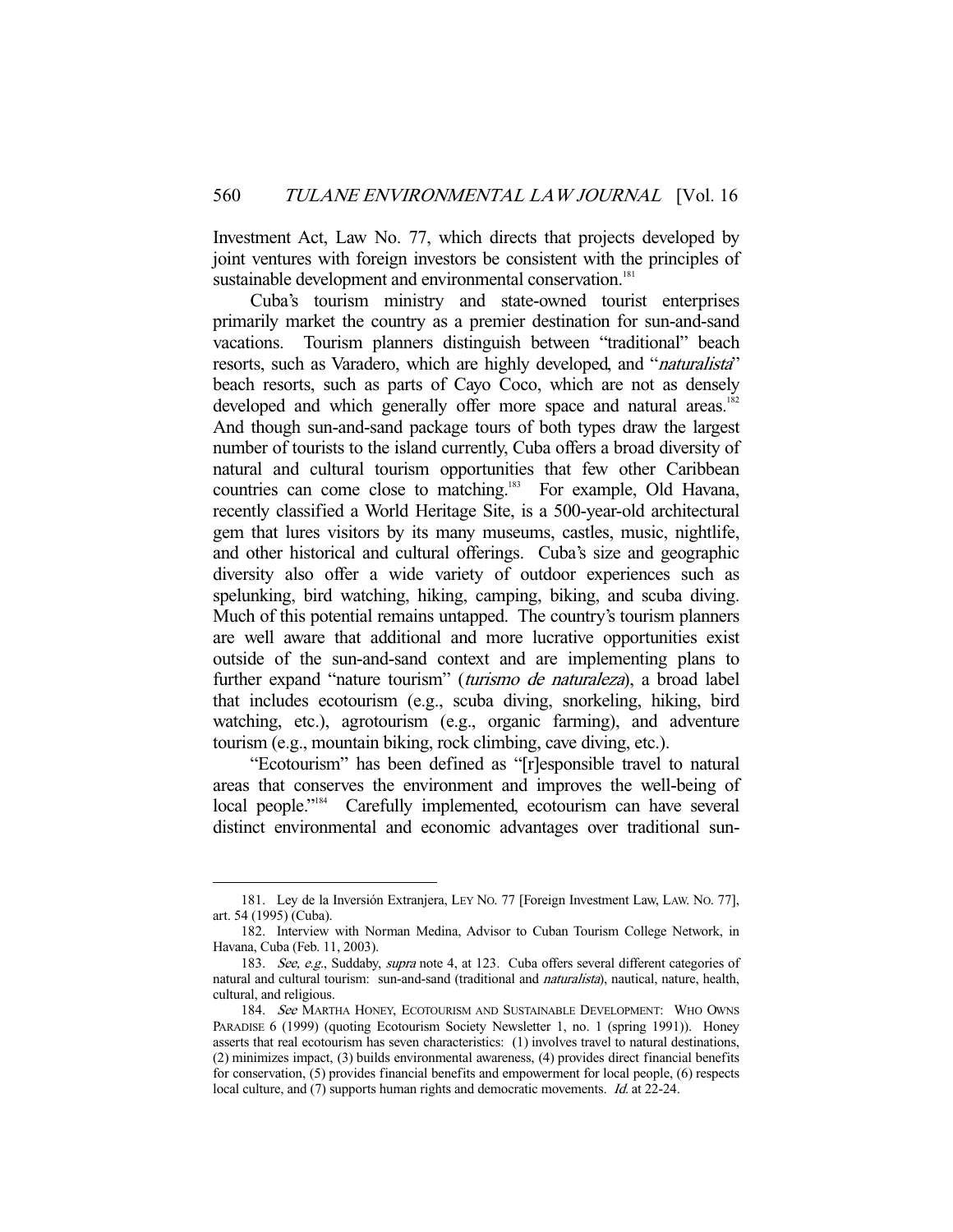Investment Act, Law No. 77, which directs that projects developed by joint ventures with foreign investors be consistent with the principles of sustainable development and environmental conservation.[181]

Cuba's tourism ministry and state-owned tourist enterprises primarily market the country as a premier destination for sun-and-sand vacations. Tourism planners distinguish between "traditional" beach resorts, such as Varadero, which are highly developed, and "*naturalista*" beach resorts, such as parts of Cayo Coco, which are not as densely developed and which generally offer more space and natural areas.[182] And though sun-and-sand package tours of both types draw the largest number of tourists to the island currently, Cuba offers a broad diversity of natural and cultural tourism opportunities that few other Caribbean countries can come close to matching.[183] For example, Old Havana, recently classified a World Heritage Site, is a 500-year-old architectural gem that lures visitors by its many museums, castles, music, nightlife, and other historical and cultural offerings. Cuba's size and geographic diversity also offer a wide variety of outdoor experiences such as spelunking, bird watching, hiking, camping, biking, and scuba diving. Much of this potential remains untapped. The country's tourism planners are well aware that additional and more lucrative opportunities exist outside of the sun-and-sand context and are implementing plans to further expand "nature tourism" (*turismo de naturaleza*), a broad label that includes ecotourism (e.g., scuba diving, snorkeling, hiking, bird watching, etc.), agrotourism (e.g., organic farming), and adventure tourism (e.g., mountain biking, rock climbing, cave diving, etc.).

"Ecotourism" has been defined as "[r]esponsible travel to natural areas that conserves the environment and improves the well-being of local people."[184] Carefully implemented, ecotourism can have several distinct environmental and economic advantages over traditional sun-

---

181. Ley de la Inversión Extranjera, LEY NO. 77 [Foreign Investment Law, LAW. NO. 77], art. 54 (1995) (Cuba).

182. Interview with Norman Medina, Advisor to Cuban Tourism College Network, in Havana, Cuba (Feb. 11, 2003).

183. *See, e.g.*, Suddaby, *supra* note 4, at 123. Cuba offers several different categories of natural and cultural tourism: sun-and-sand (traditional and *naturalista*), nautical, nature, health, cultural, and religious.

184. *See* MARTHA HONEY, ECOTOURISM AND SUSTAINABLE DEVELOPMENT: WHO OWNS PARADISE 6 (1999) (quoting Ecotourism Society Newsletter 1, no. 1 (spring 1991)). Honey asserts that real ecotourism has seven characteristics: (1) involves travel to natural destinations, (2) minimizes impact, (3) builds environmental awareness, (4) provides direct financial benefits for conservation, (5) provides financial benefits and empowerment for local people, (6) respects local culture, and (7) supports human rights and democratic movements. *Id.* at 22-24.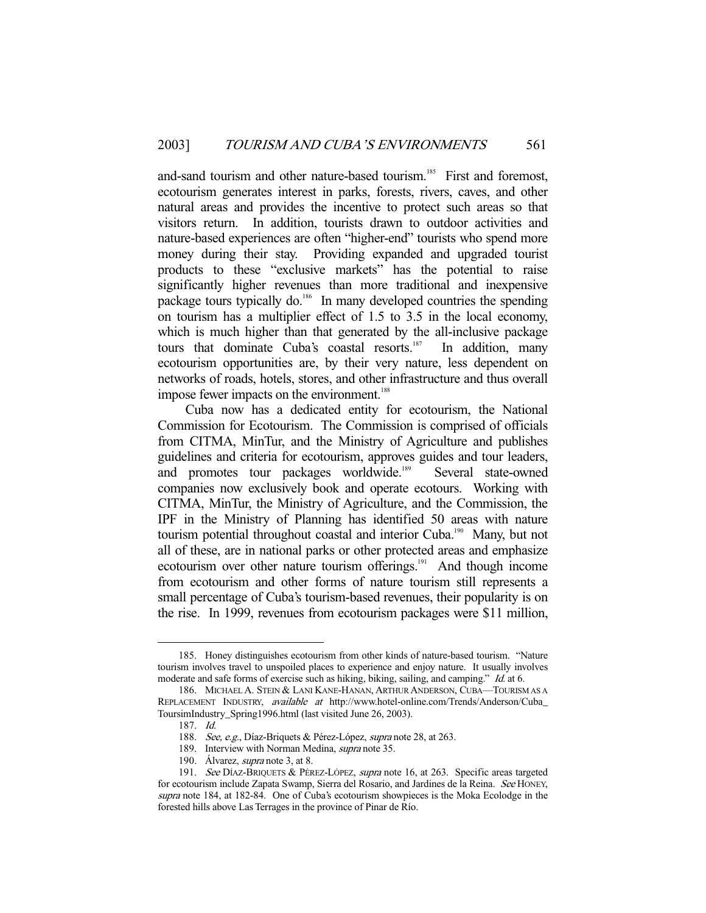and-sand tourism and other nature-based tourism.[185] First and foremost, ecotourism generates interest in parks, forests, rivers, caves, and other natural areas and provides the incentive to protect such areas so that visitors return. In addition, tourists drawn to outdoor activities and nature-based experiences are often "higher-end" tourists who spend more money during their stay. Providing expanded and upgraded tourist products to these "exclusive markets" has the potential to raise significantly higher revenues than more traditional and inexpensive package tours typically do.[186] In many developed countries the spending on tourism has a multiplier effect of 1.5 to 3.5 in the local economy, which is much higher than that generated by the all-inclusive package tours that dominate Cuba's coastal resorts.[187] In addition, many ecotourism opportunities are, by their very nature, less dependent on networks of roads, hotels, stores, and other infrastructure and thus overall impose fewer impacts on the environment.[188]

Cuba now has a dedicated entity for ecotourism, the National Commission for Ecotourism. The Commission is comprised of officials from CITMA, MinTur, and the Ministry of Agriculture and publishes guidelines and criteria for ecotourism, approves guides and tour leaders, and promotes tour packages worldwide.[189] Several state-owned companies now exclusively book and operate ecotours. Working with CITMA, MinTur, the Ministry of Agriculture, and the Commission, the IPF in the Ministry of Planning has identified 50 areas with nature tourism potential throughout coastal and interior Cuba.[190] Many, but not all of these, are in national parks or other protected areas and emphasize ecotourism over other nature tourism offerings.[191] And though income from ecotourism and other forms of nature tourism still represents a small percentage of Cuba's tourism-based revenues, their popularity is on the rise. In 1999, revenues from ecotourism packages were $11 million,

---

185. Honey distinguishes ecotourism from other kinds of nature-based tourism. "Nature tourism involves travel to unspoiled places to experience and enjoy nature. It usually involves moderate and safe forms of exercise such as hiking, biking, sailing, and camping." *Id.* at 6.

186. MICHAEL A. STEIN & LANI KANE-HANAN, ARTHUR ANDERSON, CUBA—TOURISM AS A REPLACEMENT INDUSTRY, *available at* http://www.hotel-online.com/Trends/Anderson/Cuba_ToursimIndustry_Spring1996.html (last visited June 26, 2003).

187. *Id.*

188. *See, e.g.*, Díaz-Briquets & Pérez-López, *supra* note 28, at 263.

189. Interview with Norman Medina, *supra* note 35.

190. Álvarez, *supra* note 3, at 8.

191. *See* DÍAZ-BRIQUETS & PÉREZ-LÓPEZ, *supra* note 16, at 263. Specific areas targeted for ecotourism include Zapata Swamp, Sierra del Rosario, and Jardines de la Reina. *See* HONEY, *supra* note 184, at 182-84. One of Cuba's ecotourism showpieces is the Moka Ecolodge in the forested hills above Las Terrages in the province of Pinar de Río.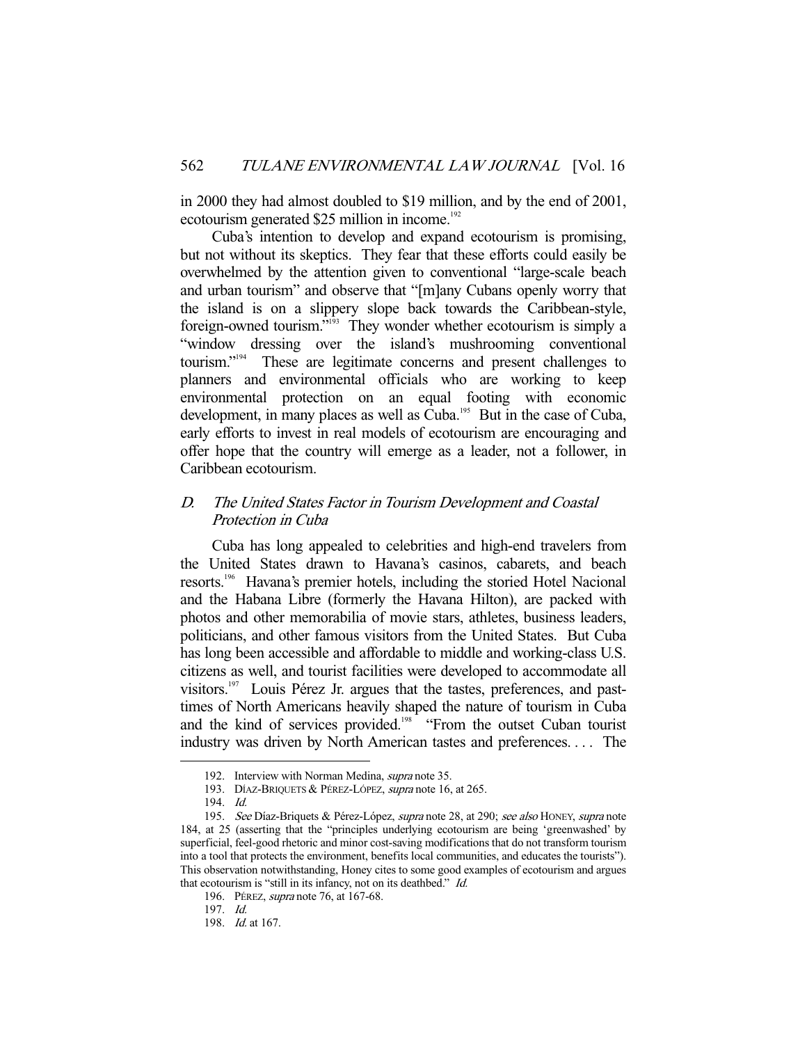in 2000 they had almost doubled to $19 million, and by the end of 2001, ecotourism generated $25 million in income.[192]

Cuba's intention to develop and expand ecotourism is promising, but not without its skeptics. They fear that these efforts could easily be overwhelmed by the attention given to conventional "large-scale beach and urban tourism" and observe that "[m]any Cubans openly worry that the island is on a slippery slope back towards the Caribbean-style, foreign-owned tourism."[193] They wonder whether ecotourism is simply a "window dressing over the island's mushrooming conventional tourism."[194] These are legitimate concerns and present challenges to planners and environmental officials who are working to keep environmental protection on an equal footing with economic development, in many places as well as Cuba.[195] But in the case of Cuba, early efforts to invest in real models of ecotourism are encouraging and offer hope that the country will emerge as a leader, not a follower, in Caribbean ecotourism.

### D. *The United States Factor in Tourism Development and Coastal Protection in Cuba*

Cuba has long appealed to celebrities and high-end travelers from the United States drawn to Havana's casinos, cabarets, and beach resorts.[196] Havana's premier hotels, including the storied Hotel Nacional and the Habana Libre (formerly the Havana Hilton), are packed with photos and other memorabilia of movie stars, athletes, business leaders, politicians, and other famous visitors from the United States. But Cuba has long been accessible and affordable to middle and working-class U.S. citizens as well, and tourist facilities were developed to accommodate all visitors.[197] Louis Pérez Jr. argues that the tastes, preferences, and pastimes of North Americans heavily shaped the nature of tourism in Cuba and the kind of services provided.[198] "From the outset Cuban tourist industry was driven by North American tastes and preferences. . . . The

---

192. Interview with Norman Medina, *supra* note 35.

193. DÍAZ-BRIQUETS & PÉREZ-LÓPEZ, *supra* note 16, at 265.

194. *Id.*

195. *See* Díaz-Briquets & Pérez-López, *supra* note 28, at 290; *see also* HONEY, *supra* note 184, at 25 (asserting that the "principles underlying ecotourism are being 'greenwashed' by superficial, feel-good rhetoric and minor cost-saving modifications that do not transform tourism into a tool that protects the environment, benefits local communities, and educates the tourists"). This observation notwithstanding, Honey cites to some good examples of ecotourism and argues that ecotourism is "still in its infancy, not on its deathbed." *Id.*

196. PÉREZ, *supra* note 76, at 167-68.

197. *Id.*

198. *Id.* at 167.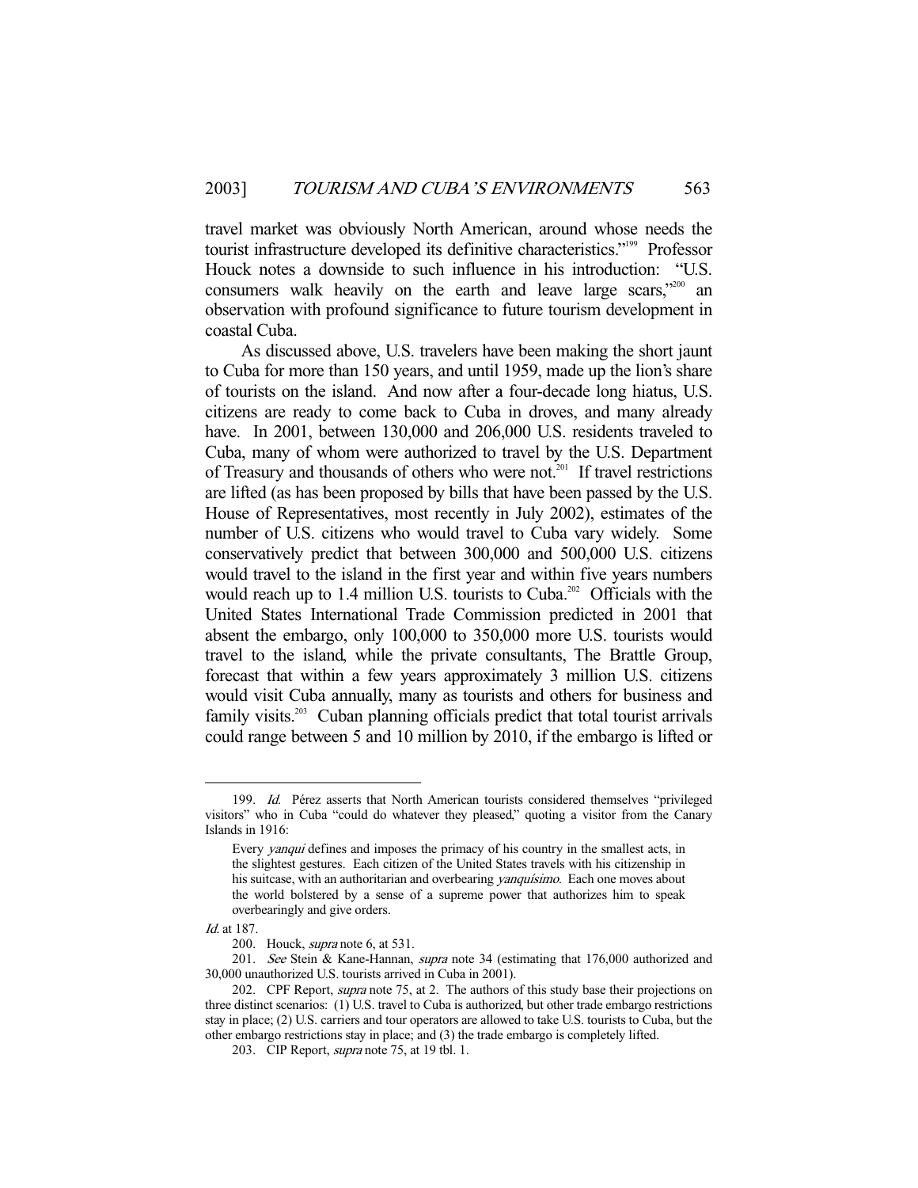travel market was obviously North American, around whose needs the tourist infrastructure developed its definitive characteristics."[199] Professor Houck notes a downside to such influence in his introduction: "U.S. consumers walk heavily on the earth and leave large scars,"[200] an observation with profound significance to future tourism development in coastal Cuba.

As discussed above, U.S. travelers have been making the short jaunt to Cuba for more than 150 years, and until 1959, made up the lion's share of tourists on the island. And now after a four-decade long hiatus, U.S. citizens are ready to come back to Cuba in droves, and many already have. In 2001, between 130,000 and 206,000 U.S. residents traveled to Cuba, many of whom were authorized to travel by the U.S. Department of Treasury and thousands of others who were not.[201] If travel restrictions are lifted (as has been proposed by bills that have been passed by the U.S. House of Representatives, most recently in July 2002), estimates of the number of U.S. citizens who would travel to Cuba vary widely. Some conservatively predict that between 300,000 and 500,000 U.S. citizens would travel to the island in the first year and within five years numbers would reach up to 1.4 million U.S. tourists to Cuba.[202] Officials with the United States International Trade Commission predicted in 2001 that absent the embargo, only 100,000 to 350,000 more U.S. tourists would travel to the island, while the private consultants, The Brattle Group, forecast that within a few years approximately 3 million U.S. citizens would visit Cuba annually, many as tourists and others for business and family visits.[203] Cuban planning officials predict that total tourist arrivals could range between 5 and 10 million by 2010, if the embargo is lifted or

---

199. *Id.* Pérez asserts that North American tourists considered themselves "privileged visitors" who in Cuba "could do whatever they pleased," quoting a visitor from the Canary Islands in 1916:

> Every *yanqui* defines and imposes the primacy of his country in the smallest acts, in the slightest gestures. Each citizen of the United States travels with his citizenship in his suitcase, with an authoritarian and overbearing *yanquísimo*. Each one moves about the world bolstered by a sense of a supreme power that authorizes him to speak overbearingly and give orders.

*Id.* at 187.

200. Houck, *supra* note 6, at 531.

201. *See* Stein & Kane-Hannan, *supra* note 34 (estimating that 176,000 authorized and 30,000 unauthorized U.S. tourists arrived in Cuba in 2001).

202. CPF Report, *supra* note 75, at 2. The authors of this study base their projections on three distinct scenarios: (1) U.S. travel to Cuba is authorized, but other trade embargo restrictions stay in place; (2) U.S. carriers and tour operators are allowed to take U.S. tourists to Cuba, but the other embargo restrictions stay in place; and (3) the trade embargo is completely lifted.

203. CIP Report, *supra* note 75, at 19 tbl. 1.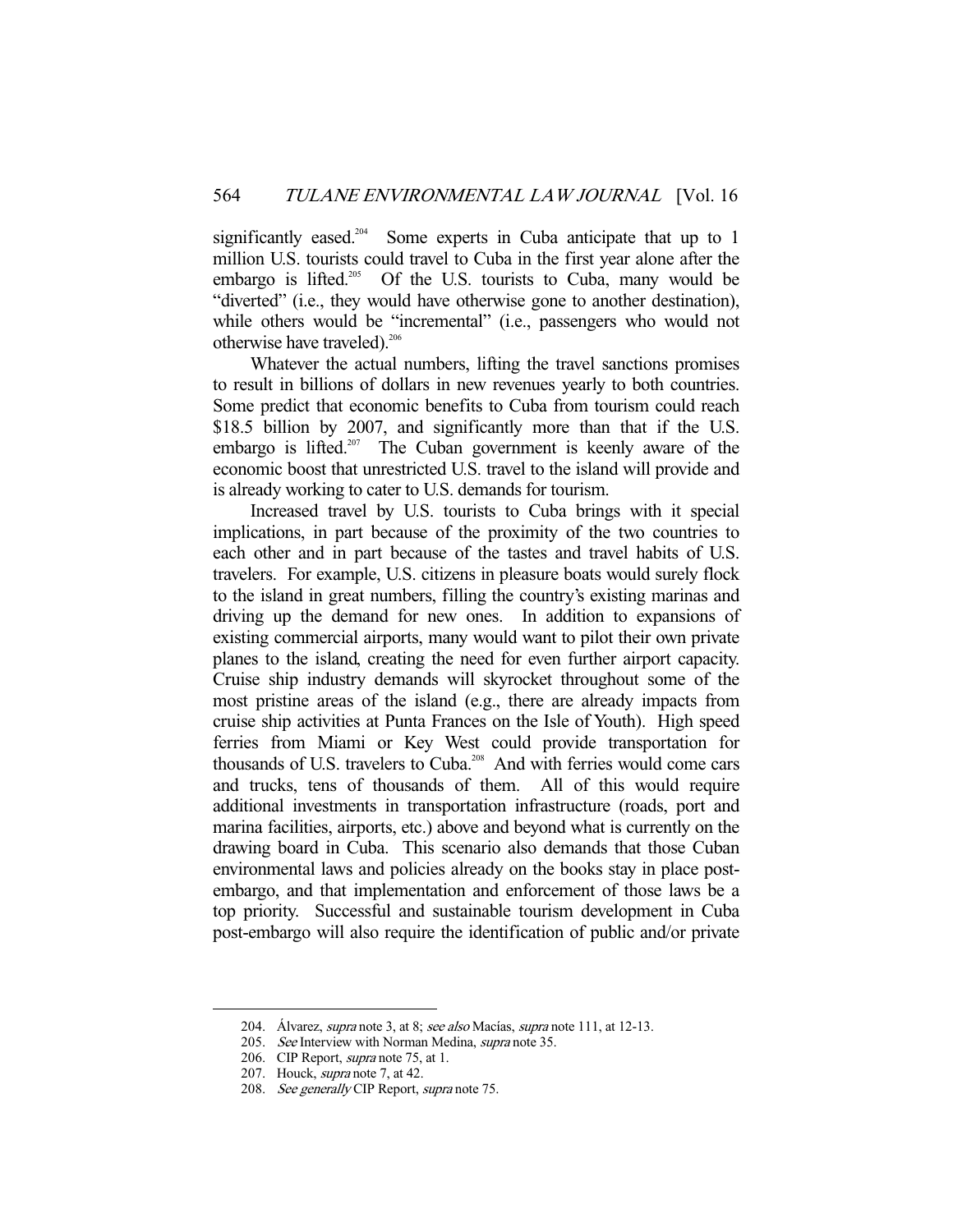significantly eased.[204] Some experts in Cuba anticipate that up to 1 million U.S. tourists could travel to Cuba in the first year alone after the embargo is lifted.[205] Of the U.S. tourists to Cuba, many would be "diverted" (i.e., they would have otherwise gone to another destination), while others would be "incremental" (i.e., passengers who would not otherwise have traveled).[206]

Whatever the actual numbers, lifting the travel sanctions promises to result in billions of dollars in new revenues yearly to both countries. Some predict that economic benefits to Cuba from tourism could reach \$18.5 billion by 2007, and significantly more than that if the U.S. embargo is lifted.[207] The Cuban government is keenly aware of the economic boost that unrestricted U.S. travel to the island will provide and is already working to cater to U.S. demands for tourism.

Increased travel by U.S. tourists to Cuba brings with it special implications, in part because of the proximity of the two countries to each other and in part because of the tastes and travel habits of U.S. travelers. For example, U.S. citizens in pleasure boats would surely flock to the island in great numbers, filling the country's existing marinas and driving up the demand for new ones. In addition to expansions of existing commercial airports, many would want to pilot their own private planes to the island, creating the need for even further airport capacity. Cruise ship industry demands will skyrocket throughout some of the most pristine areas of the island (e.g., there are already impacts from cruise ship activities at Punta Frances on the Isle of Youth). High speed ferries from Miami or Key West could provide transportation for thousands of U.S. travelers to Cuba.[208] And with ferries would come cars and trucks, tens of thousands of them. All of this would require additional investments in transportation infrastructure (roads, port and marina facilities, airports, etc.) above and beyond what is currently on the drawing board in Cuba. This scenario also demands that those Cuban environmental laws and policies already on the books stay in place post-embargo, and that implementation and enforcement of those laws be a top priority. Successful and sustainable tourism development in Cuba post-embargo will also require the identification of public and/or private

---

204. Álvarez, *supra* note 3, at 8; *see also* Macías, *supra* note 111, at 12-13.

205. *See* Interview with Norman Medina, *supra* note 35.

206. CIP Report, *supra* note 75, at 1.

207. Houck, *supra* note 7, at 42.

208. *See generally* CIP Report, *supra* note 75.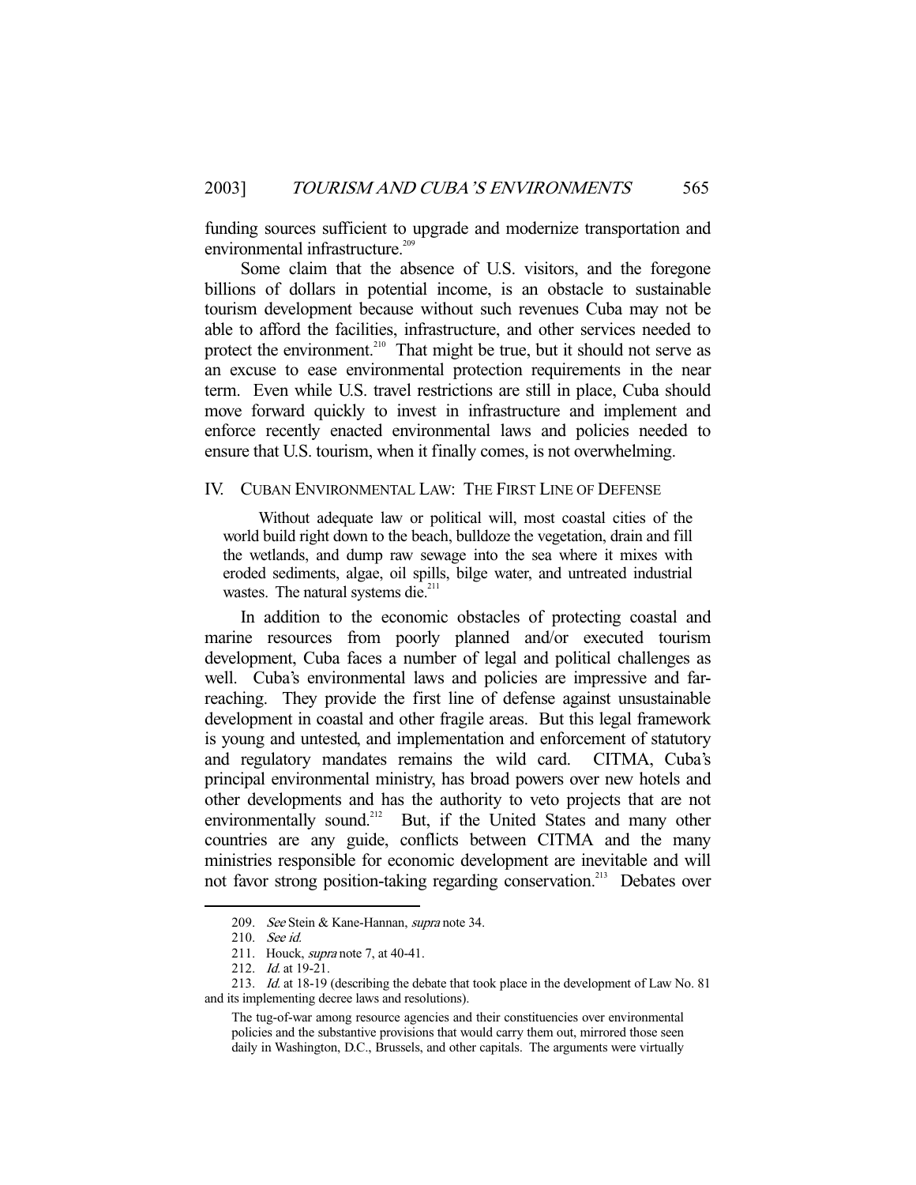funding sources sufficient to upgrade and modernize transportation and environmental infrastructure.[209]

Some claim that the absence of U.S. visitors, and the foregone billions of dollars in potential income, is an obstacle to sustainable tourism development because without such revenues Cuba may not be able to afford the facilities, infrastructure, and other services needed to protect the environment.[210] That might be true, but it should not serve as an excuse to ease environmental protection requirements in the near term. Even while U.S. travel restrictions are still in place, Cuba should move forward quickly to invest in infrastructure and implement and enforce recently enacted environmental laws and policies needed to ensure that U.S. tourism, when it finally comes, is not overwhelming.

## IV. CUBAN ENVIRONMENTAL LAW: THE FIRST LINE OF DEFENSE

> Without adequate law or political will, most coastal cities of the world build right down to the beach, bulldoze the vegetation, drain and fill the wetlands, and dump raw sewage into the sea where it mixes with eroded sediments, algae, oil spills, bilge water, and untreated industrial wastes. The natural systems die.[211]

In addition to the economic obstacles of protecting coastal and marine resources from poorly planned and/or executed tourism development, Cuba faces a number of legal and political challenges as well. Cuba's environmental laws and policies are impressive and far-reaching. They provide the first line of defense against unsustainable development in coastal and other fragile areas. But this legal framework is young and untested, and implementation and enforcement of statutory and regulatory mandates remains the wild card. CITMA, Cuba's principal environmental ministry, has broad powers over new hotels and other developments and has the authority to veto projects that are not environmentally sound.[212] But, if the United States and many other countries are any guide, conflicts between CITMA and the many ministries responsible for economic development are inevitable and will not favor strong position-taking regarding conservation.[213] Debates over

---

209. *See* Stein & Kane-Hannan, *supra* note 34.

210. *See id.*

211. Houck, *supra* note 7, at 40-41.

212. *Id.* at 19-21.

213. *Id.* at 18-19 (describing the debate that took place in the development of Law No. 81 and its implementing decree laws and resolutions).

> The tug-of-war among resource agencies and their constituencies over environmental policies and the substantive provisions that would carry them out, mirrored those seen daily in Washington, D.C., Brussels, and other capitals. The arguments were virtually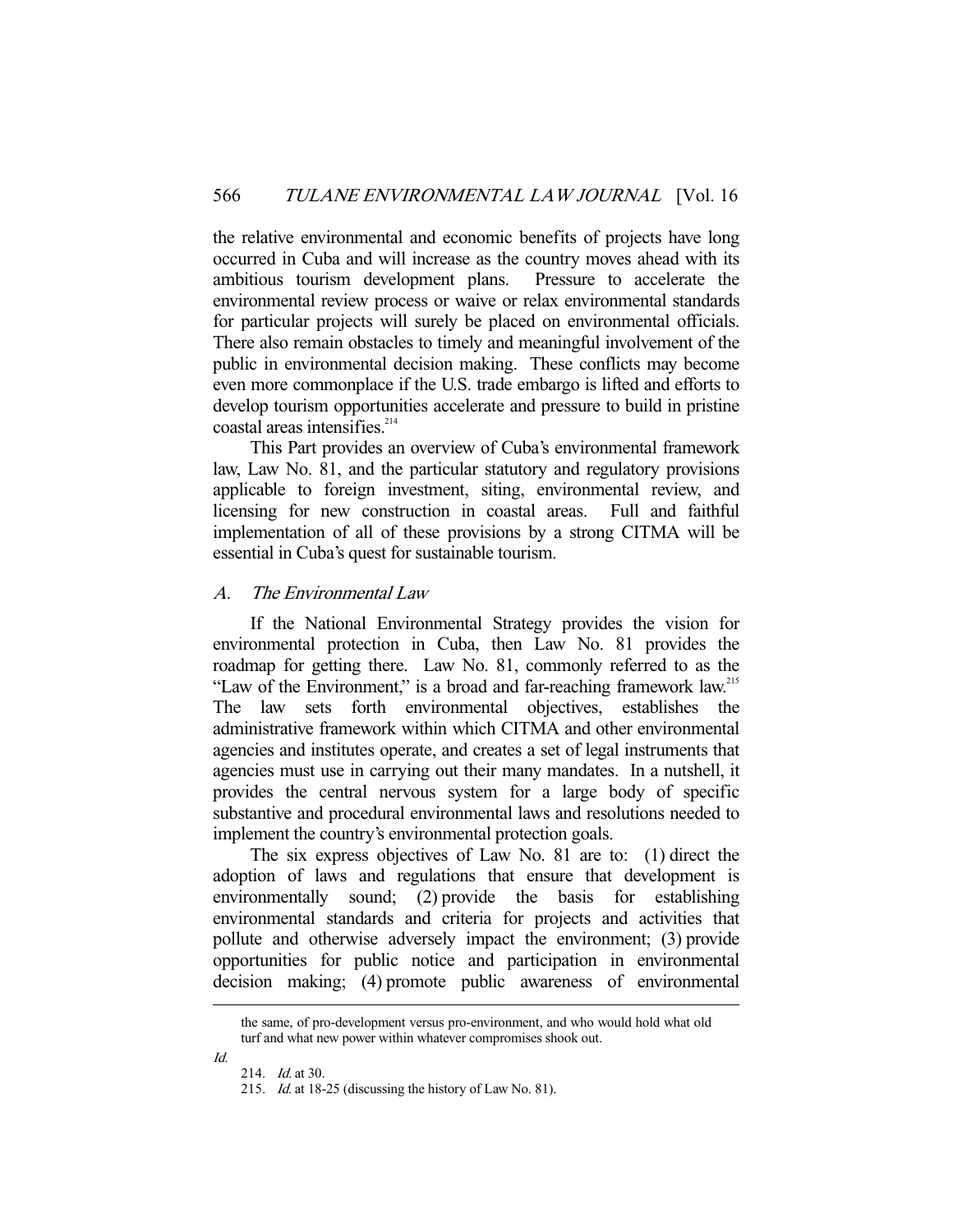the relative environmental and economic benefits of projects have long occurred in Cuba and will increase as the country moves ahead with its ambitious tourism development plans. Pressure to accelerate the environmental review process or waive or relax environmental standards for particular projects will surely be placed on environmental officials. There also remain obstacles to timely and meaningful involvement of the public in environmental decision making. These conflicts may become even more commonplace if the U.S. trade embargo is lifted and efforts to develop tourism opportunities accelerate and pressure to build in pristine coastal areas intensifies.[214]

This Part provides an overview of Cuba's environmental framework law, Law No. 81, and the particular statutory and regulatory provisions applicable to foreign investment, siting, environmental review, and licensing for new construction in coastal areas. Full and faithful implementation of all of these provisions by a strong CITMA will be essential in Cuba's quest for sustainable tourism.

### *A. The Environmental Law*

If the National Environmental Strategy provides the vision for environmental protection in Cuba, then Law No. 81 provides the roadmap for getting there. Law No. 81, commonly referred to as the "Law of the Environment," is a broad and far-reaching framework law.[215] The law sets forth environmental objectives, establishes the administrative framework within which CITMA and other environmental agencies and institutes operate, and creates a set of legal instruments that agencies must use in carrying out their many mandates. In a nutshell, it provides the central nervous system for a large body of specific substantive and procedural environmental laws and resolutions needed to implement the country's environmental protection goals.

The six express objectives of Law No. 81 are to: (1) direct the adoption of laws and regulations that ensure that development is environmentally sound; (2) provide the basis for establishing environmental standards and criteria for projects and activities that pollute and otherwise adversely impact the environment; (3) provide opportunities for public notice and participation in environmental decision making; (4) promote public awareness of environmental

---

the same, of pro-development versus pro-environment, and who would hold what old turf and what new power within whatever compromises shook out.

*Id.*

214. *Id.* at 30.

215. *Id.* at 18-25 (discussing the history of Law No. 81).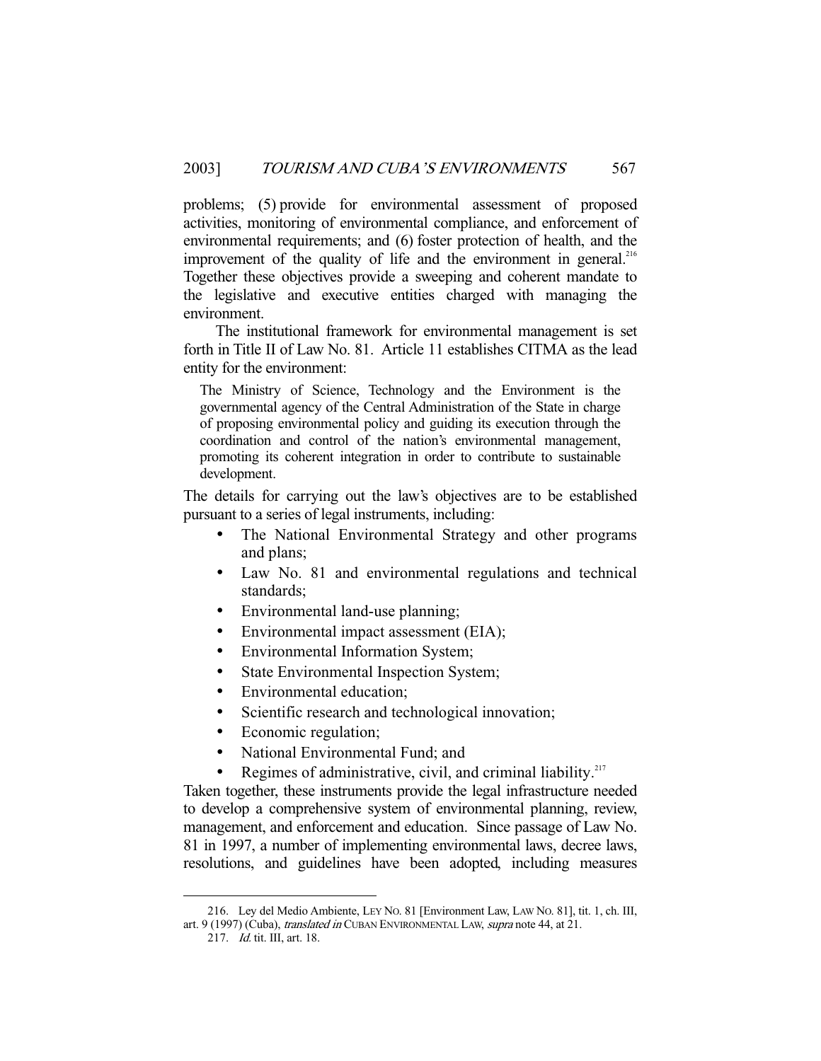problems; (5) provide for environmental assessment of proposed activities, monitoring of environmental compliance, and enforcement of environmental requirements; and (6) foster protection of health, and the improvement of the quality of life and the environment in general.[216] Together these objectives provide a sweeping and coherent mandate to the legislative and executive entities charged with managing the environment.

The institutional framework for environmental management is set forth in Title II of Law No. 81. Article 11 establishes CITMA as the lead entity for the environment:

> The Ministry of Science, Technology and the Environment is the governmental agency of the Central Administration of the State in charge of proposing environmental policy and guiding its execution through the coordination and control of the nation's environmental management, promoting its coherent integration in order to contribute to sustainable development.

The details for carrying out the law's objectives are to be established pursuant to a series of legal instruments, including:

- The National Environmental Strategy and other programs and plans;
- Law No. 81 and environmental regulations and technical standards;
- Environmental land-use planning;
- Environmental impact assessment (EIA);
- Environmental Information System;
- State Environmental Inspection System;
- Environmental education;
- Scientific research and technological innovation;
- Economic regulation;
- National Environmental Fund; and
- Regimes of administrative, civil, and criminal liability.[217]

Taken together, these instruments provide the legal infrastructure needed to develop a comprehensive system of environmental planning, review, management, and enforcement and education. Since passage of Law No. 81 in 1997, a number of implementing environmental laws, decree laws, resolutions, and guidelines have been adopted, including measures

---

216. Ley del Medio Ambiente, LEY NO. 81 [Environment Law, LAW NO. 81], tit. 1, ch. III, art. 9 (1997) (Cuba), *translated in* CUBAN ENVIRONMENTAL LAW, *supra* note 44, at 21.

217. *Id.* tit. III, art. 18.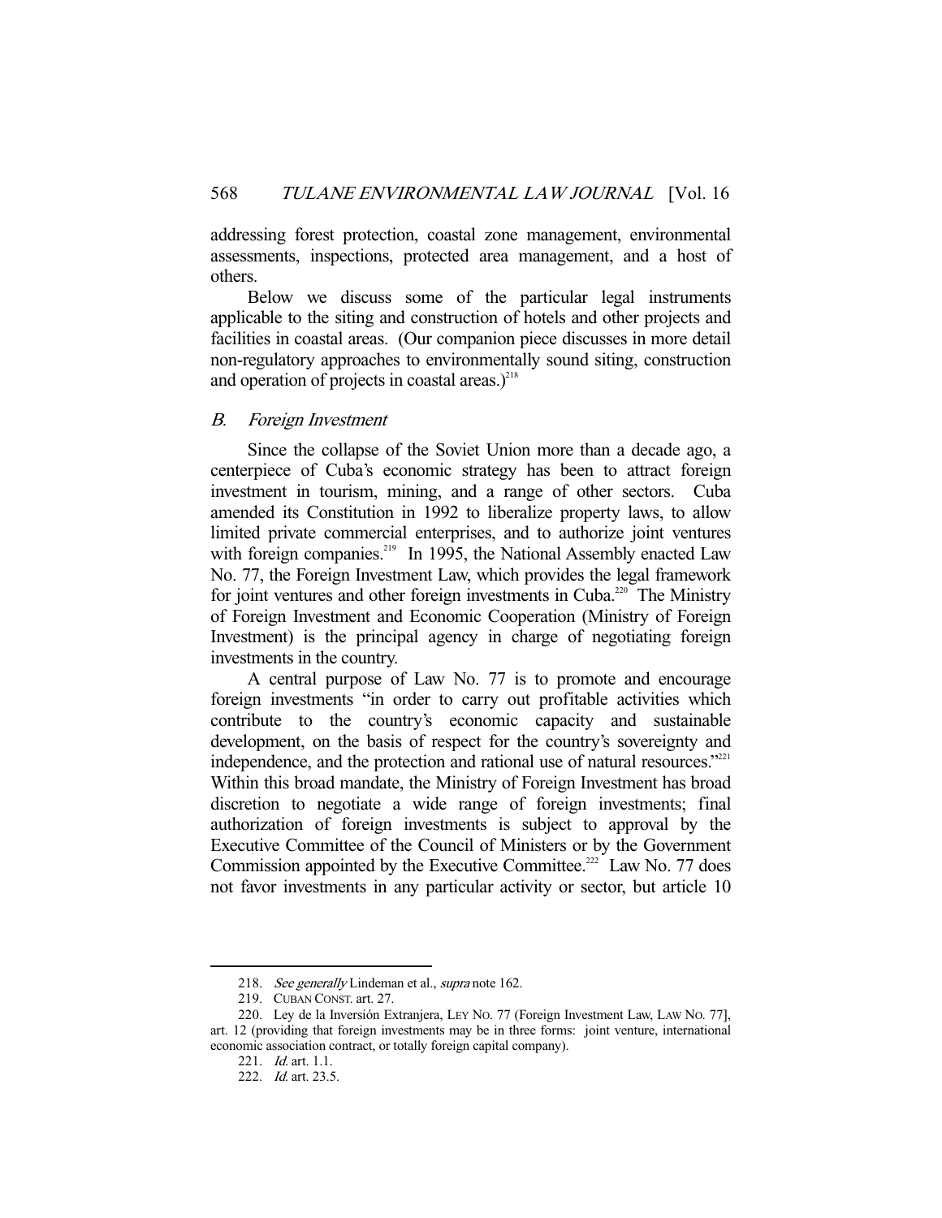addressing forest protection, coastal zone management, environmental assessments, inspections, protected area management, and a host of others.

Below we discuss some of the particular legal instruments applicable to the siting and construction of hotels and other projects and facilities in coastal areas. (Our companion piece discusses in more detail non-regulatory approaches to environmentally sound siting, construction and operation of projects in coastal areas.)[218]

## B. *Foreign Investment*

Since the collapse of the Soviet Union more than a decade ago, a centerpiece of Cuba's economic strategy has been to attract foreign investment in tourism, mining, and a range of other sectors. Cuba amended its Constitution in 1992 to liberalize property laws, to allow limited private commercial enterprises, and to authorize joint ventures with foreign companies.[219] In 1995, the National Assembly enacted Law No. 77, the Foreign Investment Law, which provides the legal framework for joint ventures and other foreign investments in Cuba.[220] The Ministry of Foreign Investment and Economic Cooperation (Ministry of Foreign Investment) is the principal agency in charge of negotiating foreign investments in the country.

A central purpose of Law No. 77 is to promote and encourage foreign investments "in order to carry out profitable activities which contribute to the country's economic capacity and sustainable development, on the basis of respect for the country's sovereignty and independence, and the protection and rational use of natural resources."[221] Within this broad mandate, the Ministry of Foreign Investment has broad discretion to negotiate a wide range of foreign investments; final authorization of foreign investments is subject to approval by the Executive Committee of the Council of Ministers or by the Government Commission appointed by the Executive Committee.[222] Law No. 77 does not favor investments in any particular activity or sector, but article 10

---

218. *See generally* Lindeman et al., *supra* note 162.

219. CUBAN CONST. art. 27.

220. Ley de la Inversión Extranjera, LEY NO. 77 (Foreign Investment Law, LAW NO. 77], art. 12 (providing that foreign investments may be in three forms: joint venture, international economic association contract, or totally foreign capital company).

221. *Id.* art. 1.1.

222. *Id.* art. 23.5.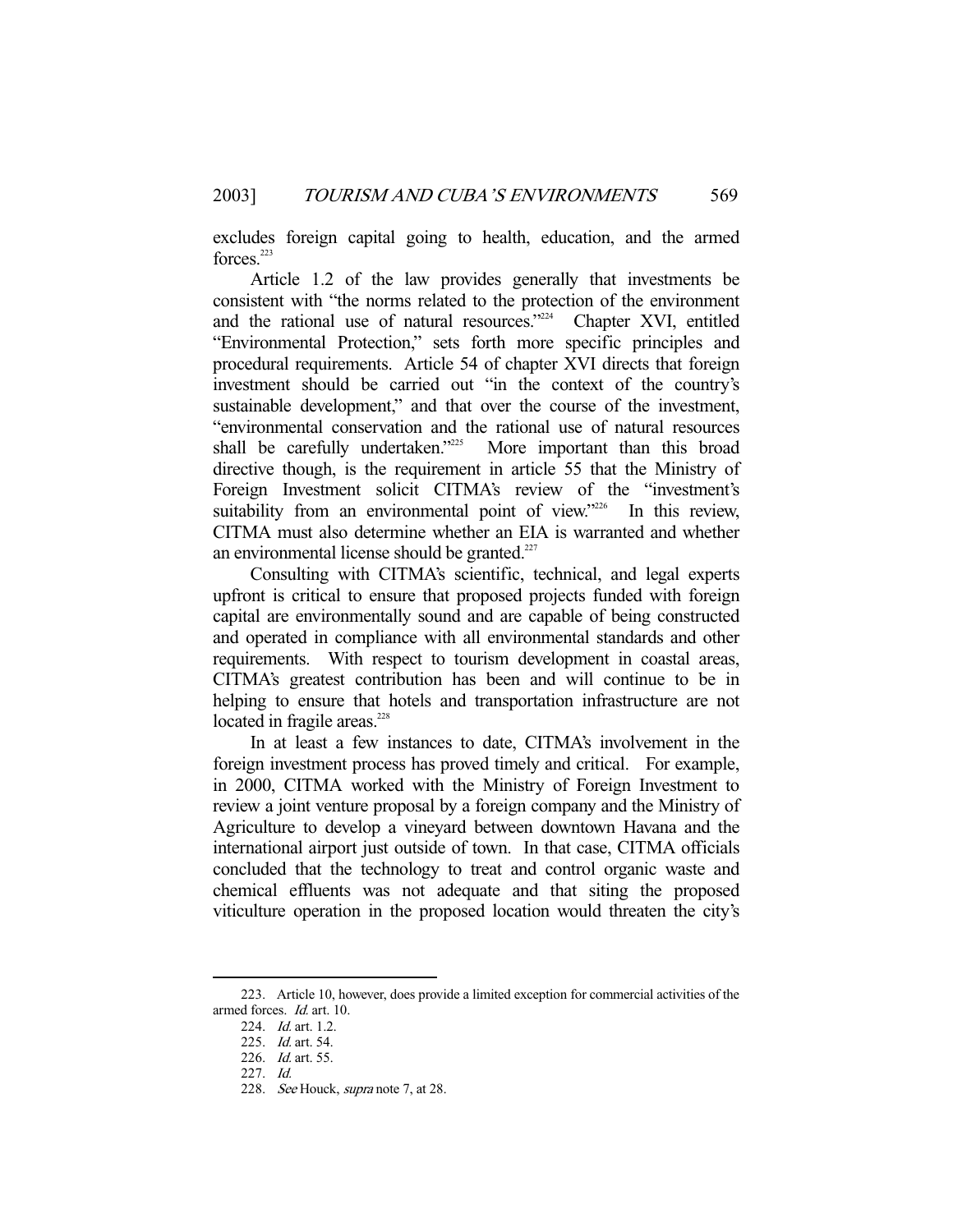excludes foreign capital going to health, education, and the armed forces.[223]

Article 1.2 of the law provides generally that investments be consistent with "the norms related to the protection of the environment and the rational use of natural resources."[224] Chapter XVI, entitled "Environmental Protection," sets forth more specific principles and procedural requirements. Article 54 of chapter XVI directs that foreign investment should be carried out "in the context of the country's sustainable development," and that over the course of the investment, "environmental conservation and the rational use of natural resources shall be carefully undertaken."[225] More important than this broad directive though, is the requirement in article 55 that the Ministry of Foreign Investment solicit CITMA's review of the "investment's suitability from an environmental point of view."[226] In this review, CITMA must also determine whether an EIA is warranted and whether an environmental license should be granted.[227]

Consulting with CITMA's scientific, technical, and legal experts upfront is critical to ensure that proposed projects funded with foreign capital are environmentally sound and are capable of being constructed and operated in compliance with all environmental standards and other requirements. With respect to tourism development in coastal areas, CITMA's greatest contribution has been and will continue to be in helping to ensure that hotels and transportation infrastructure are not located in fragile areas.[228]

In at least a few instances to date, CITMA's involvement in the foreign investment process has proved timely and critical. For example, in 2000, CITMA worked with the Ministry of Foreign Investment to review a joint venture proposal by a foreign company and the Ministry of Agriculture to develop a vineyard between downtown Havana and the international airport just outside of town. In that case, CITMA officials concluded that the technology to treat and control organic waste and chemical effluents was not adequate and that siting the proposed viticulture operation in the proposed location would threaten the city's

---

223. Article 10, however, does provide a limited exception for commercial activities of the armed forces. *Id.* art. 10.

224. *Id.* art. 1.2.

225. *Id.* art. 54.

226. *Id.* art. 55.

227. *Id.*

228. *See* Houck, *supra* note 7, at 28.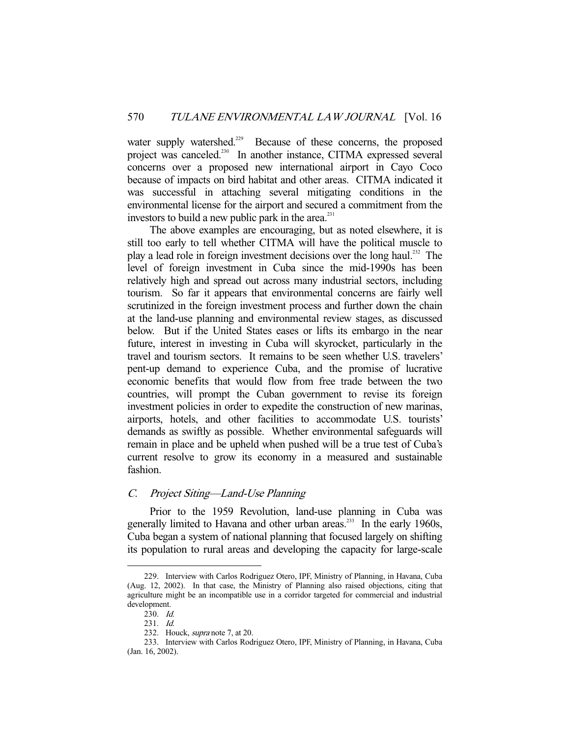water supply watershed.[229] Because of these concerns, the proposed project was canceled.[230] In another instance, CITMA expressed several concerns over a proposed new international airport in Cayo Coco because of impacts on bird habitat and other areas. CITMA indicated it was successful in attaching several mitigating conditions in the environmental license for the airport and secured a commitment from the investors to build a new public park in the area.[231]

The above examples are encouraging, but as noted elsewhere, it is still too early to tell whether CITMA will have the political muscle to play a lead role in foreign investment decisions over the long haul.[232] The level of foreign investment in Cuba since the mid-1990s has been relatively high and spread out across many industrial sectors, including tourism. So far it appears that environmental concerns are fairly well scrutinized in the foreign investment process and further down the chain at the land-use planning and environmental review stages, as discussed below. But if the United States eases or lifts its embargo in the near future, interest in investing in Cuba will skyrocket, particularly in the travel and tourism sectors. It remains to be seen whether U.S. travelers' pent-up demand to experience Cuba, and the promise of lucrative economic benefits that would flow from free trade between the two countries, will prompt the Cuban government to revise its foreign investment policies in order to expedite the construction of new marinas, airports, hotels, and other facilities to accommodate U.S. tourists' demands as swiftly as possible. Whether environmental safeguards will remain in place and be upheld when pushed will be a true test of Cuba's current resolve to grow its economy in a measured and sustainable fashion.

### *C. Project Siting—Land-Use Planning*

Prior to the 1959 Revolution, land-use planning in Cuba was generally limited to Havana and other urban areas.[233] In the early 1960s, Cuba began a system of national planning that focused largely on shifting its population to rural areas and developing the capacity for large-scale

---

229. Interview with Carlos Rodriguez Otero, IPF, Ministry of Planning, in Havana, Cuba (Aug. 12, 2002). In that case, the Ministry of Planning also raised objections, citing that agriculture might be an incompatible use in a corridor targeted for commercial and industrial development.

230. *Id.*

231. *Id.*

232. Houck, *supra* note 7, at 20.

233. Interview with Carlos Rodriguez Otero, IPF, Ministry of Planning, in Havana, Cuba (Jan. 16, 2002).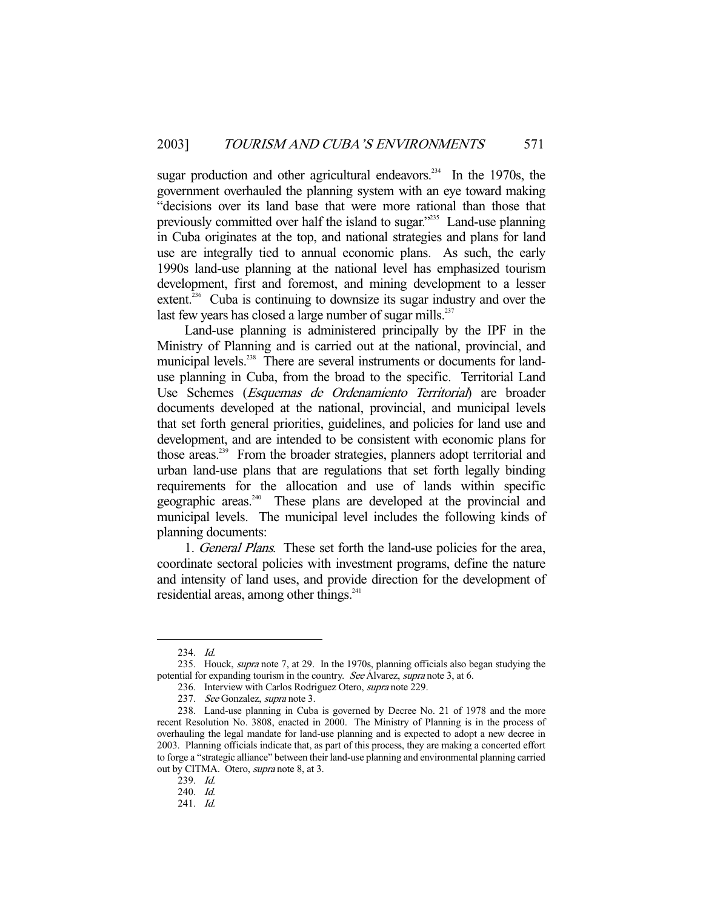sugar production and other agricultural endeavors.[234] In the 1970s, the government overhauled the planning system with an eye toward making "decisions over its land base that were more rational than those that previously committed over half the island to sugar."[235] Land-use planning in Cuba originates at the top, and national strategies and plans for land use are integrally tied to annual economic plans. As such, the early 1990s land-use planning at the national level has emphasized tourism development, first and foremost, and mining development to a lesser extent.[236] Cuba is continuing to downsize its sugar industry and over the last few years has closed a large number of sugar mills.[237]

Land-use planning is administered principally by the IPF in the Ministry of Planning and is carried out at the national, provincial, and municipal levels.[238] There are several instruments or documents for land-use planning in Cuba, from the broad to the specific. Territorial Land Use Schemes (*Esquemas de Ordenamiento Territorial*) are broader documents developed at the national, provincial, and municipal levels that set forth general priorities, guidelines, and policies for land use and development, and are intended to be consistent with economic plans for those areas.[239] From the broader strategies, planners adopt territorial and urban land-use plans that are regulations that set forth legally binding requirements for the allocation and use of lands within specific geographic areas.[240] These plans are developed at the provincial and municipal levels. The municipal level includes the following kinds of planning documents:

1. *General Plans*. These set forth the land-use policies for the area, coordinate sectoral policies with investment programs, define the nature and intensity of land uses, and provide direction for the development of residential areas, among other things.[241]

---

234. *Id.*

235. Houck, *supra* note 7, at 29. In the 1970s, planning officials also began studying the potential for expanding tourism in the country. *See* Álvarez, *supra* note 3, at 6.

236. Interview with Carlos Rodriguez Otero, *supra* note 229.

237. *See* Gonzalez, *supra* note 3.

238. Land-use planning in Cuba is governed by Decree No. 21 of 1978 and the more recent Resolution No. 3808, enacted in 2000. The Ministry of Planning is in the process of overhauling the legal mandate for land-use planning and is expected to adopt a new decree in 2003. Planning officials indicate that, as part of this process, they are making a concerted effort to forge a "strategic alliance" between their land-use planning and environmental planning carried out by CITMA. Otero, *supra* note 8, at 3.

239. *Id.*

240. *Id.*

241. *Id.*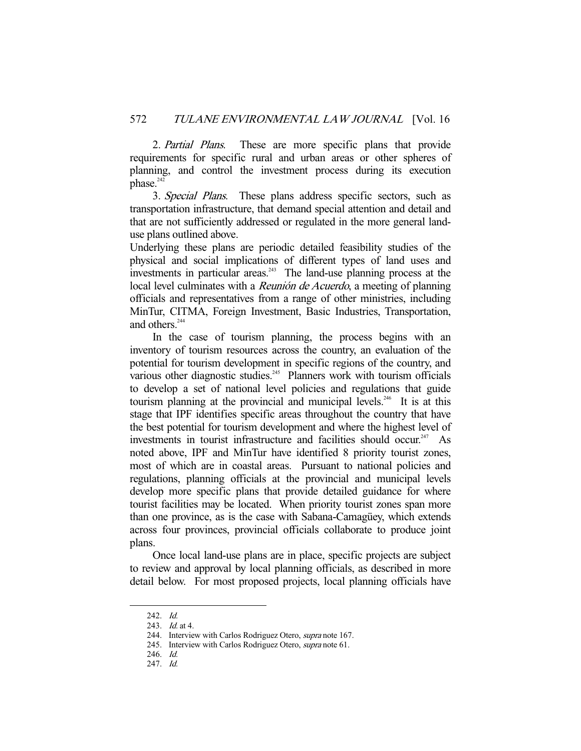2. *Partial Plans*. These are more specific plans that provide requirements for specific rural and urban areas or other spheres of planning, and control the investment process during its execution phase.[242]

3. *Special Plans*. These plans address specific sectors, such as transportation infrastructure, that demand special attention and detail and that are not sufficiently addressed or regulated in the more general land-use plans outlined above.

Underlying these plans are periodic detailed feasibility studies of the physical and social implications of different types of land uses and investments in particular areas.[243] The land-use planning process at the local level culminates with a *Reunión de Acuerdo*, a meeting of planning officials and representatives from a range of other ministries, including MinTur, CITMA, Foreign Investment, Basic Industries, Transportation, and others.[244]

In the case of tourism planning, the process begins with an inventory of tourism resources across the country, an evaluation of the potential for tourism development in specific regions of the country, and various other diagnostic studies.[245] Planners work with tourism officials to develop a set of national level policies and regulations that guide tourism planning at the provincial and municipal levels.[246] It is at this stage that IPF identifies specific areas throughout the country that have the best potential for tourism development and where the highest level of investments in tourist infrastructure and facilities should occur.[247] As noted above, IPF and MinTur have identified 8 priority tourist zones, most of which are in coastal areas. Pursuant to national policies and regulations, planning officials at the provincial and municipal levels develop more specific plans that provide detailed guidance for where tourist facilities may be located. When priority tourist zones span more than one province, as is the case with Sabana-Camagüey, which extends across four provinces, provincial officials collaborate to produce joint plans.

Once local land-use plans are in place, specific projects are subject to review and approval by local planning officials, as described in more detail below. For most proposed projects, local planning officials have

---

242. *Id.*
243. *Id.* at 4.
244. Interview with Carlos Rodriguez Otero, *supra* note 167.
245. Interview with Carlos Rodriguez Otero, *supra* note 61.
246. *Id.*
247. *Id.*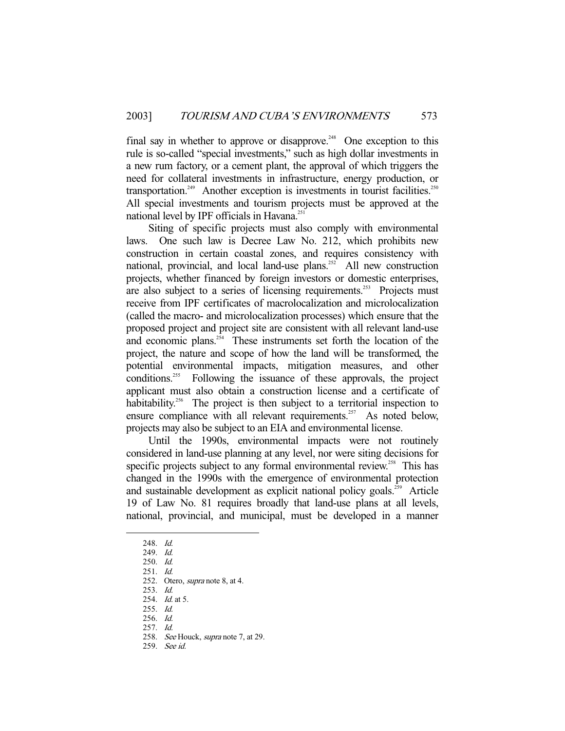final say in whether to approve or disapprove.[248] One exception to this rule is so-called "special investments," such as high dollar investments in a new rum factory, or a cement plant, the approval of which triggers the need for collateral investments in infrastructure, energy production, or transportation.[249] Another exception is investments in tourist facilities.[250] All special investments and tourism projects must be approved at the national level by IPF officials in Havana.[251]

Siting of specific projects must also comply with environmental laws. One such law is Decree Law No. 212, which prohibits new construction in certain coastal zones, and requires consistency with national, provincial, and local land-use plans.[252] All new construction projects, whether financed by foreign investors or domestic enterprises, are also subject to a series of licensing requirements.[253] Projects must receive from IPF certificates of macrolocalization and microlocalization (called the macro- and microlocalization processes) which ensure that the proposed project and project site are consistent with all relevant land-use and economic plans.[254] These instruments set forth the location of the project, the nature and scope of how the land will be transformed, the potential environmental impacts, mitigation measures, and other conditions.[255] Following the issuance of these approvals, the project applicant must also obtain a construction license and a certificate of habitability.[256] The project is then subject to a territorial inspection to ensure compliance with all relevant requirements.[257] As noted below, projects may also be subject to an EIA and environmental license.

Until the 1990s, environmental impacts were not routinely considered in land-use planning at any level, nor were siting decisions for specific projects subject to any formal environmental review.[258] This has changed in the 1990s with the emergence of environmental protection and sustainable development as explicit national policy goals.[259] Article 19 of Law No. 81 requires broadly that land-use plans at all levels, national, provincial, and municipal, must be developed in a manner

---

248. *Id.*
249. *Id.*
250. *Id.*
251. *Id.*
252. Otero, *supra* note 8, at 4.
253. *Id.*
254. *Id.* at 5.
255. *Id.*
256. *Id.*
257. *Id.*
258. *See* Houck, *supra* note 7, at 29.
259. *See id.*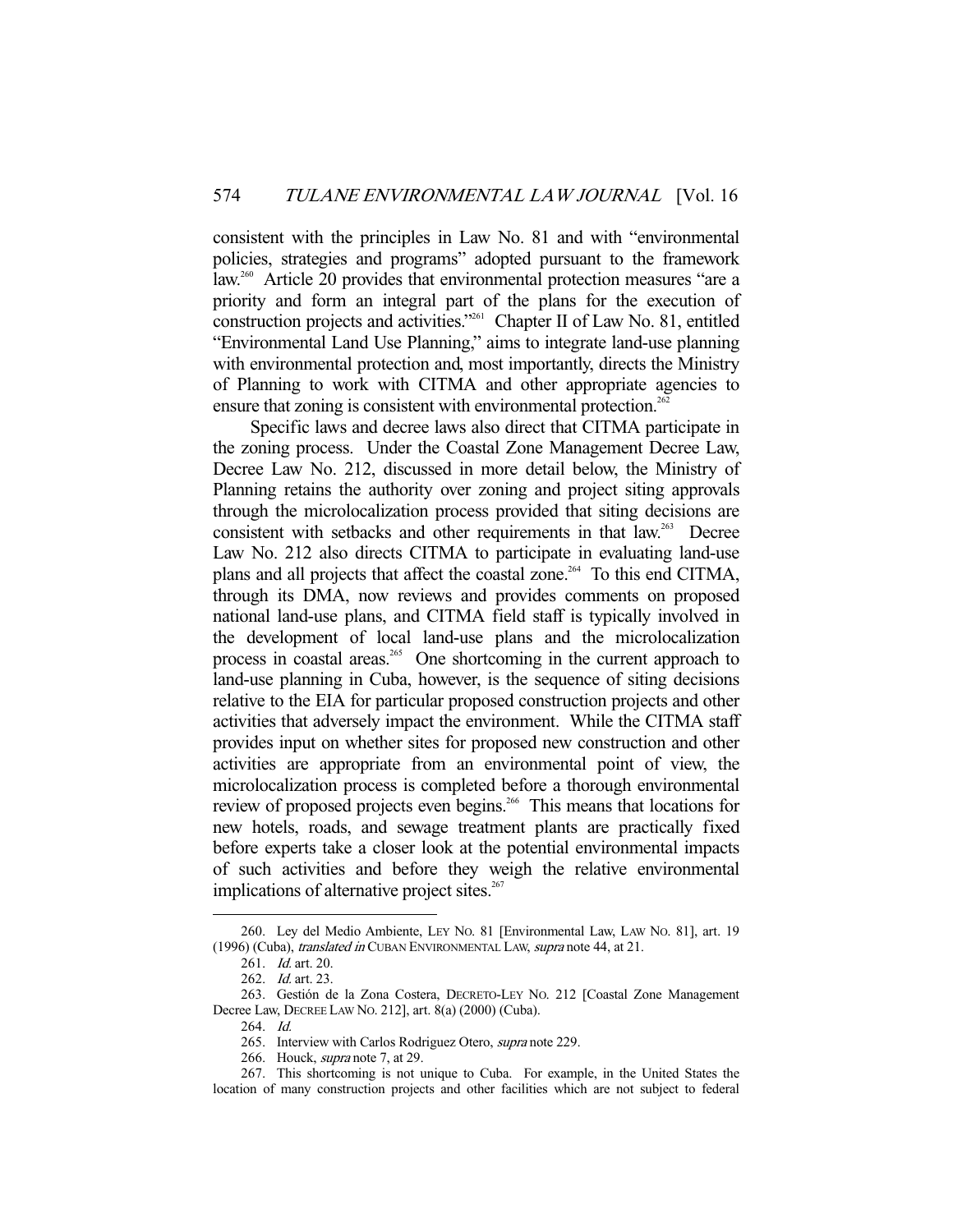consistent with the principles in Law No. 81 and with "environmental policies, strategies and programs" adopted pursuant to the framework law.[260] Article 20 provides that environmental protection measures "are a priority and form an integral part of the plans for the execution of construction projects and activities."[261] Chapter II of Law No. 81, entitled "Environmental Land Use Planning," aims to integrate land-use planning with environmental protection and, most importantly, directs the Ministry of Planning to work with CITMA and other appropriate agencies to ensure that zoning is consistent with environmental protection.[262]

Specific laws and decree laws also direct that CITMA participate in the zoning process. Under the Coastal Zone Management Decree Law, Decree Law No. 212, discussed in more detail below, the Ministry of Planning retains the authority over zoning and project siting approvals through the microlocalization process provided that siting decisions are consistent with setbacks and other requirements in that law.[263] Decree Law No. 212 also directs CITMA to participate in evaluating land-use plans and all projects that affect the coastal zone.[264] To this end CITMA, through its DMA, now reviews and provides comments on proposed national land-use plans, and CITMA field staff is typically involved in the development of local land-use plans and the microlocalization process in coastal areas.[265] One shortcoming in the current approach to land-use planning in Cuba, however, is the sequence of siting decisions relative to the EIA for particular proposed construction projects and other activities that adversely impact the environment. While the CITMA staff provides input on whether sites for proposed new construction and other activities are appropriate from an environmental point of view, the microlocalization process is completed before a thorough environmental review of proposed projects even begins.[266] This means that locations for new hotels, roads, and sewage treatment plants are practically fixed before experts take a closer look at the potential environmental impacts of such activities and before they weigh the relative environmental implications of alternative project sites.[267]

---

260. Ley del Medio Ambiente, LEY NO. 81 [Environmental Law, LAW NO. 81], art. 19 (1996) (Cuba), *translated in* CUBAN ENVIRONMENTAL LAW, *supra* note 44, at 21.

261. *Id.* art. 20.

262. *Id.* art. 23.

263. Gestión de la Zona Costera, DECRETO-LEY NO. 212 [Coastal Zone Management Decree Law, DECREE LAW NO. 212], art. 8(a) (2000) (Cuba).

264. *Id.*

265. Interview with Carlos Rodriguez Otero, *supra* note 229.

266. Houck, *supra* note 7, at 29.

267. This shortcoming is not unique to Cuba. For example, in the United States the location of many construction projects and other facilities which are not subject to federal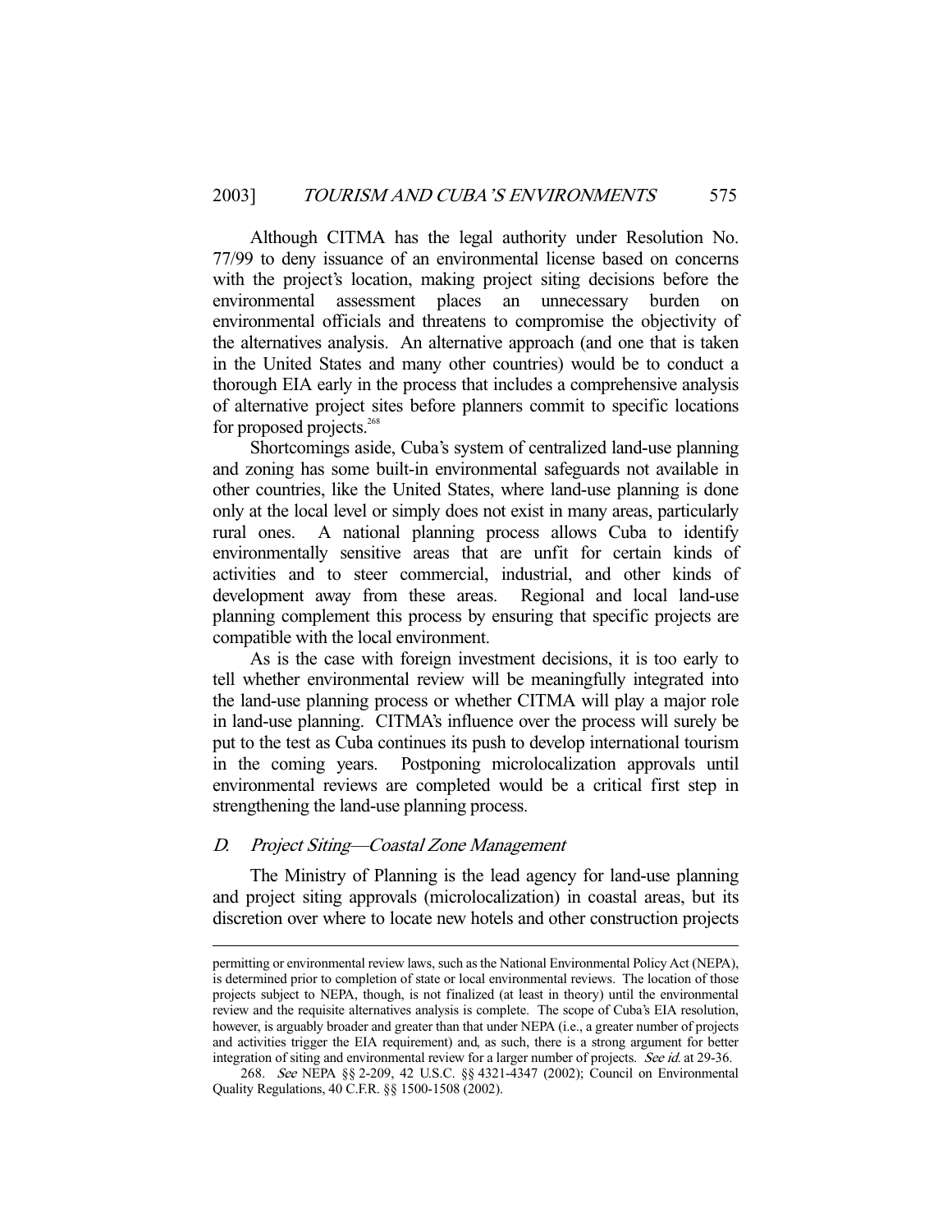Although CITMA has the legal authority under Resolution No. 77/99 to deny issuance of an environmental license based on concerns with the project's location, making project siting decisions before the environmental assessment places an unnecessary burden on environmental officials and threatens to compromise the objectivity of the alternatives analysis. An alternative approach (and one that is taken in the United States and many other countries) would be to conduct a thorough EIA early in the process that includes a comprehensive analysis of alternative project sites before planners commit to specific locations for proposed projects.[268]

Shortcomings aside, Cuba's system of centralized land-use planning and zoning has some built-in environmental safeguards not available in other countries, like the United States, where land-use planning is done only at the local level or simply does not exist in many areas, particularly rural ones. A national planning process allows Cuba to identify environmentally sensitive areas that are unfit for certain kinds of activities and to steer commercial, industrial, and other kinds of development away from these areas. Regional and local land-use planning complement this process by ensuring that specific projects are compatible with the local environment.

As is the case with foreign investment decisions, it is too early to tell whether environmental review will be meaningfully integrated into the land-use planning process or whether CITMA will play a major role in land-use planning. CITMA's influence over the process will surely be put to the test as Cuba continues its push to develop international tourism in the coming years. Postponing microlocalization approvals until environmental reviews are completed would be a critical first step in strengthening the land-use planning process.

## D. *Project Siting—Coastal Zone Management*

The Ministry of Planning is the lead agency for land-use planning and project siting approvals (microlocalization) in coastal areas, but its discretion over where to locate new hotels and other construction projects

---

permitting or environmental review laws, such as the National Environmental Policy Act (NEPA), is determined prior to completion of state or local environmental reviews. The location of those projects subject to NEPA, though, is not finalized (at least in theory) until the environmental review and the requisite alternatives analysis is complete. The scope of Cuba's EIA resolution, however, is arguably broader and greater than that under NEPA (i.e., a greater number of projects and activities trigger the EIA requirement) and, as such, there is a strong argument for better integration of siting and environmental review for a larger number of projects. *See id.* at 29-36.

268. *See* NEPA §§ 2-209, 42 U.S.C. §§ 4321-4347 (2002); Council on Environmental Quality Regulations, 40 C.F.R. §§ 1500-1508 (2002).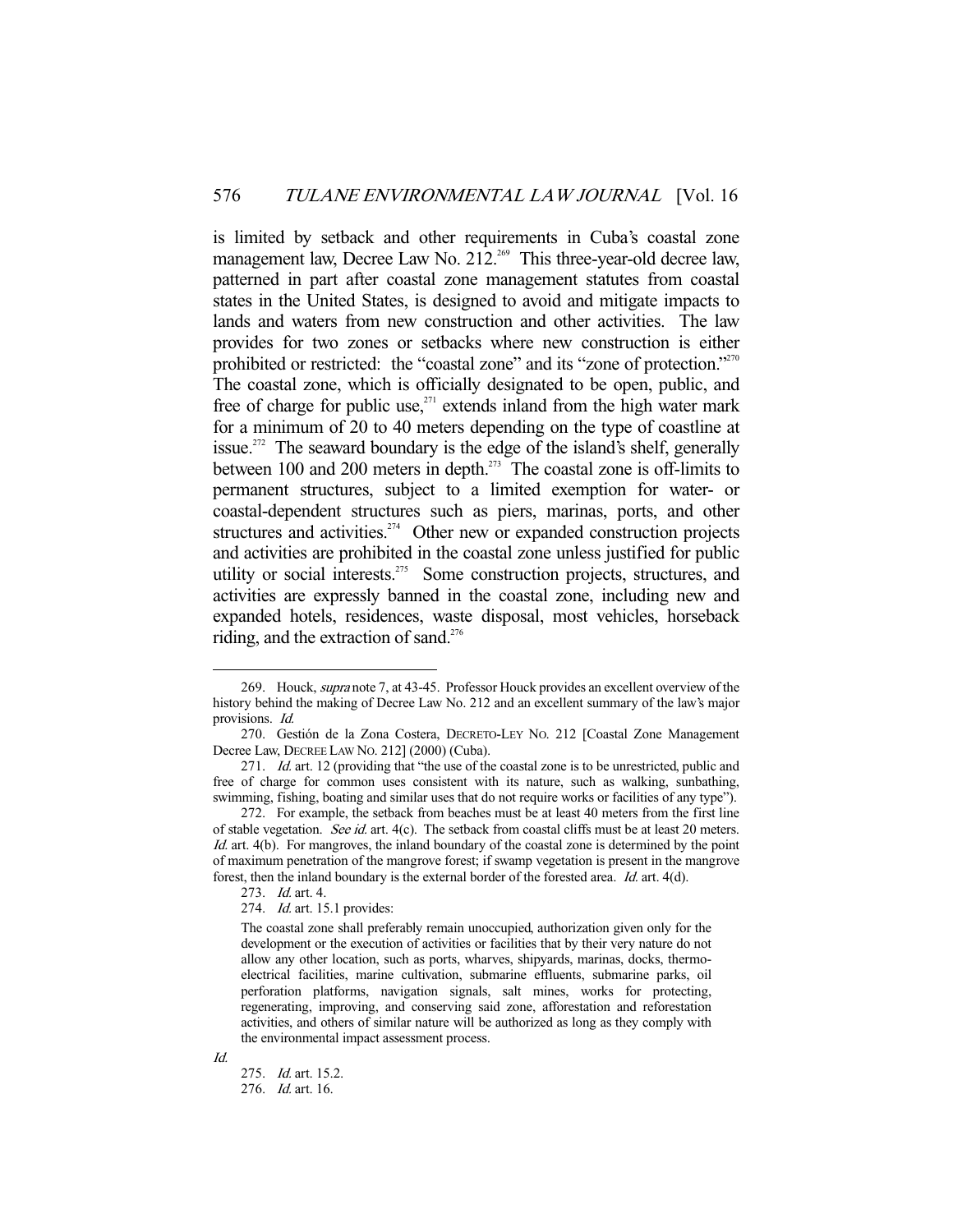is limited by setback and other requirements in Cuba's coastal zone management law, Decree Law No. 212.[269] This three-year-old decree law, patterned in part after coastal zone management statutes from coastal states in the United States, is designed to avoid and mitigate impacts to lands and waters from new construction and other activities. The law provides for two zones or setbacks where new construction is either prohibited or restricted: the "coastal zone" and its "zone of protection."[270] The coastal zone, which is officially designated to be open, public, and free of charge for public use,[271] extends inland from the high water mark for a minimum of 20 to 40 meters depending on the type of coastline at issue.[272] The seaward boundary is the edge of the island's shelf, generally between 100 and 200 meters in depth.[273] The coastal zone is off-limits to permanent structures, subject to a limited exemption for water- or coastal-dependent structures such as piers, marinas, ports, and other structures and activities.[274] Other new or expanded construction projects and activities are prohibited in the coastal zone unless justified for public utility or social interests.[275] Some construction projects, structures, and activities are expressly banned in the coastal zone, including new and expanded hotels, residences, waste disposal, most vehicles, horseback riding, and the extraction of sand.[276]

---

269. Houck, *supra* note 7, at 43-45. Professor Houck provides an excellent overview of the history behind the making of Decree Law No. 212 and an excellent summary of the law's major provisions. *Id.*

270. Gestión de la Zona Costera, DECRETO-LEY NO. 212 [Coastal Zone Management Decree Law, DECREE LAW NO. 212] (2000) (Cuba).

271. *Id.* art. 12 (providing that "the use of the coastal zone is to be unrestricted, public and free of charge for common uses consistent with its nature, such as walking, sunbathing, swimming, fishing, boating and similar uses that do not require works or facilities of any type").

272. For example, the setback from beaches must be at least 40 meters from the first line of stable vegetation. *See id.* art. 4(c). The setback from coastal cliffs must be at least 20 meters. *Id.* art. 4(b). For mangroves, the inland boundary of the coastal zone is determined by the point of maximum penetration of the mangrove forest; if swamp vegetation is present in the mangrove forest, then the inland boundary is the external border of the forested area. *Id.* art. 4(d).

273. *Id.* art. 4.

274. *Id.* art. 15.1 provides:

> The coastal zone shall preferably remain unoccupied, authorization given only for the development or the execution of activities or facilities that by their very nature do not allow any other location, such as ports, wharves, shipyards, marinas, docks, thermo-electrical facilities, marine cultivation, submarine effluents, submarine parks, oil perforation platforms, navigation signals, salt mines, works for protecting, regenerating, improving, and conserving said zone, afforestation and reforestation activities, and others of similar nature will be authorized as long as they comply with the environmental impact assessment process.

*Id.*

275. *Id.* art. 15.2.

276. *Id.* art. 16.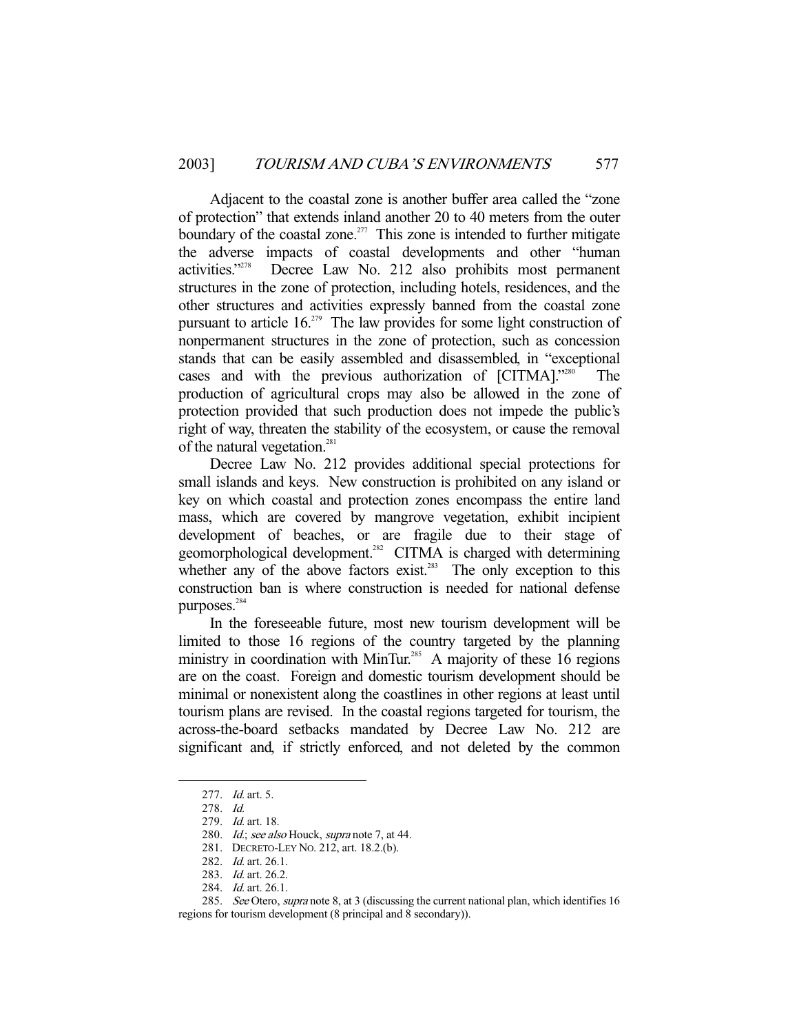Adjacent to the coastal zone is another buffer area called the "zone of protection" that extends inland another 20 to 40 meters from the outer boundary of the coastal zone.[277] This zone is intended to further mitigate the adverse impacts of coastal developments and other "human activities."[278] Decree Law No. 212 also prohibits most permanent structures in the zone of protection, including hotels, residences, and the other structures and activities expressly banned from the coastal zone pursuant to article 16.[279] The law provides for some light construction of nonpermanent structures in the zone of protection, such as concession stands that can be easily assembled and disassembled, in "exceptional cases and with the previous authorization of [CITMA]."[280] The production of agricultural crops may also be allowed in the zone of protection provided that such production does not impede the public's right of way, threaten the stability of the ecosystem, or cause the removal of the natural vegetation.[281]

Decree Law No. 212 provides additional special protections for small islands and keys. New construction is prohibited on any island or key on which coastal and protection zones encompass the entire land mass, which are covered by mangrove vegetation, exhibit incipient development of beaches, or are fragile due to their stage of geomorphological development.[282] CITMA is charged with determining whether any of the above factors exist.[283] The only exception to this construction ban is where construction is needed for national defense purposes.[284]

In the foreseeable future, most new tourism development will be limited to those 16 regions of the country targeted by the planning ministry in coordination with MinTur.[285] A majority of these 16 regions are on the coast. Foreign and domestic tourism development should be minimal or nonexistent along the coastlines in other regions at least until tourism plans are revised. In the coastal regions targeted for tourism, the across-the-board setbacks mandated by Decree Law No. 212 are significant and, if strictly enforced, and not deleted by the common

---

277. *Id.* art. 5.

278. *Id.*

279. *Id.* art. 18.

280. *Id.*; *see also* Houck, *supra* note 7, at 44.

281. DECRETO-LEY NO. 212, art. 18.2.(b).

282. *Id.* art. 26.1.

283. *Id.* art. 26.2.

284. *Id.* art. 26.1.

285. *See* Otero, *supra* note 8, at 3 (discussing the current national plan, which identifies 16 regions for tourism development (8 principal and 8 secondary)).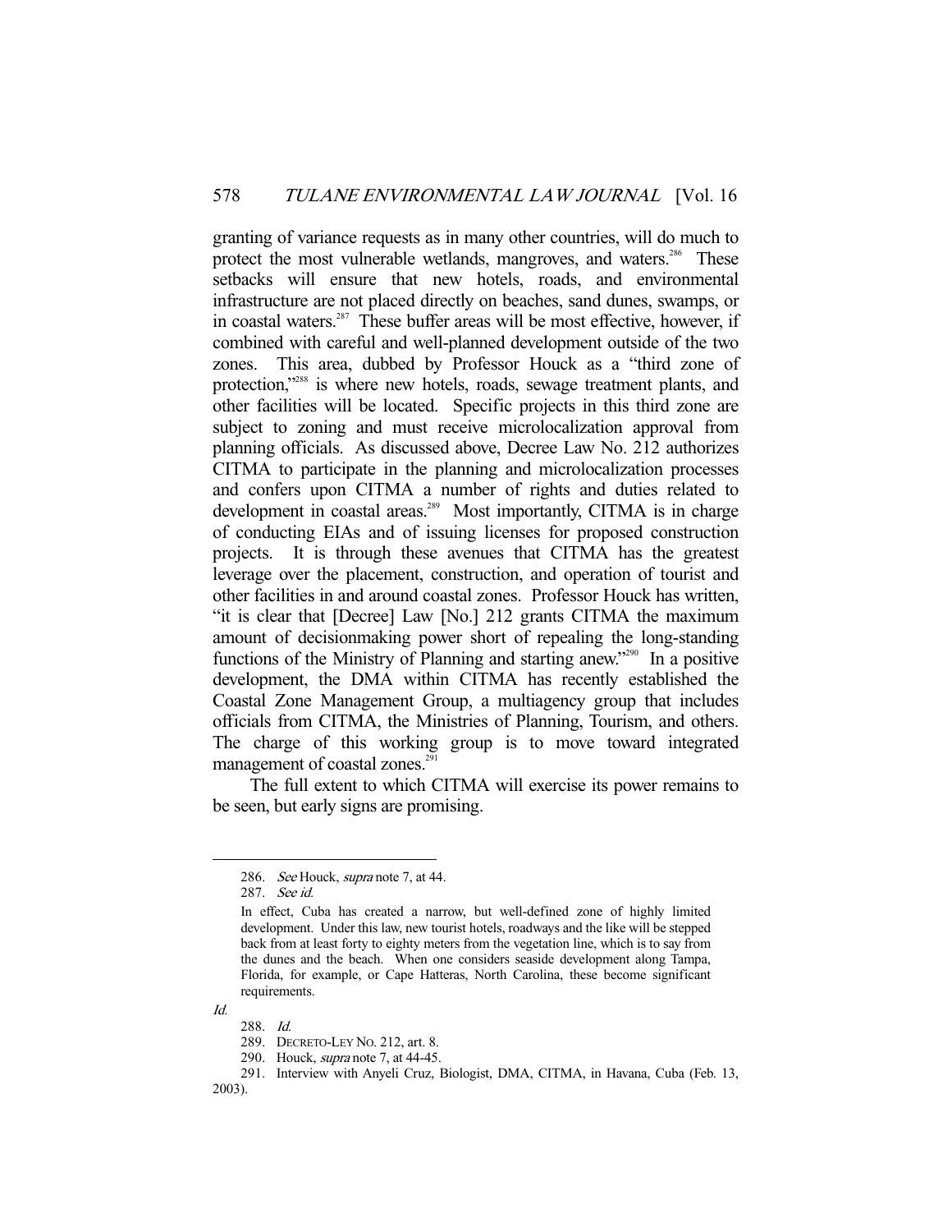granting of variance requests as in many other countries, will do much to protect the most vulnerable wetlands, mangroves, and waters.[286] These setbacks will ensure that new hotels, roads, and environmental infrastructure are not placed directly on beaches, sand dunes, swamps, or in coastal waters.[287] These buffer areas will be most effective, however, if combined with careful and well-planned development outside of the two zones. This area, dubbed by Professor Houck as a "third zone of protection,"[288] is where new hotels, roads, sewage treatment plants, and other facilities will be located. Specific projects in this third zone are subject to zoning and must receive microlocalization approval from planning officials. As discussed above, Decree Law No. 212 authorizes CITMA to participate in the planning and microlocalization processes and confers upon CITMA a number of rights and duties related to development in coastal areas.[289] Most importantly, CITMA is in charge of conducting EIAs and of issuing licenses for proposed construction projects. It is through these avenues that CITMA has the greatest leverage over the placement, construction, and operation of tourist and other facilities in and around coastal zones. Professor Houck has written, "it is clear that [Decree] Law [No.] 212 grants CITMA the maximum amount of decisionmaking power short of repealing the long-standing functions of the Ministry of Planning and starting anew."[290] In a positive development, the DMA within CITMA has recently established the Coastal Zone Management Group, a multiagency group that includes officials from CITMA, the Ministries of Planning, Tourism, and others. The charge of this working group is to move toward integrated management of coastal zones.[291]

The full extent to which CITMA will exercise its power remains to be seen, but early signs are promising.

---

286. *See* Houck, *supra* note 7, at 44.

287. *See id.*

> In effect, Cuba has created a narrow, but well-defined zone of highly limited development. Under this law, new tourist hotels, roadways and the like will be stepped back from at least forty to eighty meters from the vegetation line, which is to say from the dunes and the beach. When one considers seaside development along Tampa, Florida, for example, or Cape Hatteras, North Carolina, these become significant requirements.

*Id.*

288. *Id.*

289. DECRETO-LEY NO. 212, art. 8.

290. Houck, *supra* note 7, at 44-45.

291. Interview with Anyeli Cruz, Biologist, DMA, CITMA, in Havana, Cuba (Feb. 13, 2003).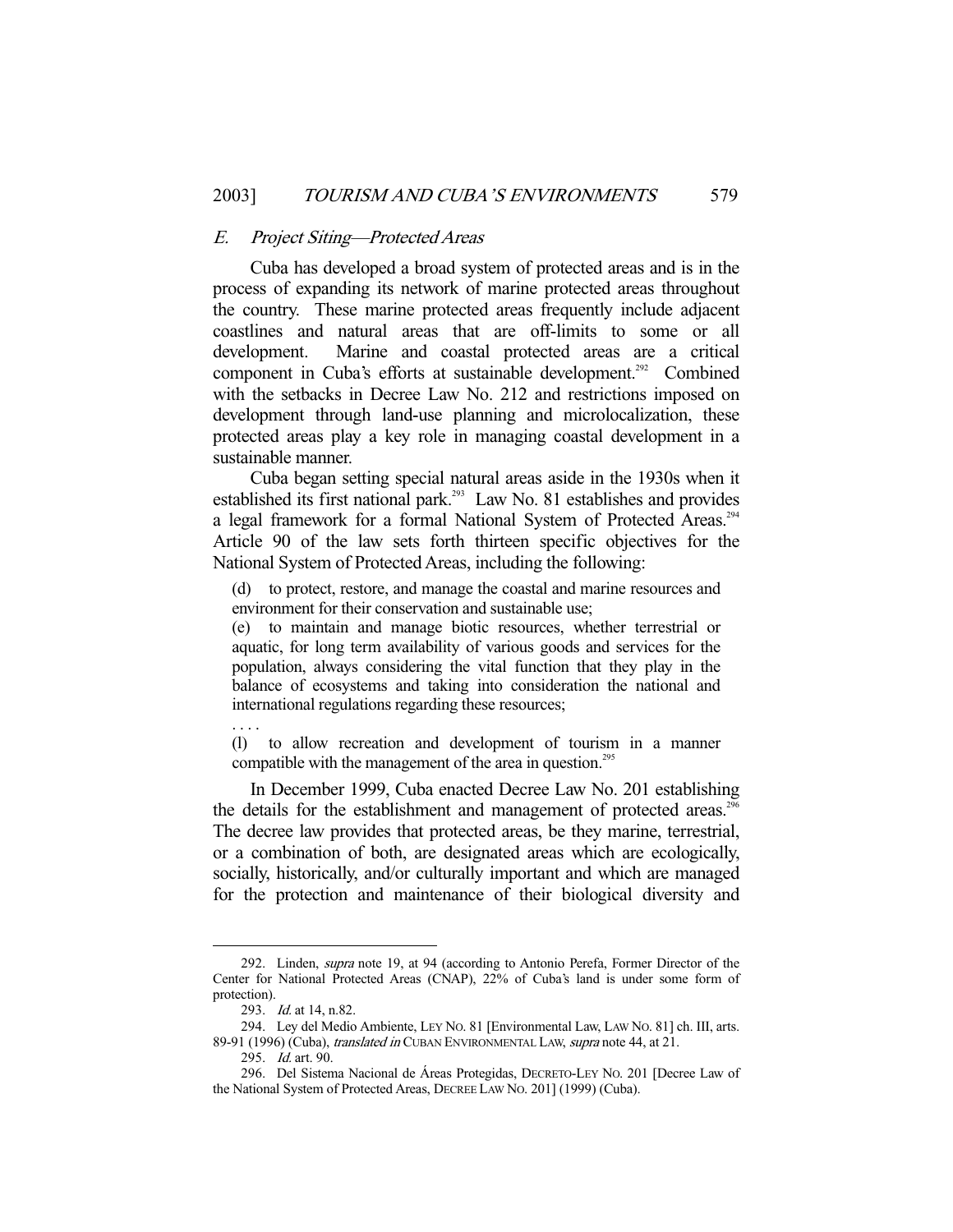### *E. Project Siting—Protected Areas*

Cuba has developed a broad system of protected areas and is in the process of expanding its network of marine protected areas throughout the country. These marine protected areas frequently include adjacent coastlines and natural areas that are off-limits to some or all development. Marine and coastal protected areas are a critical component in Cuba's efforts at sustainable development.[292] Combined with the setbacks in Decree Law No. 212 and restrictions imposed on development through land-use planning and microlocalization, these protected areas play a key role in managing coastal development in a sustainable manner.

Cuba began setting special natural areas aside in the 1930s when it established its first national park.[293] Law No. 81 establishes and provides a legal framework for a formal National System of Protected Areas.[294] Article 90 of the law sets forth thirteen specific objectives for the National System of Protected Areas, including the following:

> (d) to protect, restore, and manage the coastal and marine resources and environment for their conservation and sustainable use;
>
> (e) to maintain and manage biotic resources, whether terrestrial or aquatic, for long term availability of various goods and services for the population, always considering the vital function that they play in the balance of ecosystems and taking into consideration the national and international regulations regarding these resources;
>
> . . . .
>
> (l) to allow recreation and development of tourism in a manner compatible with the management of the area in question.[295]

In December 1999, Cuba enacted Decree Law No. 201 establishing the details for the establishment and management of protected areas.[296] The decree law provides that protected areas, be they marine, terrestrial, or a combination of both, are designated areas which are ecologically, socially, historically, and/or culturally important and which are managed for the protection and maintenance of their biological diversity and

---

292. Linden, *supra* note 19, at 94 (according to Antonio Perefa, Former Director of the Center for National Protected Areas (CNAP), 22% of Cuba's land is under some form of protection).

293. *Id.* at 14, n.82.

294. Ley del Medio Ambiente, LEY NO. 81 [Environmental Law, LAW NO. 81] ch. III, arts. 89-91 (1996) (Cuba), *translated in* CUBAN ENVIRONMENTAL LAW, *supra* note 44, at 21.

295. *Id.* art. 90.

296. Del Sistema Nacional de Áreas Protegidas, DECRETO-LEY NO. 201 [Decree Law of the National System of Protected Areas, DECREE LAW NO. 201] (1999) (Cuba).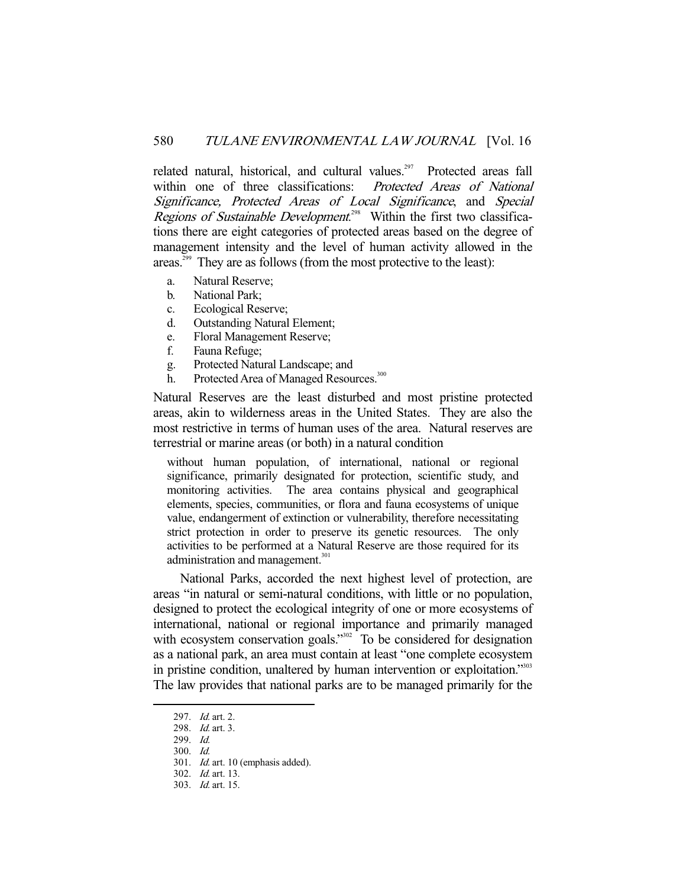related natural, historical, and cultural values.[297] Protected areas fall within one of three classifications: *Protected Areas of National Significance, Protected Areas of Local Significance*, and *Special Regions of Sustainable Development*.[298] Within the first two classifications there are eight categories of protected areas based on the degree of management intensity and the level of human activity allowed in the areas.[299] They are as follows (from the most protective to the least):

a. Natural Reserve;
b. National Park;
c. Ecological Reserve;
d. Outstanding Natural Element;
e. Floral Management Reserve;
f. Fauna Refuge;
g. Protected Natural Landscape; and
h. Protected Area of Managed Resources.[300]

Natural Reserves are the least disturbed and most pristine protected areas, akin to wilderness areas in the United States. They are also the most restrictive in terms of human uses of the area. Natural reserves are terrestrial or marine areas (or both) in a natural condition

> without human population, of international, national or regional significance, primarily designated for protection, scientific study, and monitoring activities. The area contains physical and geographical elements, species, communities, or flora and fauna ecosystems of unique value, endangerment of extinction or vulnerability, therefore necessitating strict protection in order to preserve its genetic resources. The only activities to be performed at a Natural Reserve are those required for its administration and management.[301]

National Parks, accorded the next highest level of protection, are areas "in natural or semi-natural conditions, with little or no population, designed to protect the ecological integrity of one or more ecosystems of international, national or regional importance and primarily managed with ecosystem conservation goals."[302] To be considered for designation as a national park, an area must contain at least "one complete ecosystem in pristine condition, unaltered by human intervention or exploitation."[303] The law provides that national parks are to be managed primarily for the

---

297. *Id.* art. 2.
298. *Id.* art. 3.
299. *Id.*
300. *Id.*
301. *Id.* art. 10 (emphasis added).
302. *Id.* art. 13.
303. *Id.* art. 15.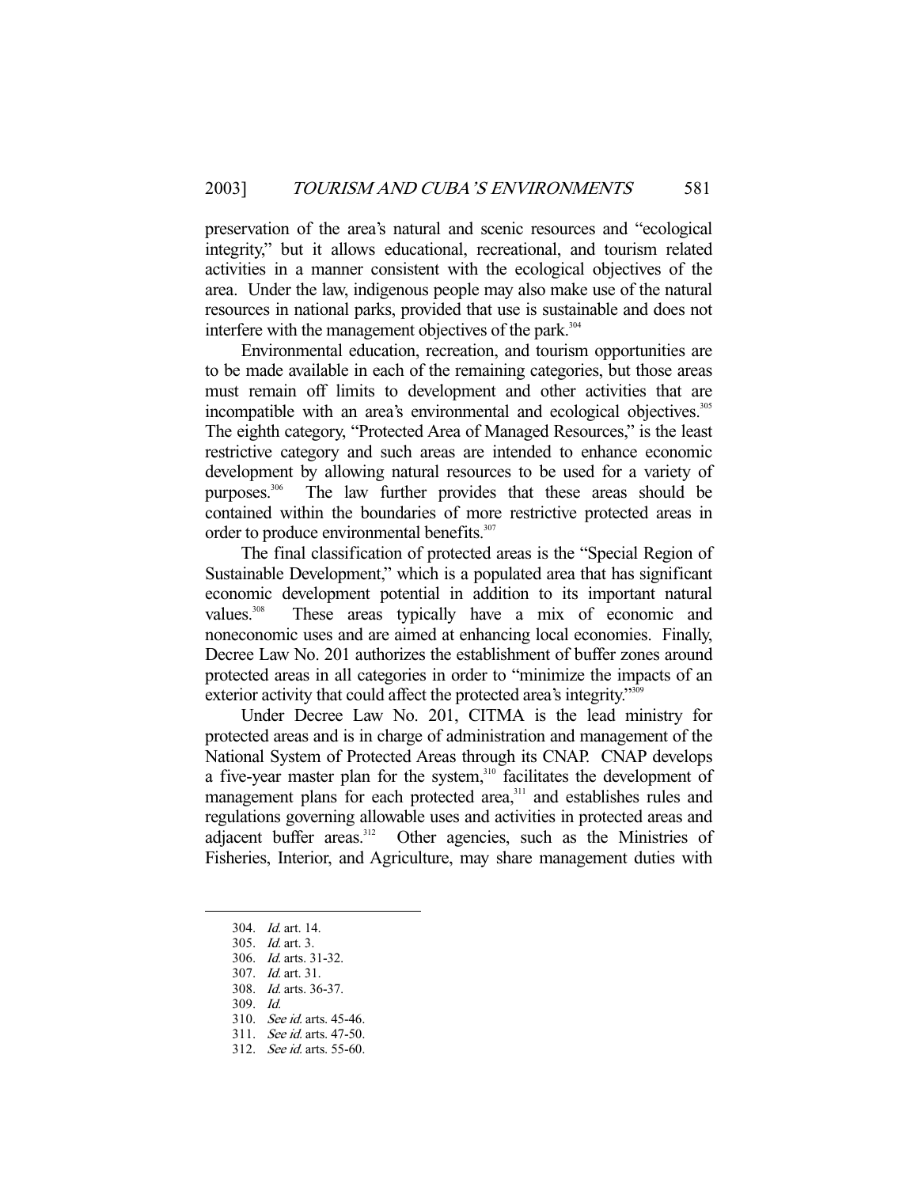preservation of the area's natural and scenic resources and "ecological integrity," but it allows educational, recreational, and tourism related activities in a manner consistent with the ecological objectives of the area. Under the law, indigenous people may also make use of the natural resources in national parks, provided that use is sustainable and does not interfere with the management objectives of the park.[304]

Environmental education, recreation, and tourism opportunities are to be made available in each of the remaining categories, but those areas must remain off limits to development and other activities that are incompatible with an area's environmental and ecological objectives.[305] The eighth category, "Protected Area of Managed Resources," is the least restrictive category and such areas are intended to enhance economic development by allowing natural resources to be used for a variety of purposes.[306] The law further provides that these areas should be contained within the boundaries of more restrictive protected areas in order to produce environmental benefits.[307]

The final classification of protected areas is the "Special Region of Sustainable Development," which is a populated area that has significant economic development potential in addition to its important natural values.[308] These areas typically have a mix of economic and noneconomic uses and are aimed at enhancing local economies. Finally, Decree Law No. 201 authorizes the establishment of buffer zones around protected areas in all categories in order to "minimize the impacts of an exterior activity that could affect the protected area's integrity."[309]

Under Decree Law No. 201, CITMA is the lead ministry for protected areas and is in charge of administration and management of the National System of Protected Areas through its CNAP. CNAP develops a five-year master plan for the system,[310] facilitates the development of management plans for each protected area,[311] and establishes rules and regulations governing allowable uses and activities in protected areas and adjacent buffer areas.[312] Other agencies, such as the Ministries of Fisheries, Interior, and Agriculture, may share management duties with

---

304. *Id.* art. 14.
305. *Id.* art. 3.
306. *Id.* arts. 31-32.
307. *Id.* art. 31.
308. *Id.* arts. 36-37.
309. *Id.*
310. *See id.* arts. 45-46.
311. *See id.* arts. 47-50.
312. *See id.* arts. 55-60.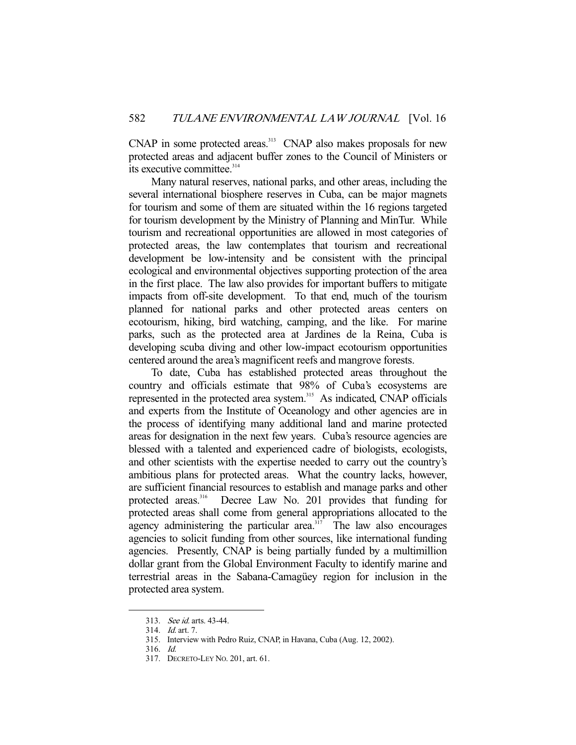CNAP in some protected areas.[313] CNAP also makes proposals for new protected areas and adjacent buffer zones to the Council of Ministers or its executive committee.[314]

Many natural reserves, national parks, and other areas, including the several international biosphere reserves in Cuba, can be major magnets for tourism and some of them are situated within the 16 regions targeted for tourism development by the Ministry of Planning and MinTur. While tourism and recreational opportunities are allowed in most categories of protected areas, the law contemplates that tourism and recreational development be low-intensity and be consistent with the principal ecological and environmental objectives supporting protection of the area in the first place. The law also provides for important buffers to mitigate impacts from off-site development. To that end, much of the tourism planned for national parks and other protected areas centers on ecotourism, hiking, bird watching, camping, and the like. For marine parks, such as the protected area at Jardines de la Reina, Cuba is developing scuba diving and other low-impact ecotourism opportunities centered around the area's magnificent reefs and mangrove forests.

To date, Cuba has established protected areas throughout the country and officials estimate that 98% of Cuba's ecosystems are represented in the protected area system.[315] As indicated, CNAP officials and experts from the Institute of Oceanology and other agencies are in the process of identifying many additional land and marine protected areas for designation in the next few years. Cuba's resource agencies are blessed with a talented and experienced cadre of biologists, ecologists, and other scientists with the expertise needed to carry out the country's ambitious plans for protected areas. What the country lacks, however, are sufficient financial resources to establish and manage parks and other protected areas.[316] Decree Law No. 201 provides that funding for protected areas shall come from general appropriations allocated to the agency administering the particular area.[317] The law also encourages agencies to solicit funding from other sources, like international funding agencies. Presently, CNAP is being partially funded by a multimillion dollar grant from the Global Environment Faculty to identify marine and terrestrial areas in the Sabana-Camagüey region for inclusion in the protected area system.

---

313. *See id.* arts. 43-44.

314. *Id.* art. 7.

315. Interview with Pedro Ruiz, CNAP, in Havana, Cuba (Aug. 12, 2002).

316. *Id.*

317. DECRETO-LEY NO. 201, art. 61.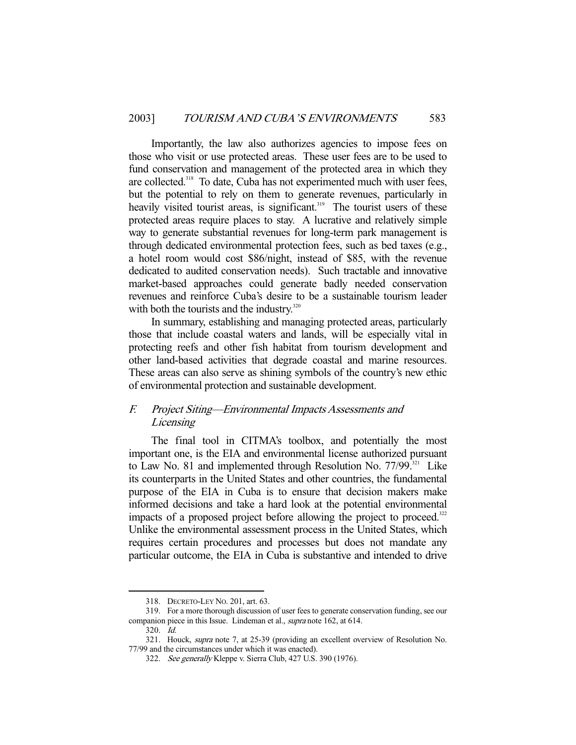Importantly, the law also authorizes agencies to impose fees on those who visit or use protected areas. These user fees are to be used to fund conservation and management of the protected area in which they are collected.[318] To date, Cuba has not experimented much with user fees, but the potential to rely on them to generate revenues, particularly in heavily visited tourist areas, is significant.[319] The tourist users of these protected areas require places to stay. A lucrative and relatively simple way to generate substantial revenues for long-term park management is through dedicated environmental protection fees, such as bed taxes (e.g., a hotel room would cost \$86/night, instead of \$85, with the revenue dedicated to audited conservation needs). Such tractable and innovative market-based approaches could generate badly needed conservation revenues and reinforce Cuba's desire to be a sustainable tourism leader with both the tourists and the industry.[320]

In summary, establishing and managing protected areas, particularly those that include coastal waters and lands, will be especially vital in protecting reefs and other fish habitat from tourism development and other land-based activities that degrade coastal and marine resources. These areas can also serve as shining symbols of the country's new ethic of environmental protection and sustainable development.

### *F. Project Siting—Environmental Impacts Assessments and Licensing*

The final tool in CITMA's toolbox, and potentially the most important one, is the EIA and environmental license authorized pursuant to Law No. 81 and implemented through Resolution No. 77/99.[321] Like its counterparts in the United States and other countries, the fundamental purpose of the EIA in Cuba is to ensure that decision makers make informed decisions and take a hard look at the potential environmental impacts of a proposed project before allowing the project to proceed.[322] Unlike the environmental assessment process in the United States, which requires certain procedures and processes but does not mandate any particular outcome, the EIA in Cuba is substantive and intended to drive

---

318. DECRETO-LEY NO. 201, art. 63.

319. For a more thorough discussion of user fees to generate conservation funding, see our companion piece in this Issue. Lindeman et al., *supra* note 162, at 614.

320. *Id.*

321. Houck, *supra* note 7, at 25-39 (providing an excellent overview of Resolution No. 77/99 and the circumstances under which it was enacted).

322. *See generally* Kleppe v. Sierra Club, 427 U.S. 390 (1976).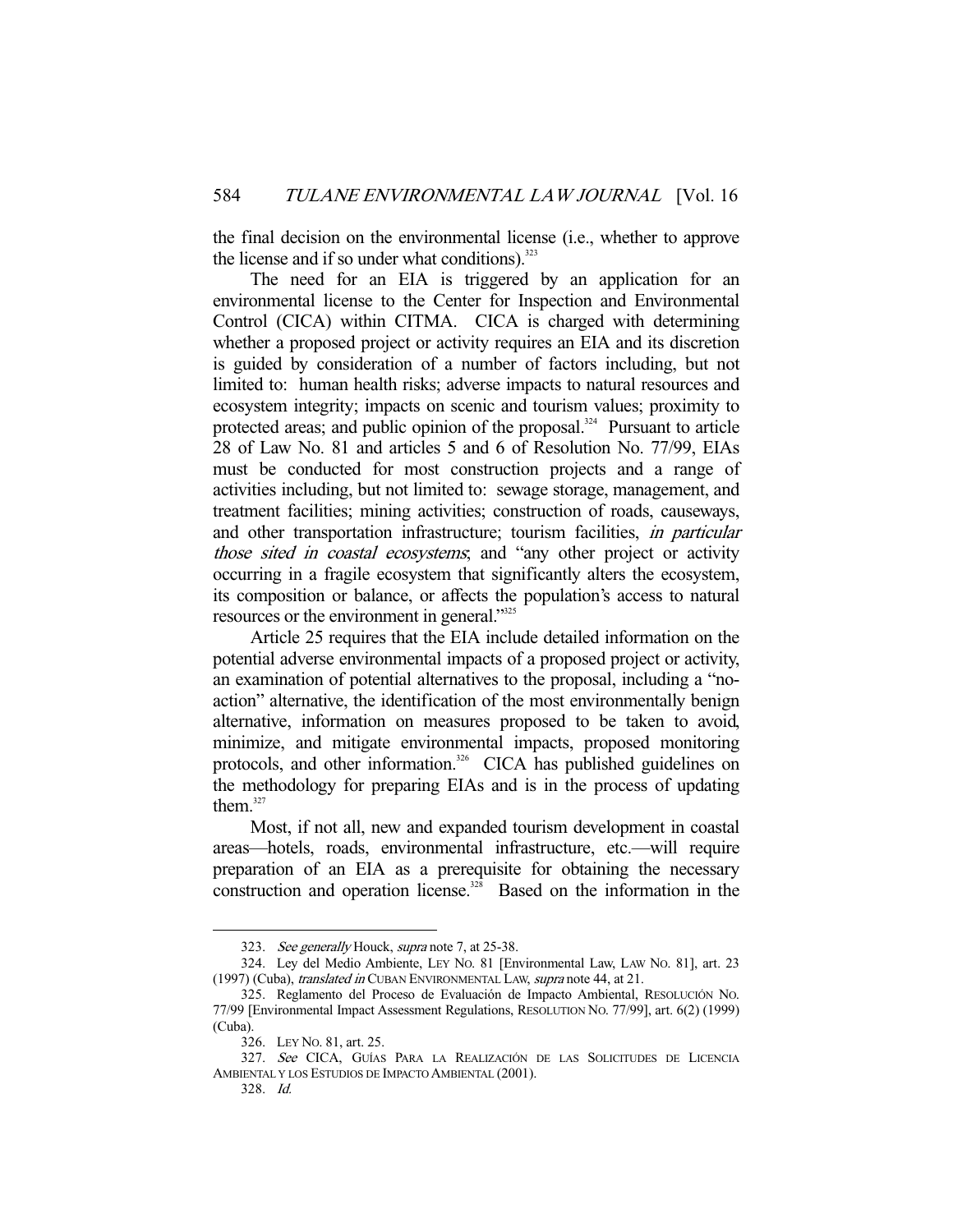the final decision on the environmental license (i.e., whether to approve the license and if so under what conditions).[323]

The need for an EIA is triggered by an application for an environmental license to the Center for Inspection and Environmental Control (CICA) within CITMA. CICA is charged with determining whether a proposed project or activity requires an EIA and its discretion is guided by consideration of a number of factors including, but not limited to: human health risks; adverse impacts to natural resources and ecosystem integrity; impacts on scenic and tourism values; proximity to protected areas; and public opinion of the proposal.[324] Pursuant to article 28 of Law No. 81 and articles 5 and 6 of Resolution No. 77/99, EIAs must be conducted for most construction projects and a range of activities including, but not limited to: sewage storage, management, and treatment facilities; mining activities; construction of roads, causeways, and other transportation infrastructure; tourism facilities, *in particular those sited in coastal ecosystems*; and "any other project or activity occurring in a fragile ecosystem that significantly alters the ecosystem, its composition or balance, or affects the population's access to natural resources or the environment in general."[325]

Article 25 requires that the EIA include detailed information on the potential adverse environmental impacts of a proposed project or activity, an examination of potential alternatives to the proposal, including a "no-action" alternative, the identification of the most environmentally benign alternative, information on measures proposed to be taken to avoid, minimize, and mitigate environmental impacts, proposed monitoring protocols, and other information.[326] CICA has published guidelines on the methodology for preparing EIAs and is in the process of updating them.[327]

Most, if not all, new and expanded tourism development in coastal areas—hotels, roads, environmental infrastructure, etc.—will require preparation of an EIA as a prerequisite for obtaining the necessary construction and operation license.[328] Based on the information in the

---

323. *See generally* Houck, *supra* note 7, at 25-38.

324. Ley del Medio Ambiente, LEY NO. 81 [Environmental Law, LAW NO. 81], art. 23 (1997) (Cuba), *translated in* CUBAN ENVIRONMENTAL LAW, *supra* note 44, at 21.

325. Reglamento del Proceso de Evaluación de Impacto Ambiental, RESOLUCIÓN NO. 77/99 [Environmental Impact Assessment Regulations, RESOLUTION NO. 77/99], art. 6(2) (1999) (Cuba).

326. LEY NO. 81, art. 25.

327. *See* CICA, GUÍAS PARA LA REALIZACIÓN DE LAS SOLICITUDES DE LICENCIA AMBIENTAL Y LOS ESTUDIOS DE IMPACTO AMBIENTAL (2001).

328. *Id.*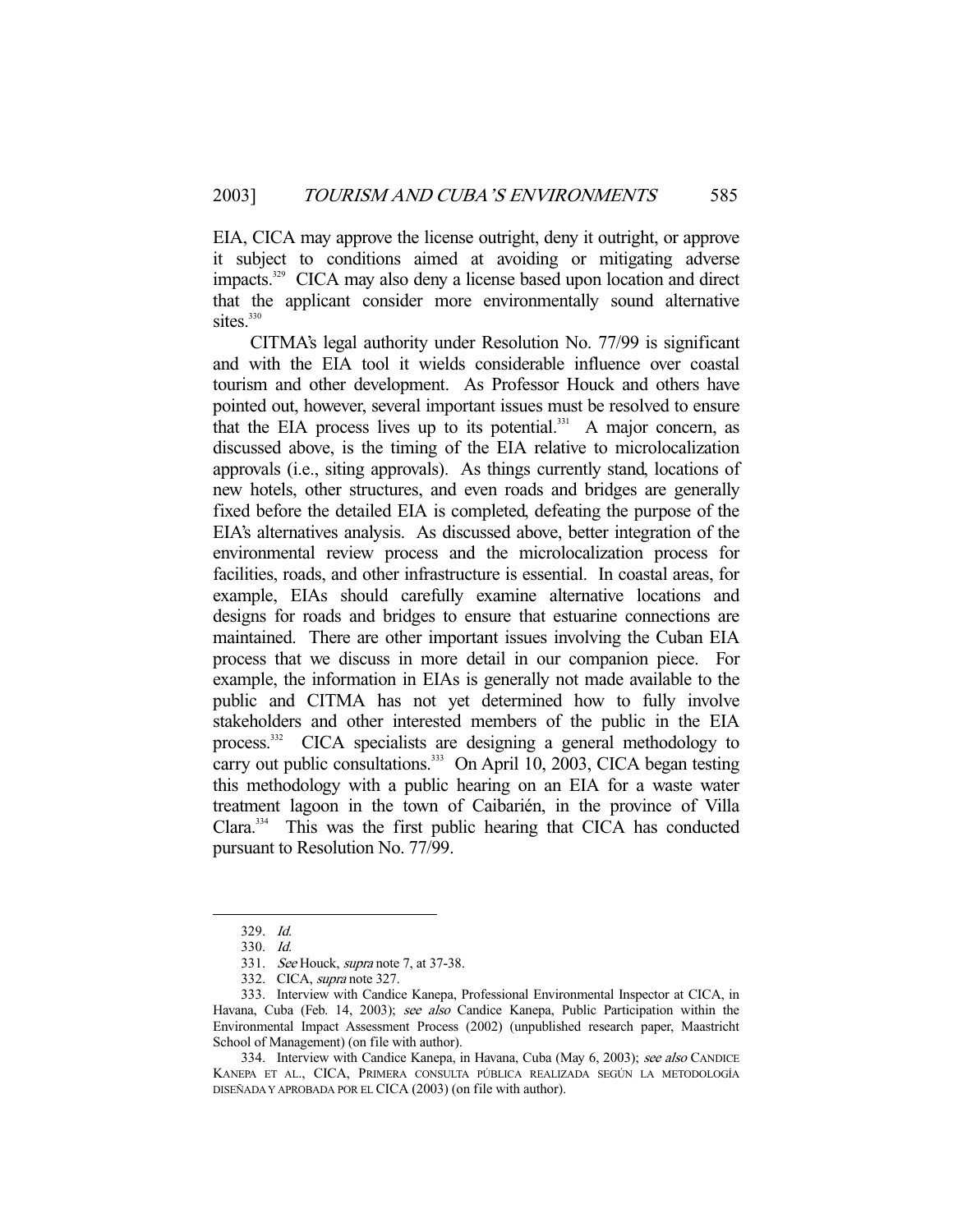EIA, CICA may approve the license outright, deny it outright, or approve it subject to conditions aimed at avoiding or mitigating adverse impacts.[329] CICA may also deny a license based upon location and direct that the applicant consider more environmentally sound alternative sites.[330]

CITMA's legal authority under Resolution No. 77/99 is significant and with the EIA tool it wields considerable influence over coastal tourism and other development. As Professor Houck and others have pointed out, however, several important issues must be resolved to ensure that the EIA process lives up to its potential.[331] A major concern, as discussed above, is the timing of the EIA relative to microlocalization approvals (i.e., siting approvals). As things currently stand, locations of new hotels, other structures, and even roads and bridges are generally fixed before the detailed EIA is completed, defeating the purpose of the EIA's alternatives analysis. As discussed above, better integration of the environmental review process and the microlocalization process for facilities, roads, and other infrastructure is essential. In coastal areas, for example, EIAs should carefully examine alternative locations and designs for roads and bridges to ensure that estuarine connections are maintained. There are other important issues involving the Cuban EIA process that we discuss in more detail in our companion piece. For example, the information in EIAs is generally not made available to the public and CITMA has not yet determined how to fully involve stakeholders and other interested members of the public in the EIA process.[332] CICA specialists are designing a general methodology to carry out public consultations.[333] On April 10, 2003, CICA began testing this methodology with a public hearing on an EIA for a waste water treatment lagoon in the town of Caibarién, in the province of Villa Clara.[334] This was the first public hearing that CICA has conducted pursuant to Resolution No. 77/99.

---

329. *Id.*

330. *Id.*

331. *See* Houck, *supra* note 7, at 37-38.

332. CICA, *supra* note 327.

333. Interview with Candice Kanepa, Professional Environmental Inspector at CICA, in Havana, Cuba (Feb. 14, 2003); *see also* Candice Kanepa, Public Participation within the Environmental Impact Assessment Process (2002) (unpublished research paper, Maastricht School of Management) (on file with author).

334. Interview with Candice Kanepa, in Havana, Cuba (May 6, 2003); *see also* CANDICE KANEPA ET AL., CICA, PRIMERA CONSULTA PÚBLICA REALIZADA SEGÚN LA METODOLOGÍA DISEÑADA Y APROBADA POR EL CICA (2003) (on file with author).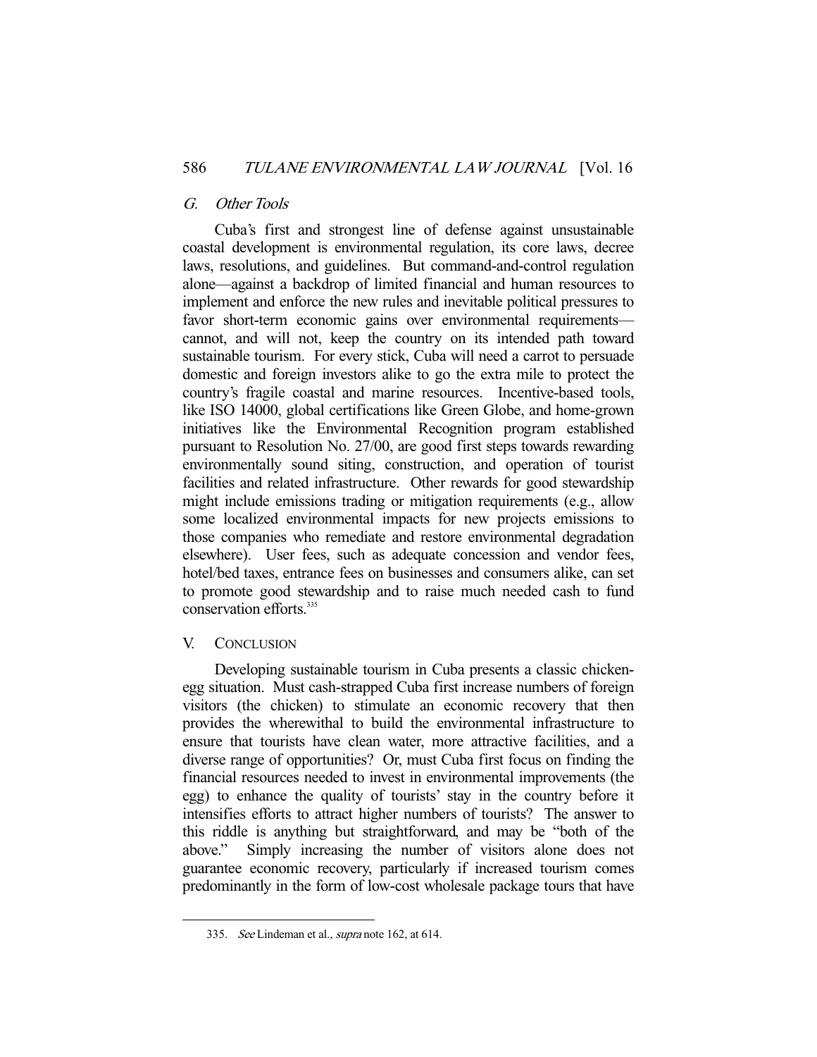### *G. Other Tools*

Cuba's first and strongest line of defense against unsustainable coastal development is environmental regulation, its core laws, decree laws, resolutions, and guidelines. But command-and-control regulation alone—against a backdrop of limited financial and human resources to implement and enforce the new rules and inevitable political pressures to favor short-term economic gains over environmental requirements—cannot, and will not, keep the country on its intended path toward sustainable tourism. For every stick, Cuba will need a carrot to persuade domestic and foreign investors alike to go the extra mile to protect the country's fragile coastal and marine resources. Incentive-based tools, like ISO 14000, global certifications like Green Globe, and home-grown initiatives like the Environmental Recognition program established pursuant to Resolution No. 27/00, are good first steps towards rewarding environmentally sound siting, construction, and operation of tourist facilities and related infrastructure. Other rewards for good stewardship might include emissions trading or mitigation requirements (e.g., allow some localized environmental impacts for new projects emissions to those companies who remediate and restore environmental degradation elsewhere). User fees, such as adequate concession and vendor fees, hotel/bed taxes, entrance fees on businesses and consumers alike, can set to promote good stewardship and to raise much needed cash to fund conservation efforts.[335]

## V. CONCLUSION

Developing sustainable tourism in Cuba presents a classic chicken-egg situation. Must cash-strapped Cuba first increase numbers of foreign visitors (the chicken) to stimulate an economic recovery that then provides the wherewithal to build the environmental infrastructure to ensure that tourists have clean water, more attractive facilities, and a diverse range of opportunities? Or, must Cuba first focus on finding the financial resources needed to invest in environmental improvements (the egg) to enhance the quality of tourists' stay in the country before it intensifies efforts to attract higher numbers of tourists? The answer to this riddle is anything but straightforward, and may be "both of the above." Simply increasing the number of visitors alone does not guarantee economic recovery, particularly if increased tourism comes predominantly in the form of low-cost wholesale package tours that have

---

335. *See* Lindeman et al., *supra* note 162, at 614.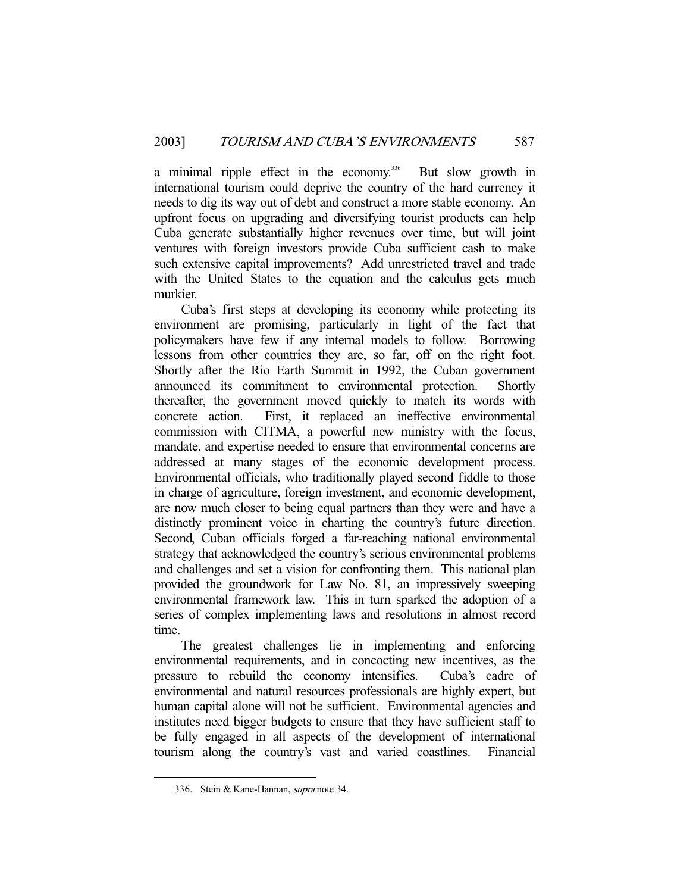a minimal ripple effect in the economy.[336] But slow growth in international tourism could deprive the country of the hard currency it needs to dig its way out of debt and construct a more stable economy. An upfront focus on upgrading and diversifying tourist products can help Cuba generate substantially higher revenues over time, but will joint ventures with foreign investors provide Cuba sufficient cash to make such extensive capital improvements? Add unrestricted travel and trade with the United States to the equation and the calculus gets much murkier.

Cuba's first steps at developing its economy while protecting its environment are promising, particularly in light of the fact that policymakers have few if any internal models to follow. Borrowing lessons from other countries they are, so far, off on the right foot. Shortly after the Rio Earth Summit in 1992, the Cuban government announced its commitment to environmental protection. Shortly thereafter, the government moved quickly to match its words with concrete action. First, it replaced an ineffective environmental commission with CITMA, a powerful new ministry with the focus, mandate, and expertise needed to ensure that environmental concerns are addressed at many stages of the economic development process. Environmental officials, who traditionally played second fiddle to those in charge of agriculture, foreign investment, and economic development, are now much closer to being equal partners than they were and have a distinctly prominent voice in charting the country's future direction. Second, Cuban officials forged a far-reaching national environmental strategy that acknowledged the country's serious environmental problems and challenges and set a vision for confronting them. This national plan provided the groundwork for Law No. 81, an impressively sweeping environmental framework law. This in turn sparked the adoption of a series of complex implementing laws and resolutions in almost record time.

The greatest challenges lie in implementing and enforcing environmental requirements, and in concocting new incentives, as the pressure to rebuild the economy intensifies. Cuba's cadre of environmental and natural resources professionals are highly expert, but human capital alone will not be sufficient. Environmental agencies and institutes need bigger budgets to ensure that they have sufficient staff to be fully engaged in all aspects of the development of international tourism along the country's vast and varied coastlines. Financial

336. Stein & Kane-Hannan, *supra* note 34.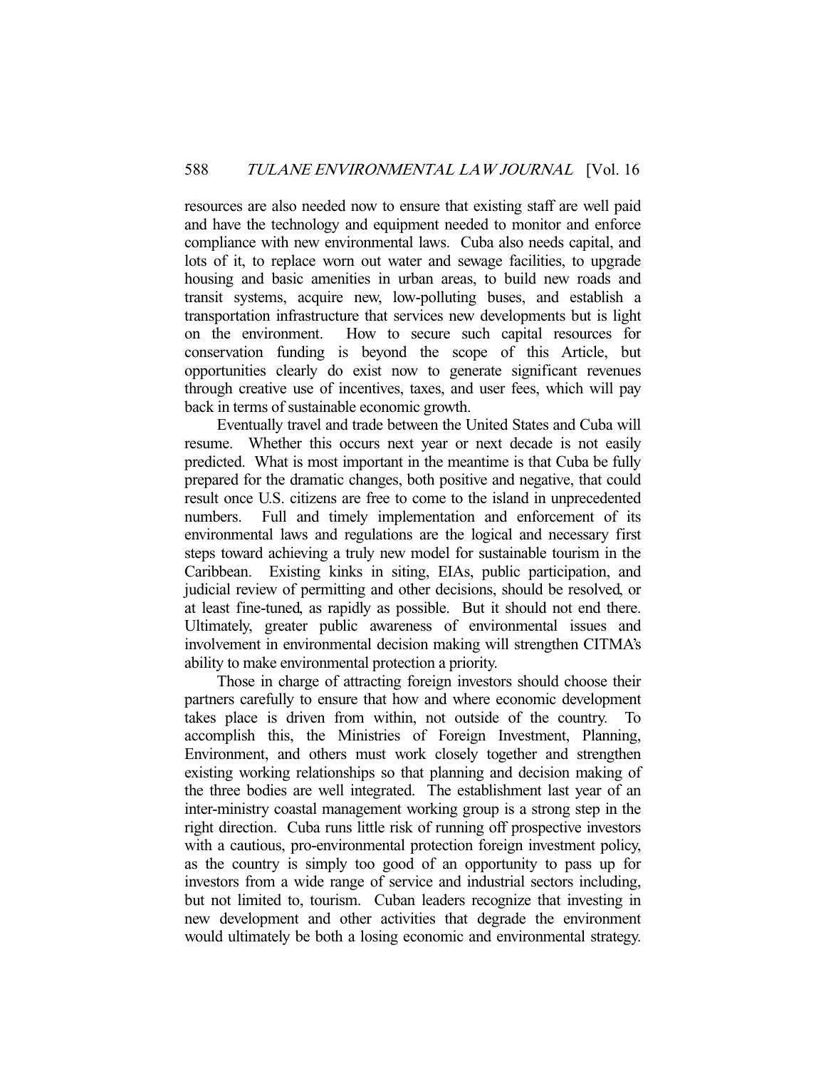resources are also needed now to ensure that existing staff are well paid and have the technology and equipment needed to monitor and enforce compliance with new environmental laws. Cuba also needs capital, and lots of it, to replace worn out water and sewage facilities, to upgrade housing and basic amenities in urban areas, to build new roads and transit systems, acquire new, low-polluting buses, and establish a transportation infrastructure that services new developments but is light on the environment. How to secure such capital resources for conservation funding is beyond the scope of this Article, but opportunities clearly do exist now to generate significant revenues through creative use of incentives, taxes, and user fees, which will pay back in terms of sustainable economic growth.

Eventually travel and trade between the United States and Cuba will resume. Whether this occurs next year or next decade is not easily predicted. What is most important in the meantime is that Cuba be fully prepared for the dramatic changes, both positive and negative, that could result once U.S. citizens are free to come to the island in unprecedented numbers. Full and timely implementation and enforcement of its environmental laws and regulations are the logical and necessary first steps toward achieving a truly new model for sustainable tourism in the Caribbean. Existing kinks in siting, EIAs, public participation, and judicial review of permitting and other decisions, should be resolved, or at least fine-tuned, as rapidly as possible. But it should not end there. Ultimately, greater public awareness of environmental issues and involvement in environmental decision making will strengthen CITMA's ability to make environmental protection a priority.

Those in charge of attracting foreign investors should choose their partners carefully to ensure that how and where economic development takes place is driven from within, not outside of the country. To accomplish this, the Ministries of Foreign Investment, Planning, Environment, and others must work closely together and strengthen existing working relationships so that planning and decision making of the three bodies are well integrated. The establishment last year of an inter-ministry coastal management working group is a strong step in the right direction. Cuba runs little risk of running off prospective investors with a cautious, pro-environmental protection foreign investment policy, as the country is simply too good of an opportunity to pass up for investors from a wide range of service and industrial sectors including, but not limited to, tourism. Cuban leaders recognize that investing in new development and other activities that degrade the environment would ultimately be both a losing economic and environmental strategy.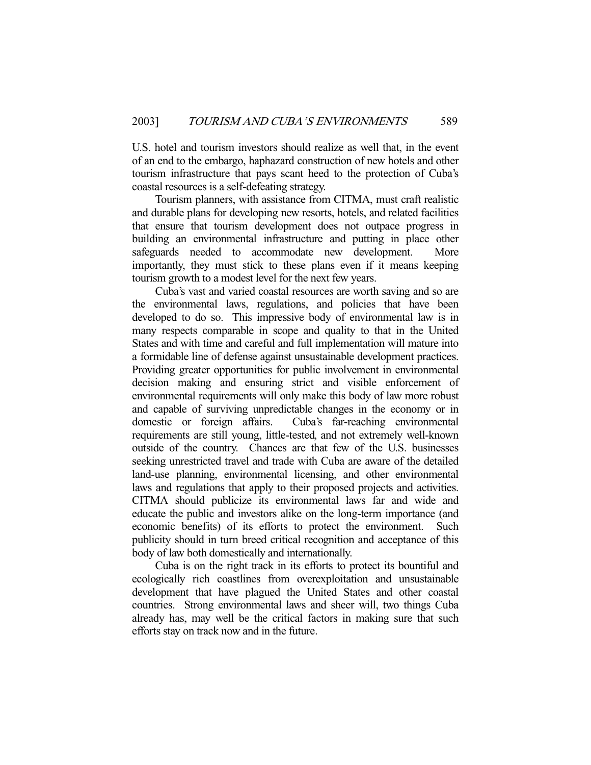U.S. hotel and tourism investors should realize as well that, in the event of an end to the embargo, haphazard construction of new hotels and other tourism infrastructure that pays scant heed to the protection of Cuba's coastal resources is a self-defeating strategy.

Tourism planners, with assistance from CITMA, must craft realistic and durable plans for developing new resorts, hotels, and related facilities that ensure that tourism development does not outpace progress in building an environmental infrastructure and putting in place other safeguards needed to accommodate new development. More importantly, they must stick to these plans even if it means keeping tourism growth to a modest level for the next few years.

Cuba's vast and varied coastal resources are worth saving and so are the environmental laws, regulations, and policies that have been developed to do so. This impressive body of environmental law is in many respects comparable in scope and quality to that in the United States and with time and careful and full implementation will mature into a formidable line of defense against unsustainable development practices. Providing greater opportunities for public involvement in environmental decision making and ensuring strict and visible enforcement of environmental requirements will only make this body of law more robust and capable of surviving unpredictable changes in the economy or in domestic or foreign affairs. Cuba's far-reaching environmental requirements are still young, little-tested, and not extremely well-known outside of the country. Chances are that few of the U.S. businesses seeking unrestricted travel and trade with Cuba are aware of the detailed land-use planning, environmental licensing, and other environmental laws and regulations that apply to their proposed projects and activities. CITMA should publicize its environmental laws far and wide and educate the public and investors alike on the long-term importance (and economic benefits) of its efforts to protect the environment. Such publicity should in turn breed critical recognition and acceptance of this body of law both domestically and internationally.

Cuba is on the right track in its efforts to protect its bountiful and ecologically rich coastlines from overexploitation and unsustainable development that have plagued the United States and other coastal countries. Strong environmental laws and sheer will, two things Cuba already has, may well be the critical factors in making sure that such efforts stay on track now and in the future.